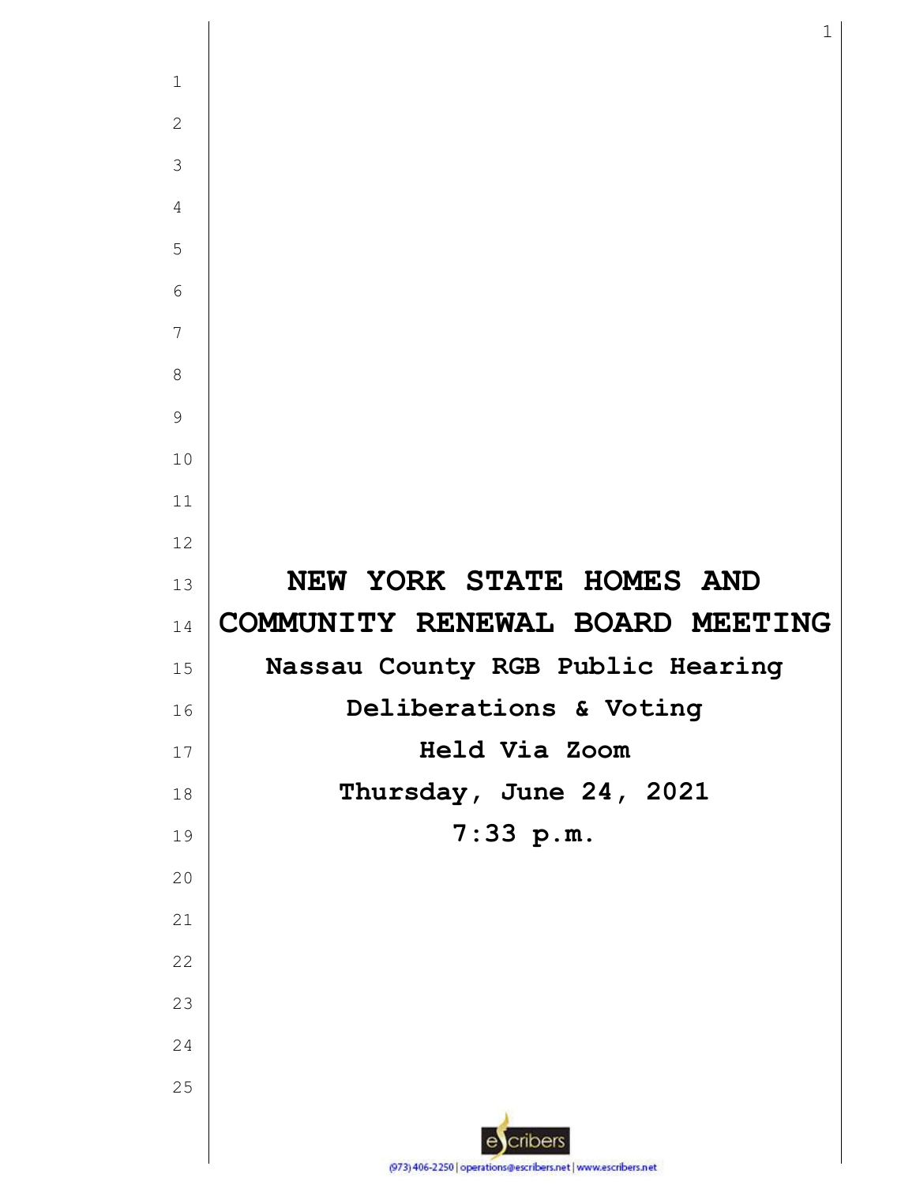# NEW YORK STATE HOMES AND COMMUNITY RENEWAL BOARD MEETING

**Nassau County RGB Public Hearing**

**Deliberations & Voting**

**Held Via Zoom**

**Thursday, June 24, 2021**

**7:33 p.m.**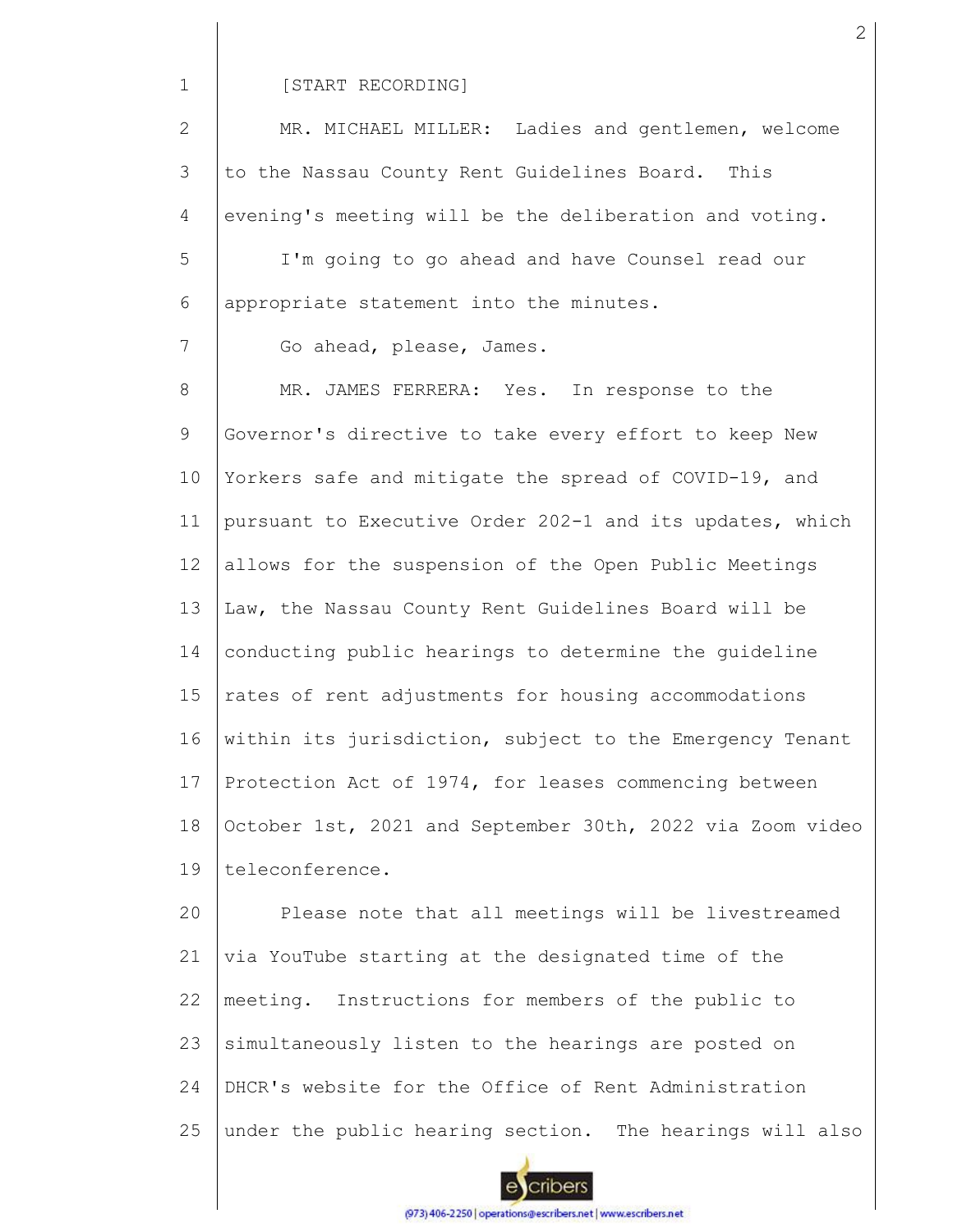[START RECORDING]

MR. MICHAEL MILLER: Ladies and gentlemen, welcome to the Nassau County Rent Guidelines Board. This evening's meeting will be the deliberation and voting.

I'm going to go ahead and have Counsel read our appropriate statement into the minutes.

Go ahead, please, James.

MR. JAMES FERRERA: Yes. In response to the Governor's directive to take every effort to keep New Yorkers safe and mitigate the spread of COVID-19, and pursuant to Executive Order 202-1 and its updates, which allows for the suspension of the Open Public Meetings Law, the Nassau County Rent Guidelines Board will be conducting public hearings to determine the guideline rates of rent adjustments for housing accommodations within its jurisdiction, subject to the Emergency Tenant Protection Act of 1974, for leases commencing between October 1st, 2021 and September 30th, 2022 via Zoom video teleconference.

Please note that all meetings will be livestreamed via YouTube starting at the designated time of the meeting. Instructions for members of the public to simultaneously listen to the hearings are posted on DHCR's website for the Office of Rent Administration under the public hearing section. The hearings will also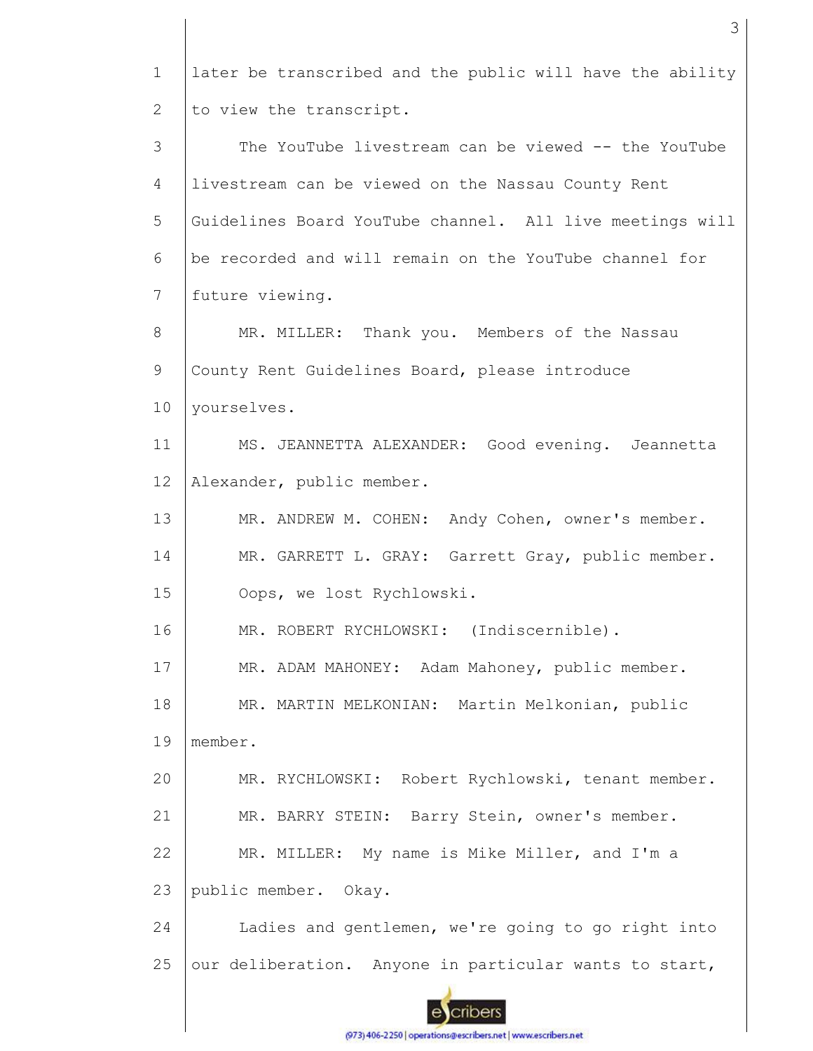later be transcribed and the public will have the ability to view the transcript.

The YouTube livestream can be viewed -- the YouTube livestream can be viewed on the Nassau County Rent Guidelines Board YouTube channel. All live meetings will be recorded and will remain on the YouTube channel for future viewing.

MR. MILLER: Thank you. Members of the Nassau County Rent Guidelines Board, please introduce yourselves.

MS. JEANNETTA ALEXANDER: Good evening. Jeannetta Alexander, public member.

MR. ANDREW M. COHEN: Andy Cohen, owner's member.

MR. GARRETT L. GRAY: Garrett Gray, public member. Oops, we lost Rychlowski.

MR. ROBERT RYCHLOWSKI: (Indiscernible).

MR. ADAM MAHONEY: Adam Mahoney, public member.

MR. MARTIN MELKONIAN: Martin Melkonian, public member.

MR. RYCHLOWSKI: Robert Rychlowski, tenant member.

MR. BARRY STEIN: Barry Stein, owner's member.

MR. MILLER: My name is Mike Miller, and I'm a public member. Okay.

Ladies and gentlemen, we're going to go right into our deliberation. Anyone in particular wants to start,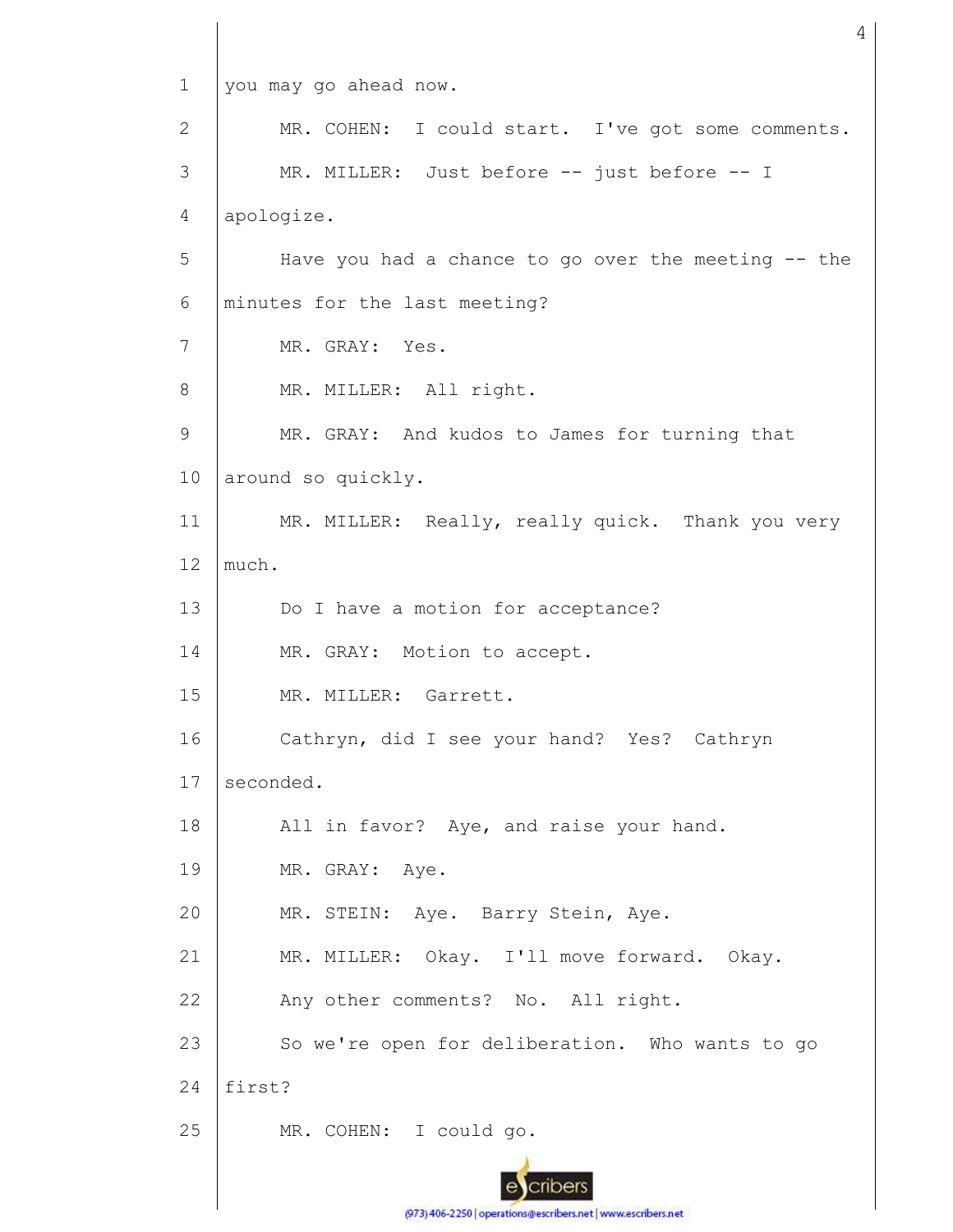you may go ahead now.

MR. COHEN: I could start. I've got some comments.

MR. MILLER: Just before -- just before -- I apologize.

Have you had a chance to go over the meeting -- the minutes for the last meeting?

MR. GRAY: Yes.

MR. MILLER: All right.

MR. GRAY: And kudos to James for turning that around so quickly.

MR. MILLER: Really, really quick. Thank you very much.

Do I have a motion for acceptance?

MR. GRAY: Motion to accept.

MR. MILLER: Garrett.

Cathryn, did I see your hand? Yes? Cathryn seconded.

All in favor? Aye, and raise your hand.

MR. GRAY: Aye.

MR. STEIN: Aye. Barry Stein, Aye.

MR. MILLER: Okay. I'll move forward. Okay.

Any other comments? No. All right.

So we're open for deliberation. Who wants to go first?

MR. COHEN: I could go.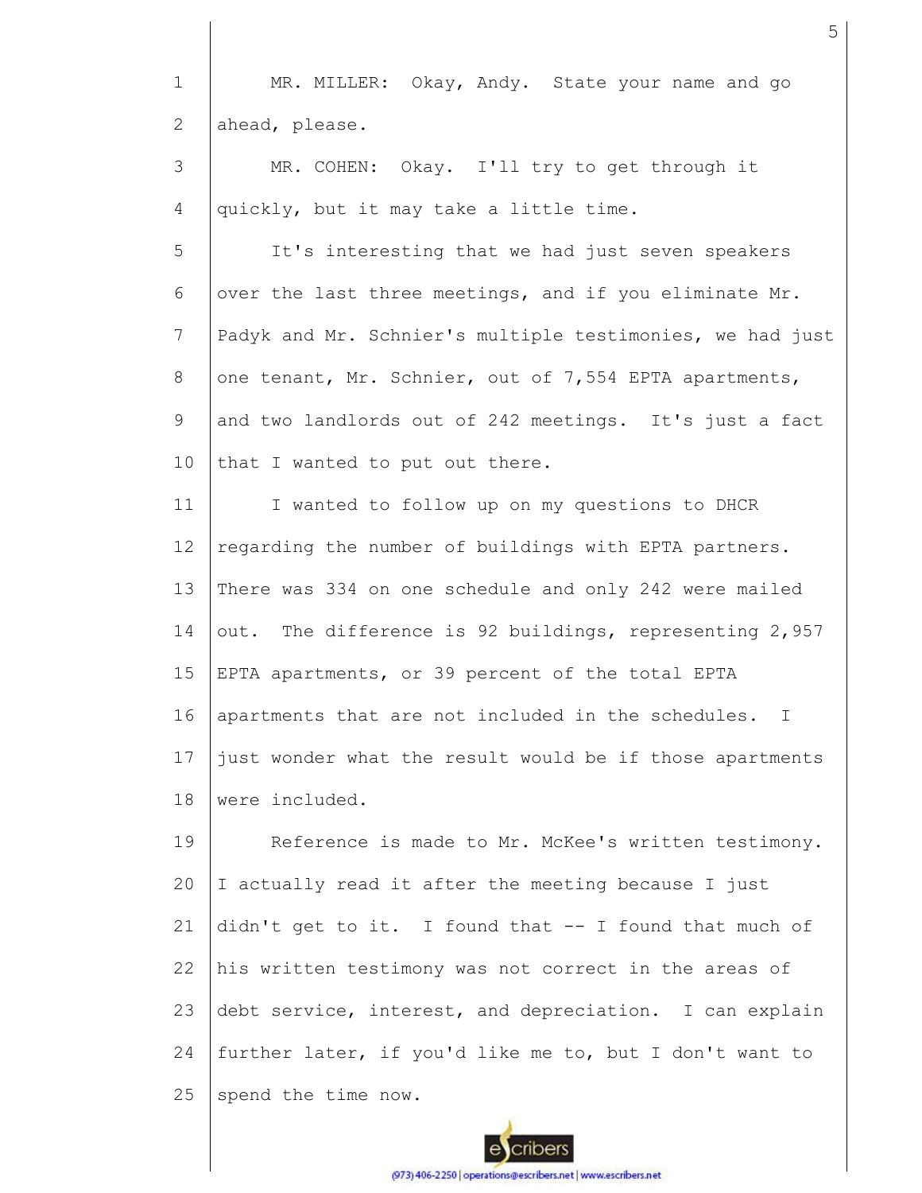MR. MILLER: Okay, Andy. State your name and go ahead, please.

MR. COHEN: Okay. I'll try to get through it quickly, but it may take a little time.

It's interesting that we had just seven speakers over the last three meetings, and if you eliminate Mr. Padyk and Mr. Schnier's multiple testimonies, we had just one tenant, Mr. Schnier, out of 7,554 EPTA apartments, and two landlords out of 242 meetings. It's just a fact that I wanted to put out there.

I wanted to follow up on my questions to DHCR regarding the number of buildings with EPTA partners. There was 334 on one schedule and only 242 were mailed out. The difference is 92 buildings, representing 2,957 EPTA apartments, or 39 percent of the total EPTA apartments that are not included in the schedules. I just wonder what the result would be if those apartments were included.

Reference is made to Mr. McKee's written testimony. I actually read it after the meeting because I just didn't get to it. I found that -- I found that much of his written testimony was not correct in the areas of debt service, interest, and depreciation. I can explain further later, if you'd like me to, but I don't want to spend the time now.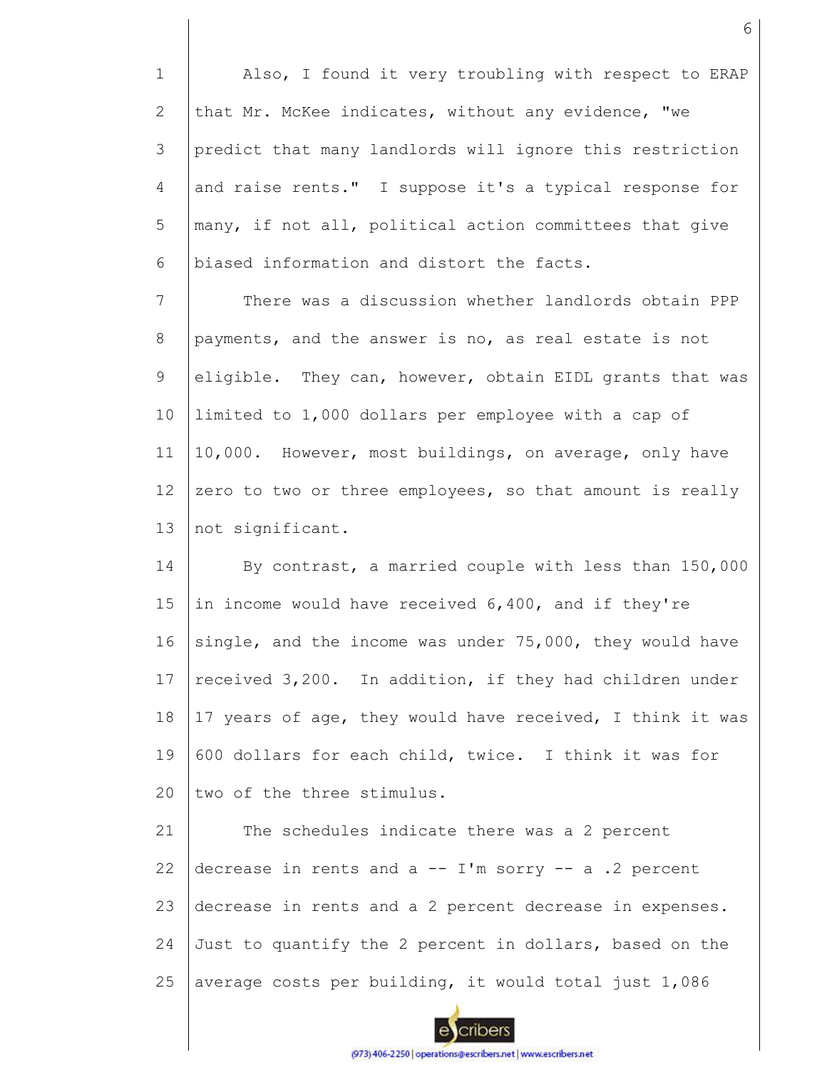Also, I found it very troubling with respect to ERAP that Mr. McKee indicates, without any evidence, "we predict that many landlords will ignore this restriction and raise rents." I suppose it's a typical response for many, if not all, political action committees that give biased information and distort the facts.

There was a discussion whether landlords obtain PPP payments, and the answer is no, as real estate is not eligible. They can, however, obtain EIDL grants that was limited to 1,000 dollars per employee with a cap of 10,000. However, most buildings, on average, only have zero to two or three employees, so that amount is really not significant.

By contrast, a married couple with less than 150,000 in income would have received 6,400, and if they're single, and the income was under 75,000, they would have received 3,200. In addition, if they had children under 17 years of age, they would have received, I think it was 600 dollars for each child, twice. I think it was for two of the three stimulus.

The schedules indicate there was a 2 percent decrease in rents and a -- I'm sorry -- a .2 percent decrease in rents and a 2 percent decrease in expenses. Just to quantify the 2 percent in dollars, based on the average costs per building, it would total just 1,086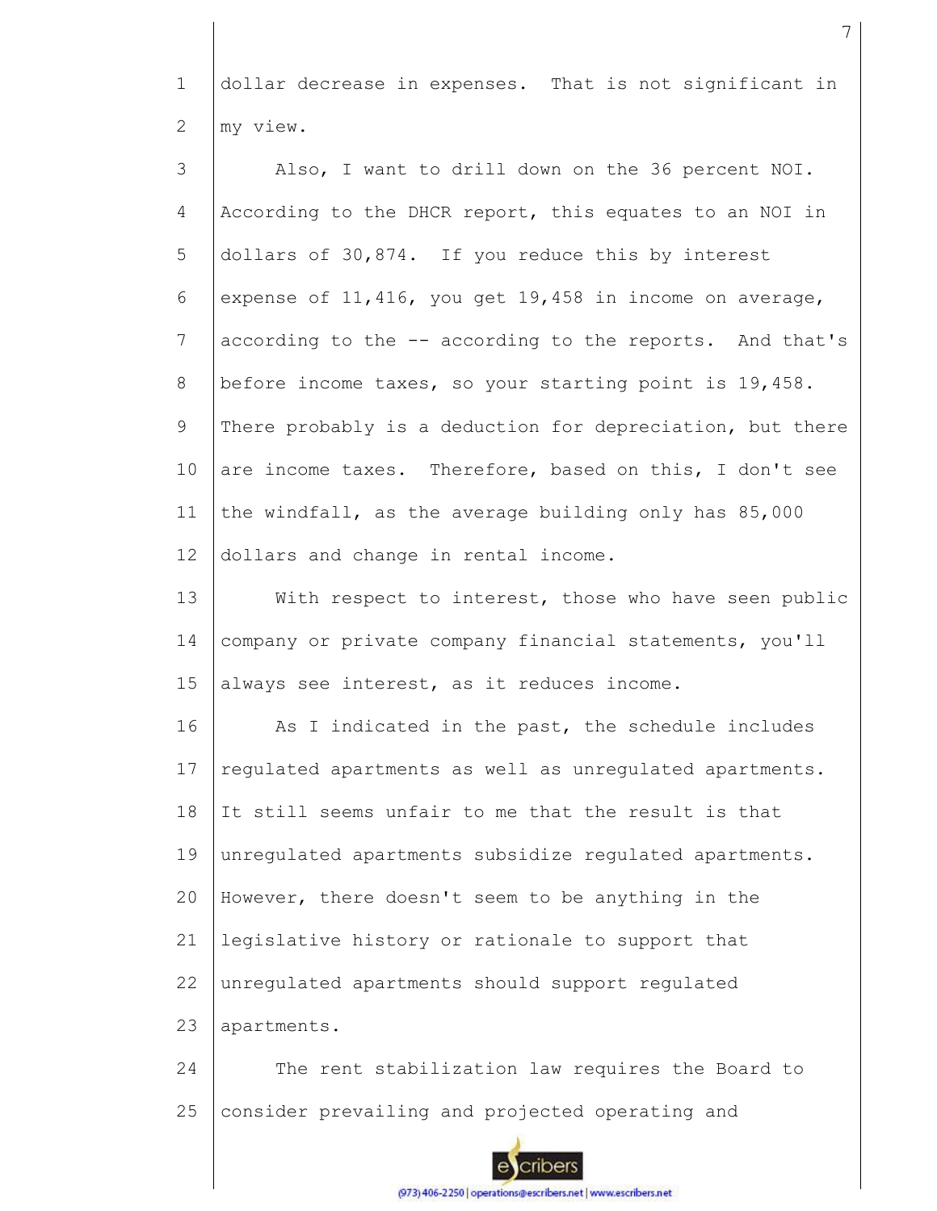dollar decrease in expenses. That is not significant in my view.

Also, I want to drill down on the 36 percent NOI. According to the DHCR report, this equates to an NOI in dollars of 30,874. If you reduce this by interest expense of 11,416, you get 19,458 in income on average, according to the -- according to the reports. And that's before income taxes, so your starting point is 19,458. There probably is a deduction for depreciation, but there are income taxes. Therefore, based on this, I don't see the windfall, as the average building only has 85,000 dollars and change in rental income.

With respect to interest, those who have seen public company or private company financial statements, you'll always see interest, as it reduces income.

As I indicated in the past, the schedule includes regulated apartments as well as unregulated apartments. It still seems unfair to me that the result is that unregulated apartments subsidize regulated apartments. However, there doesn't seem to be anything in the legislative history or rationale to support that unregulated apartments should support regulated apartments.

The rent stabilization law requires the Board to consider prevailing and projected operating and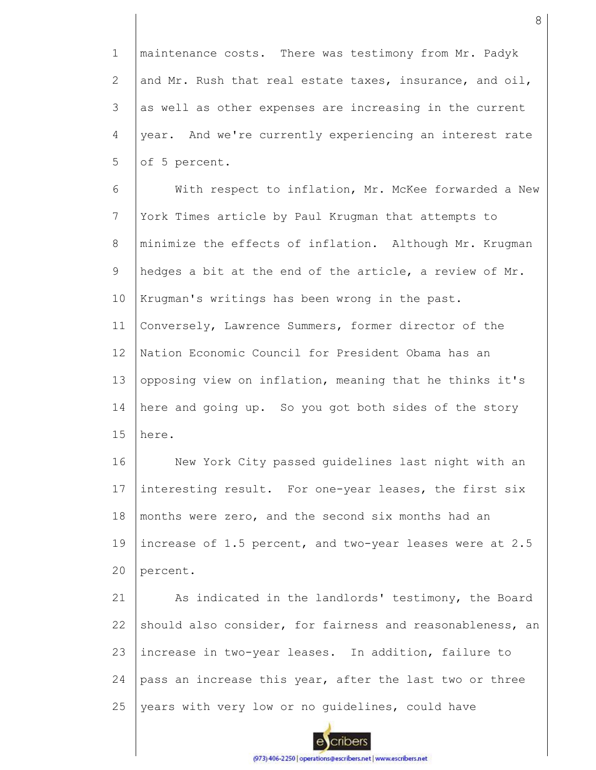maintenance costs. There was testimony from Mr. Padyk and Mr. Rush that real estate taxes, insurance, and oil, as well as other expenses are increasing in the current year. And we're currently experiencing an interest rate of 5 percent.

With respect to inflation, Mr. McKee forwarded a New York Times article by Paul Krugman that attempts to minimize the effects of inflation. Although Mr. Krugman hedges a bit at the end of the article, a review of Mr. Krugman's writings has been wrong in the past. Conversely, Lawrence Summers, former director of the Nation Economic Council for President Obama has an opposing view on inflation, meaning that he thinks it's here and going up. So you got both sides of the story here.

New York City passed guidelines last night with an interesting result. For one-year leases, the first six months were zero, and the second six months had an increase of 1.5 percent, and two-year leases were at 2.5 percent.

As indicated in the landlords' testimony, the Board should also consider, for fairness and reasonableness, an increase in two-year leases. In addition, failure to pass an increase this year, after the last two or three years with very low or no guidelines, could have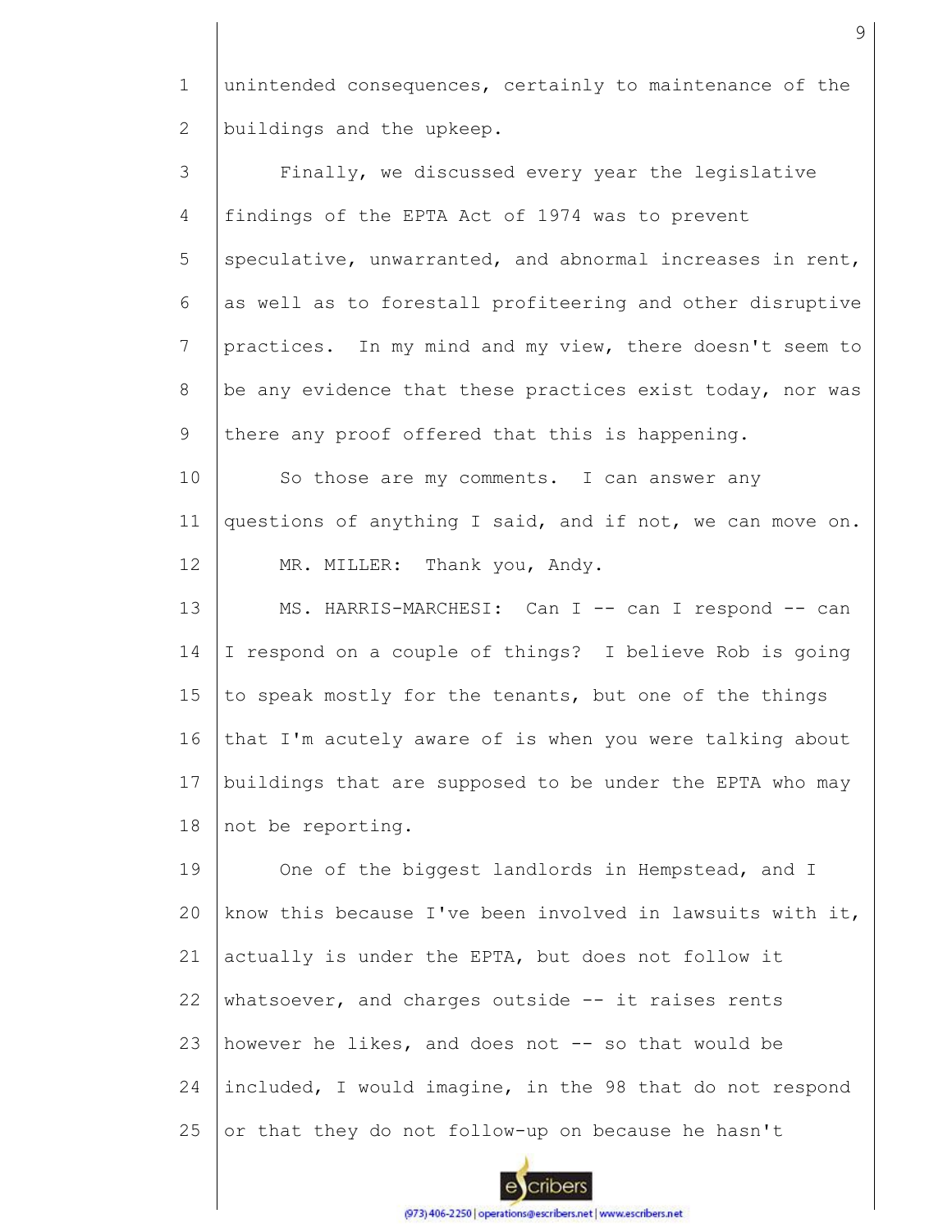unintended consequences, certainly to maintenance of the buildings and the upkeep.

Finally, we discussed every year the legislative findings of the EPTA Act of 1974 was to prevent speculative, unwarranted, and abnormal increases in rent, as well as to forestall profiteering and other disruptive practices. In my mind and my view, there doesn't seem to be any evidence that these practices exist today, nor was there any proof offered that this is happening.

So those are my comments. I can answer any questions of anything I said, and if not, we can move on.

MR. MILLER: Thank you, Andy.

MS. HARRIS-MARCHESI: Can I -- can I respond -- can I respond on a couple of things? I believe Rob is going to speak mostly for the tenants, but one of the things that I'm acutely aware of is when you were talking about buildings that are supposed to be under the EPTA who may not be reporting.

One of the biggest landlords in Hempstead, and I know this because I've been involved in lawsuits with it, actually is under the EPTA, but does not follow it whatsoever, and charges outside -- it raises rents however he likes, and does not -- so that would be included, I would imagine, in the 98 that do not respond or that they do not follow-up on because he hasn't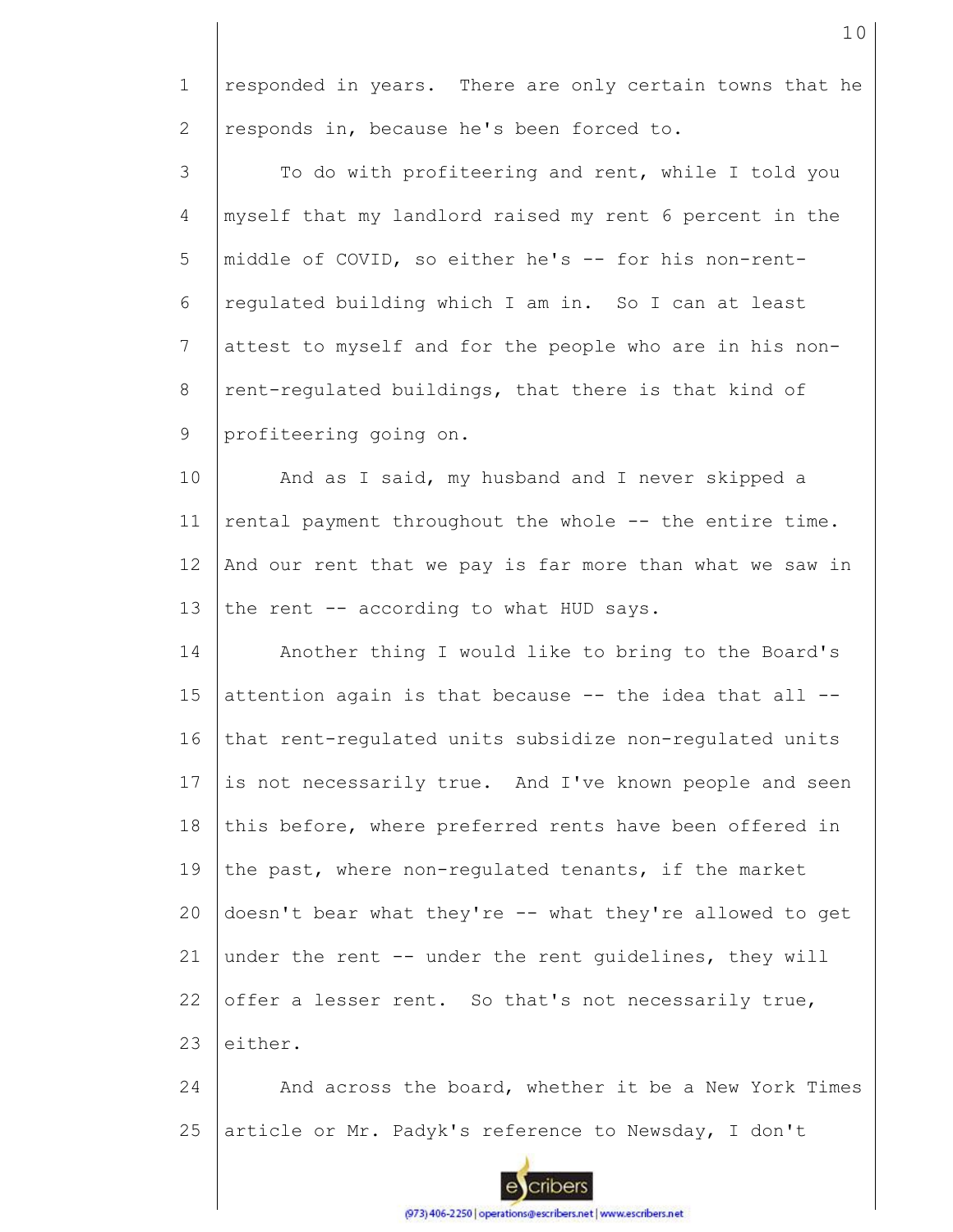responded in years. There are only certain towns that he responds in, because he's been forced to.

To do with profiteering and rent, while I told you myself that my landlord raised my rent 6 percent in the middle of COVID, so either he's -- for his non-rent-regulated building which I am in. So I can at least attest to myself and for the people who are in his non-rent-regulated buildings, that there is that kind of profiteering going on.

And as I said, my husband and I never skipped a rental payment throughout the whole -- the entire time. And our rent that we pay is far more than what we saw in the rent -- according to what HUD says.

Another thing I would like to bring to the Board's attention again is that because -- the idea that all -- that rent-regulated units subsidize non-regulated units is not necessarily true. And I've known people and seen this before, where preferred rents have been offered in the past, where non-regulated tenants, if the market doesn't bear what they're -- what they're allowed to get under the rent -- under the rent guidelines, they will offer a lesser rent. So that's not necessarily true, either.

And across the board, whether it be a New York Times article or Mr. Padyk's reference to Newsday, I don't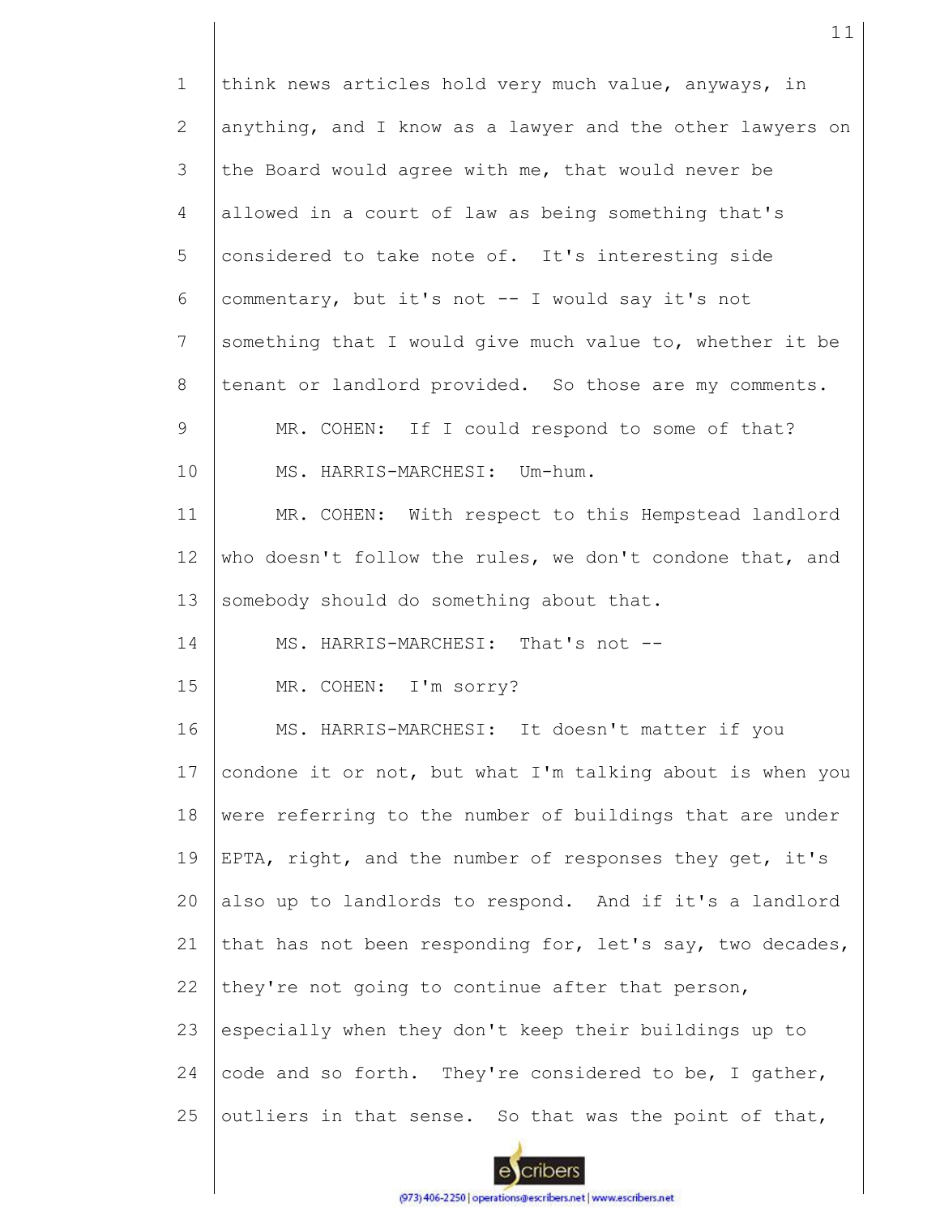think news articles hold very much value, anyways, in anything, and I know as a lawyer and the other lawyers on the Board would agree with me, that would never be allowed in a court of law as being something that's considered to take note of. It's interesting side commentary, but it's not -- I would say it's not something that I would give much value to, whether it be tenant or landlord provided. So those are my comments.

MR. COHEN: If I could respond to some of that?

MS. HARRIS-MARCHESI: Um-hum.

MR. COHEN: With respect to this Hempstead landlord who doesn't follow the rules, we don't condone that, and somebody should do something about that.

MS. HARRIS-MARCHESI: That's not --

MR. COHEN: I'm sorry?

MS. HARRIS-MARCHESI: It doesn't matter if you condone it or not, but what I'm talking about is when you were referring to the number of buildings that are under EPTA, right, and the number of responses they get, it's also up to landlords to respond. And if it's a landlord that has not been responding for, let's say, two decades, they're not going to continue after that person, especially when they don't keep their buildings up to code and so forth. They're considered to be, I gather, outliers in that sense. So that was the point of that,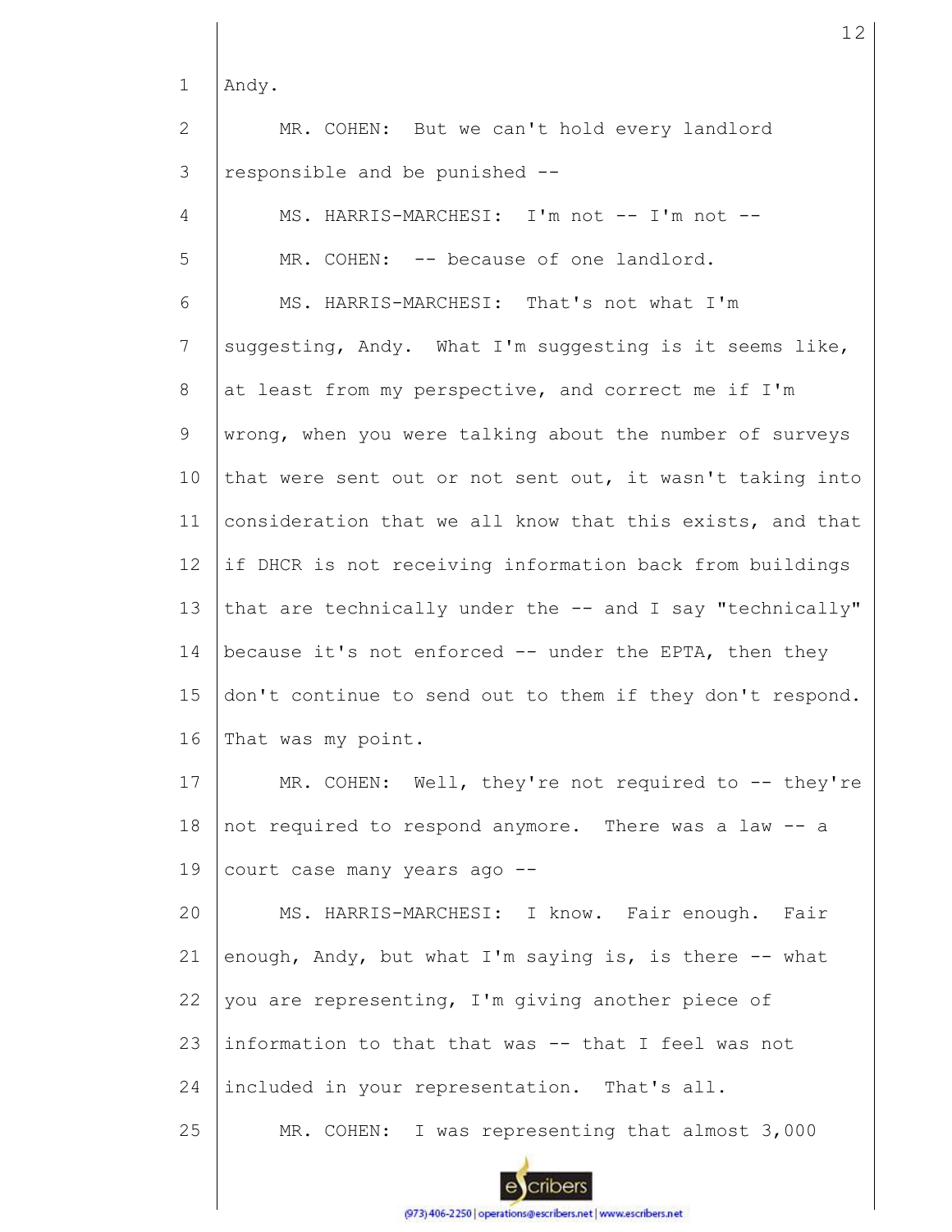Andy.

MR. COHEN: But we can't hold every landlord responsible and be punished --

MS. HARRIS-MARCHESI: I'm not -- I'm not --

MR. COHEN: -- because of one landlord.

MS. HARRIS-MARCHESI: That's not what I'm suggesting, Andy. What I'm suggesting is it seems like, at least from my perspective, and correct me if I'm wrong, when you were talking about the number of surveys that were sent out or not sent out, it wasn't taking into consideration that we all know that this exists, and that if DHCR is not receiving information back from buildings that are technically under the -- and I say "technically" because it's not enforced -- under the EPTA, then they don't continue to send out to them if they don't respond. That was my point.

MR. COHEN: Well, they're not required to -- they're not required to respond anymore. There was a law -- a court case many years ago --

MS. HARRIS-MARCHESI: I know. Fair enough. Fair enough, Andy, but what I'm saying is, is there -- what you are representing, I'm giving another piece of information to that that was -- that I feel was not included in your representation. That's all.

MR. COHEN: I was representing that almost 3,000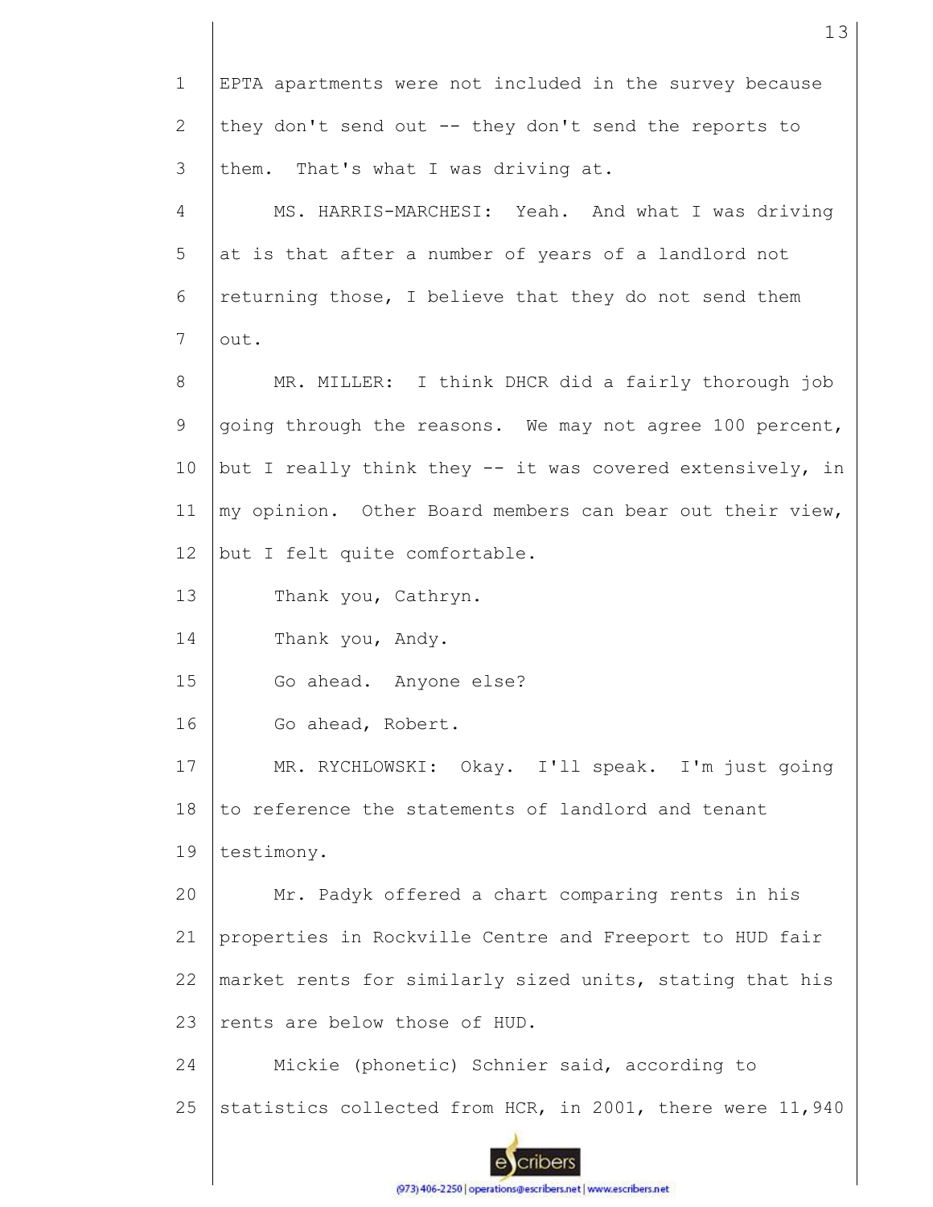EPTA apartments were not included in the survey because they don't send out -- they don't send the reports to them. That's what I was driving at.

MS. HARRIS-MARCHESI: Yeah. And what I was driving at is that after a number of years of a landlord not returning those, I believe that they do not send them out.

MR. MILLER: I think DHCR did a fairly thorough job going through the reasons. We may not agree 100 percent, but I really think they -- it was covered extensively, in my opinion. Other Board members can bear out their view, but I felt quite comfortable.

Thank you, Cathryn.

Thank you, Andy.

Go ahead. Anyone else?

Go ahead, Robert.

MR. RYCHLOWSKI: Okay. I'll speak. I'm just going to reference the statements of landlord and tenant testimony.

Mr. Padyk offered a chart comparing rents in his properties in Rockville Centre and Freeport to HUD fair market rents for similarly sized units, stating that his rents are below those of HUD.

Mickie (phonetic) Schnier said, according to statistics collected from HCR, in 2001, there were 11,940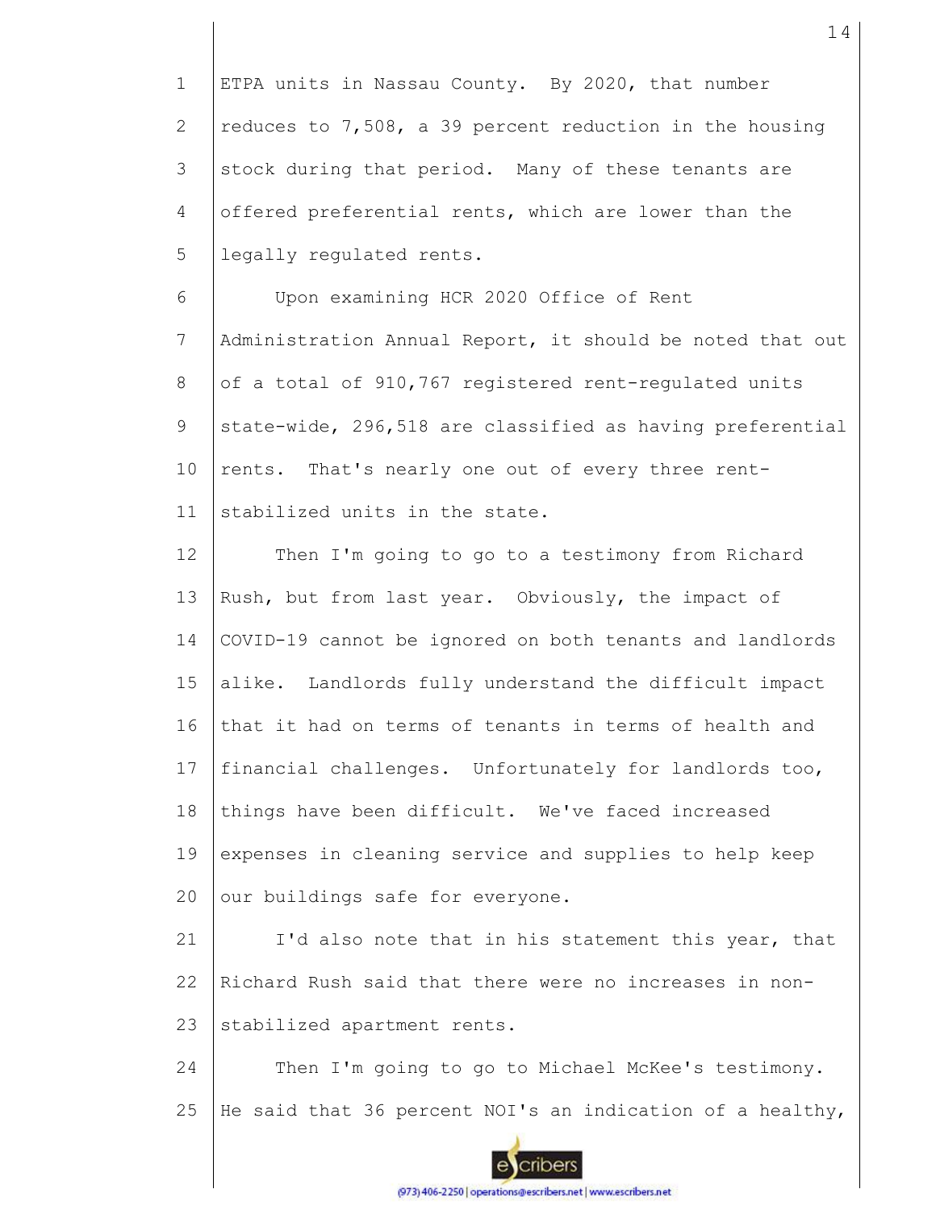ETPA units in Nassau County. By 2020, that number reduces to 7,508, a 39 percent reduction in the housing stock during that period. Many of these tenants are offered preferential rents, which are lower than the legally regulated rents.

Upon examining HCR 2020 Office of Rent Administration Annual Report, it should be noted that out of a total of 910,767 registered rent-regulated units state-wide, 296,518 are classified as having preferential rents. That's nearly one out of every three rent-stabilized units in the state.

Then I'm going to go to a testimony from Richard Rush, but from last year. Obviously, the impact of COVID-19 cannot be ignored on both tenants and landlords alike. Landlords fully understand the difficult impact that it had on terms of tenants in terms of health and financial challenges. Unfortunately for landlords too, things have been difficult. We've faced increased expenses in cleaning service and supplies to help keep our buildings safe for everyone.

I'd also note that in his statement this year, that Richard Rush said that there were no increases in non-stabilized apartment rents.

Then I'm going to go to Michael McKee's testimony. He said that 36 percent NOI's an indication of a healthy,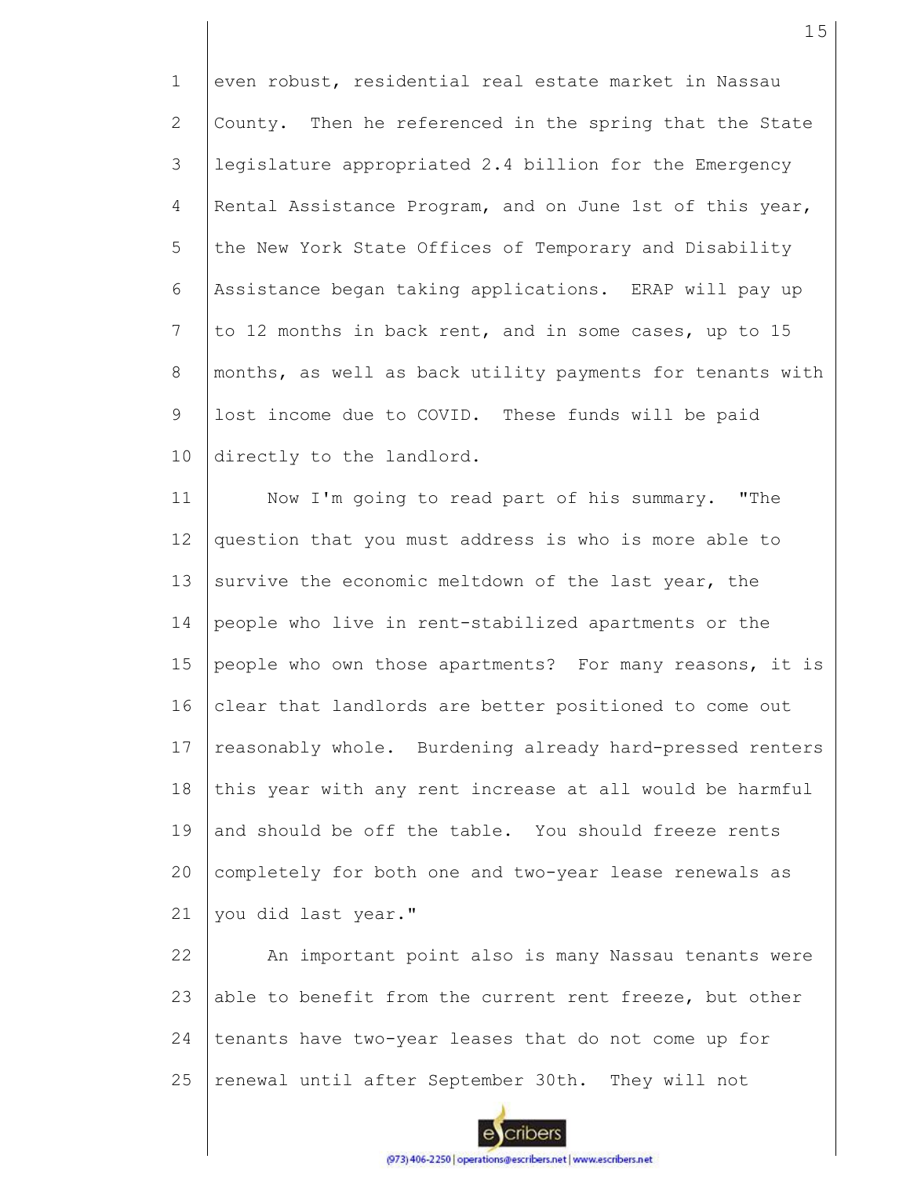even robust, residential real estate market in Nassau County. Then he referenced in the spring that the State legislature appropriated 2.4 billion for the Emergency Rental Assistance Program, and on June 1st of this year, the New York State Offices of Temporary and Disability Assistance began taking applications. ERAP will pay up to 12 months in back rent, and in some cases, up to 15 months, as well as back utility payments for tenants with lost income due to COVID. These funds will be paid directly to the landlord.

Now I'm going to read part of his summary. "The question that you must address is who is more able to survive the economic meltdown of the last year, the people who live in rent-stabilized apartments or the people who own those apartments? For many reasons, it is clear that landlords are better positioned to come out reasonably whole. Burdening already hard-pressed renters this year with any rent increase at all would be harmful and should be off the table. You should freeze rents completely for both one and two-year lease renewals as you did last year."

An important point also is many Nassau tenants were able to benefit from the current rent freeze, but other tenants have two-year leases that do not come up for renewal until after September 30th. They will not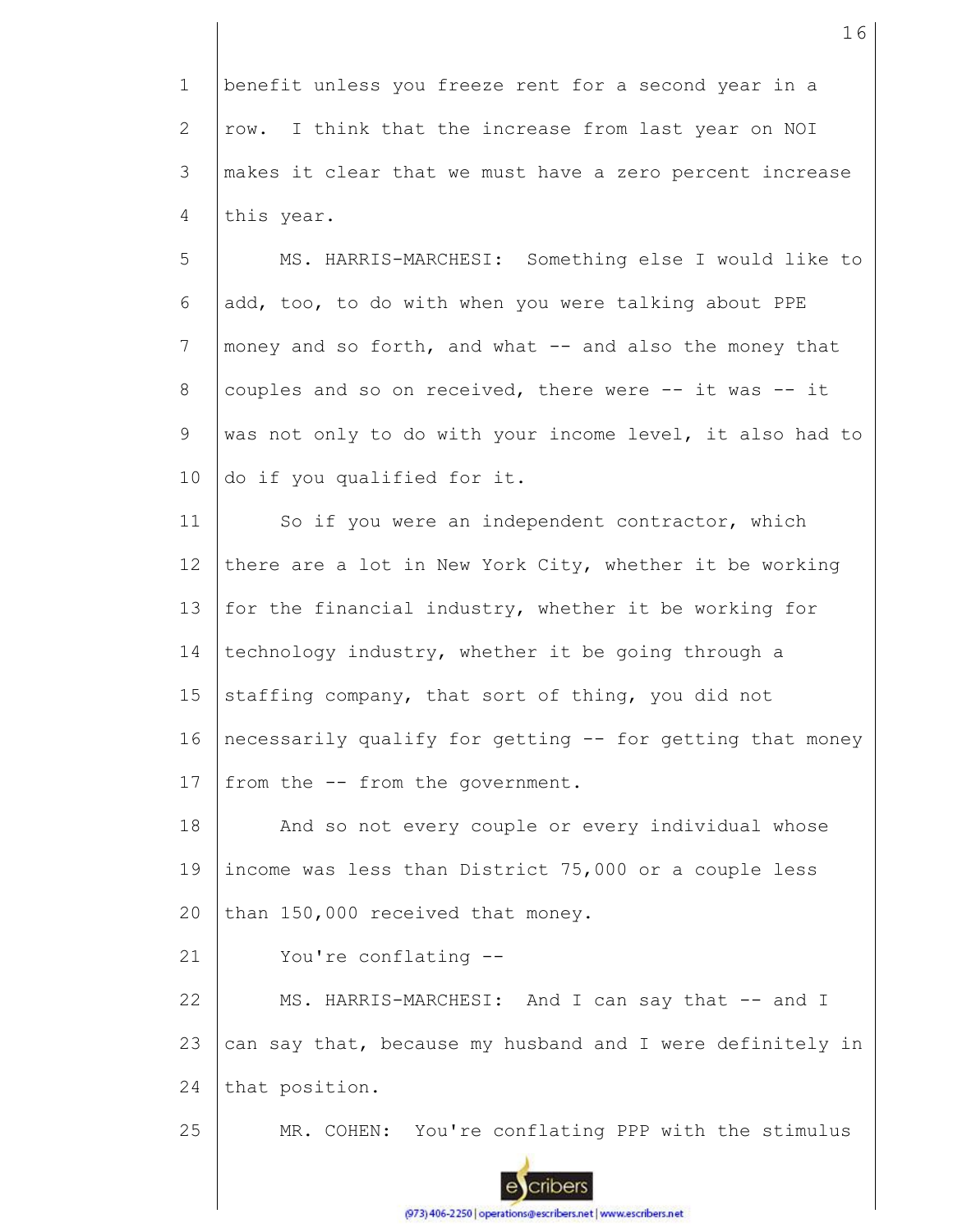benefit unless you freeze rent for a second year in a row. I think that the increase from last year on NOI makes it clear that we must have a zero percent increase this year.

MS. HARRIS-MARCHESI: Something else I would like to add, too, to do with when you were talking about PPE money and so forth, and what -- and also the money that couples and so on received, there were -- it was -- it was not only to do with your income level, it also had to do if you qualified for it.

So if you were an independent contractor, which there are a lot in New York City, whether it be working for the financial industry, whether it be working for technology industry, whether it be going through a staffing company, that sort of thing, you did not necessarily qualify for getting -- for getting that money from the -- from the government.

And so not every couple or every individual whose income was less than District 75,000 or a couple less than 150,000 received that money.

You're conflating --

MS. HARRIS-MARCHESI: And I can say that -- and I can say that, because my husband and I were definitely in that position.

MR. COHEN: You're conflating PPP with the stimulus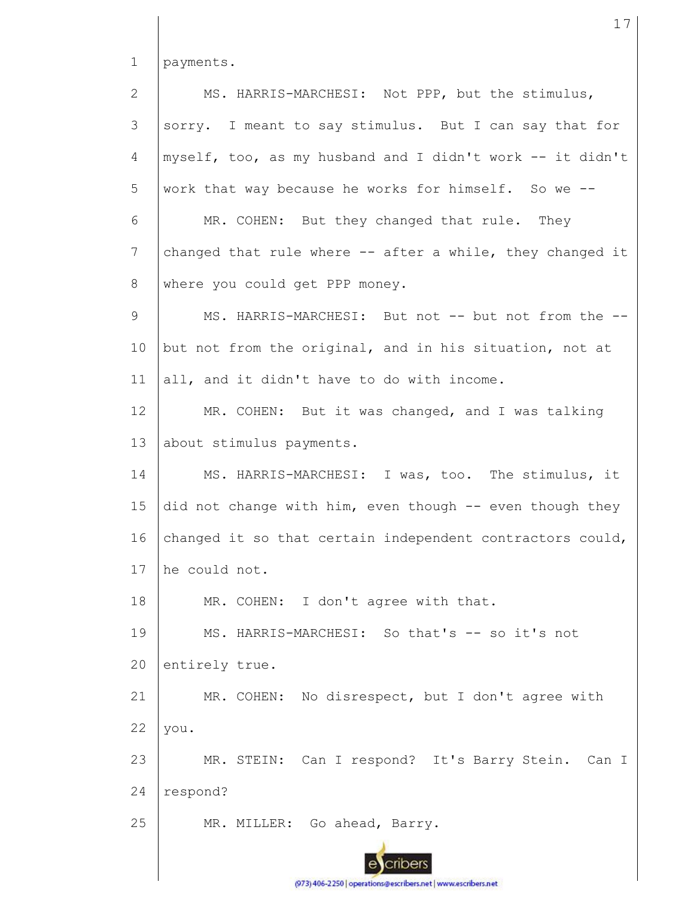payments.

MS. HARRIS-MARCHESI: Not PPP, but the stimulus, sorry. I meant to say stimulus. But I can say that for myself, too, as my husband and I didn't work -- it didn't work that way because he works for himself. So we --

MR. COHEN: But they changed that rule. They changed that rule where -- after a while, they changed it where you could get PPP money.

MS. HARRIS-MARCHESI: But not -- but not from the -- but not from the original, and in his situation, not at all, and it didn't have to do with income.

MR. COHEN: But it was changed, and I was talking about stimulus payments.

MS. HARRIS-MARCHESI: I was, too. The stimulus, it did not change with him, even though -- even though they changed it so that certain independent contractors could, he could not.

MR. COHEN: I don't agree with that.

MS. HARRIS-MARCHESI: So that's -- so it's not entirely true.

MR. COHEN: No disrespect, but I don't agree with you.

MR. STEIN: Can I respond? It's Barry Stein. Can I respond?

MR. MILLER: Go ahead, Barry.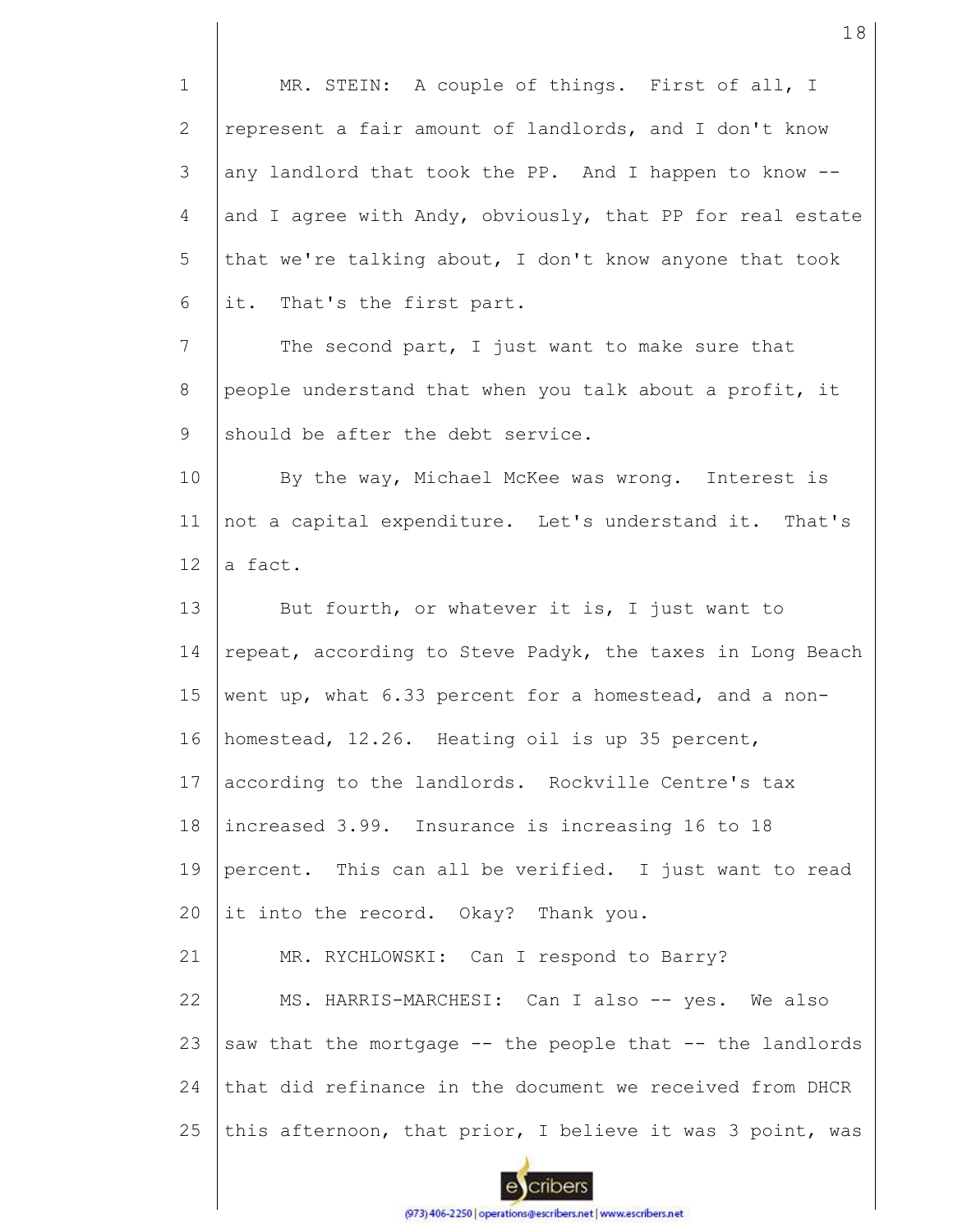MR. STEIN: A couple of things. First of all, I represent a fair amount of landlords, and I don't know any landlord that took the PP. And I happen to know -- and I agree with Andy, obviously, that PP for real estate that we're talking about, I don't know anyone that took it. That's the first part.

The second part, I just want to make sure that people understand that when you talk about a profit, it should be after the debt service.

By the way, Michael McKee was wrong. Interest is not a capital expenditure. Let's understand it. That's a fact.

But fourth, or whatever it is, I just want to repeat, according to Steve Padyk, the taxes in Long Beach went up, what 6.33 percent for a homestead, and a non-homestead, 12.26. Heating oil is up 35 percent, according to the landlords. Rockville Centre's tax increased 3.99. Insurance is increasing 16 to 18 percent. This can all be verified. I just want to read it into the record. Okay? Thank you.

MR. RYCHLOWSKI: Can I respond to Barry?

MS. HARRIS-MARCHESI: Can I also -- yes. We also saw that the mortgage -- the people that -- the landlords that did refinance in the document we received from DHCR this afternoon, that prior, I believe it was 3 point, was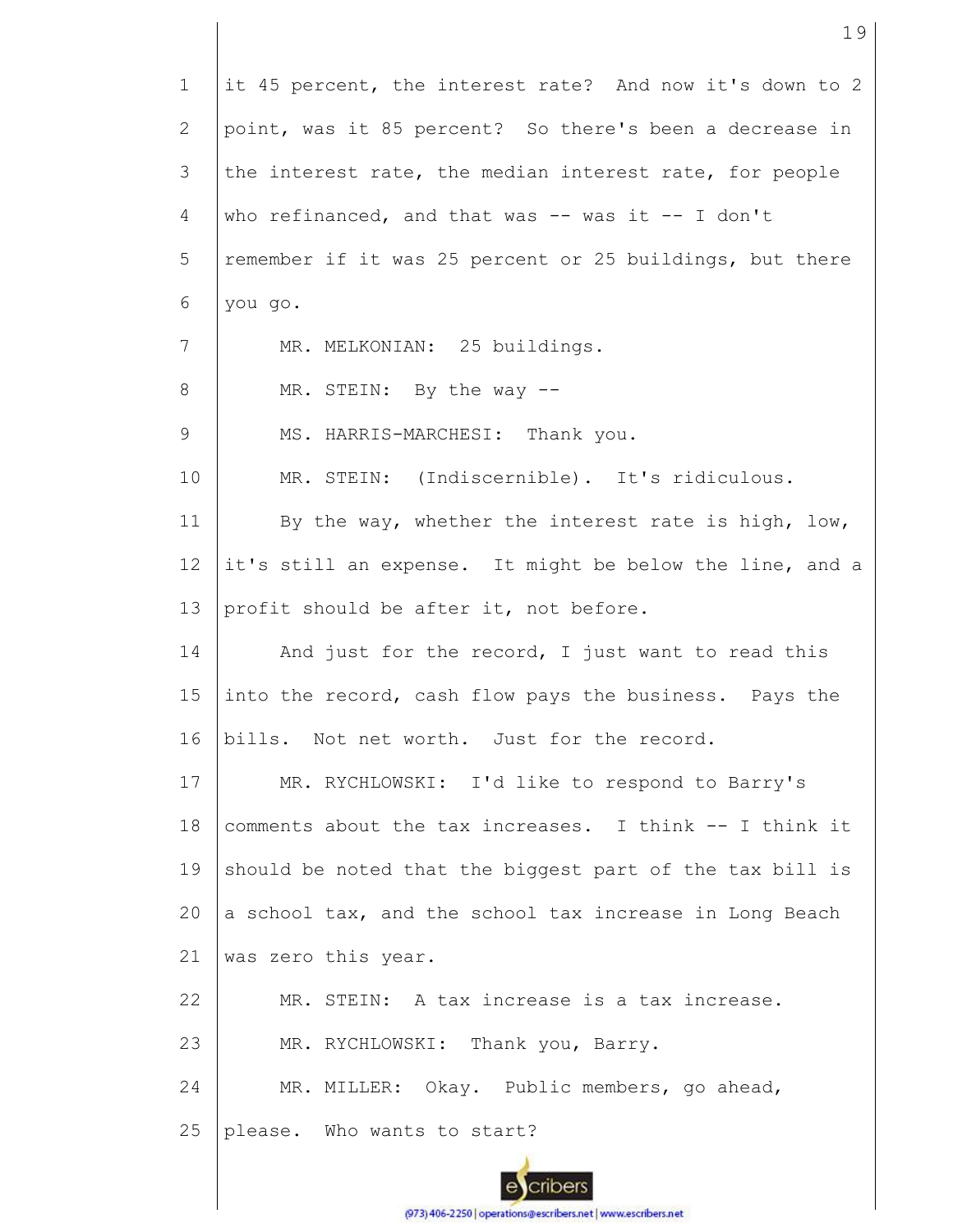it 45 percent, the interest rate? And now it's down to 2 point, was it 85 percent? So there's been a decrease in the interest rate, the median interest rate, for people who refinanced, and that was -- was it -- I don't remember if it was 25 percent or 25 buildings, but there you go.

MR. MELKONIAN: 25 buildings.

MR. STEIN: By the way --

MS. HARRIS-MARCHESI: Thank you.

MR. STEIN: (Indiscernible). It's ridiculous.

By the way, whether the interest rate is high, low, it's still an expense. It might be below the line, and a profit should be after it, not before.

And just for the record, I just want to read this into the record, cash flow pays the business. Pays the bills. Not net worth. Just for the record.

MR. RYCHLOWSKI: I'd like to respond to Barry's comments about the tax increases. I think -- I think it should be noted that the biggest part of the tax bill is a school tax, and the school tax increase in Long Beach was zero this year.

MR. STEIN: A tax increase is a tax increase.

MR. RYCHLOWSKI: Thank you, Barry.

MR. MILLER: Okay. Public members, go ahead, please. Who wants to start?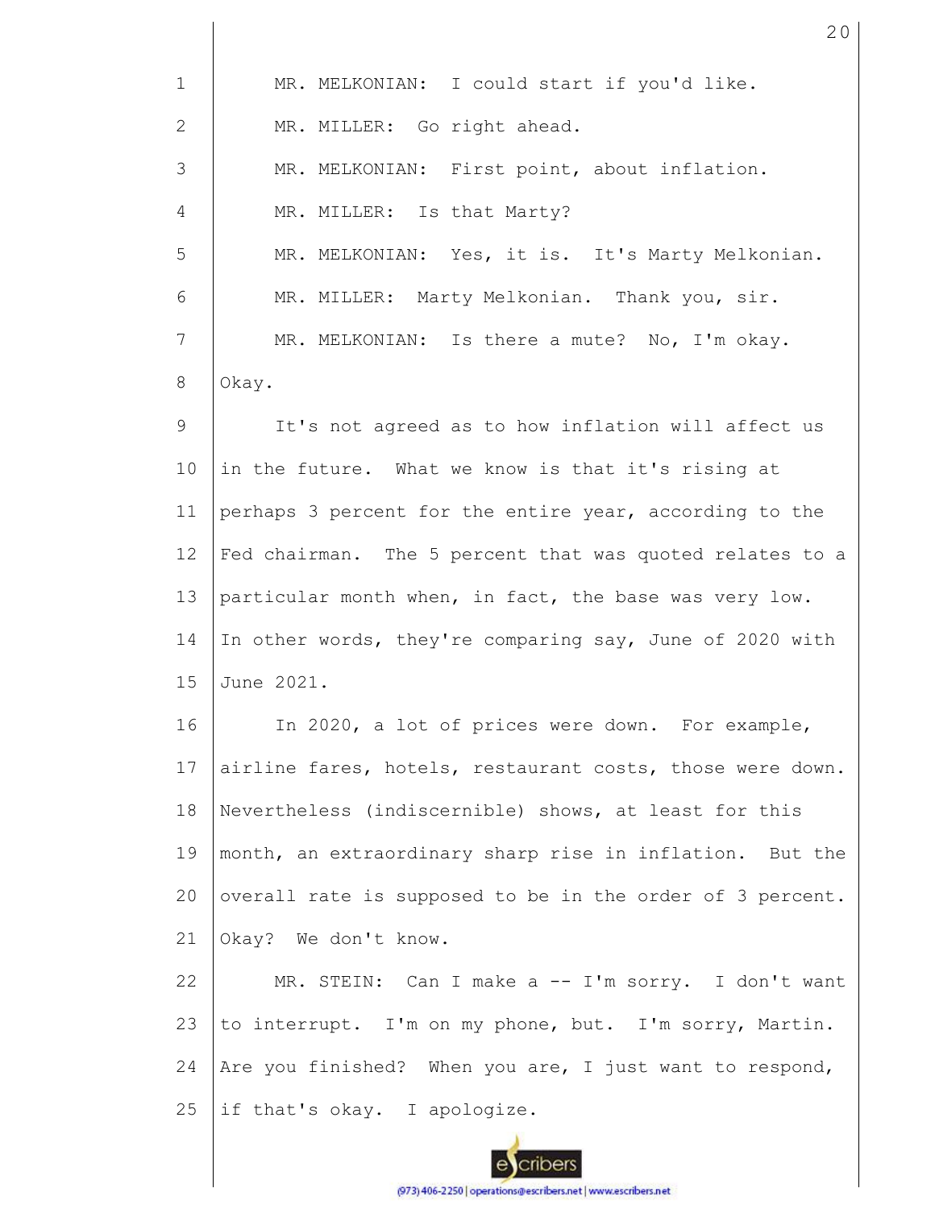MR. MELKONIAN: I could start if you'd like.

MR. MILLER: Go right ahead.

MR. MELKONIAN: First point, about inflation.

MR. MILLER: Is that Marty?

MR. MELKONIAN: Yes, it is. It's Marty Melkonian.

MR. MILLER: Marty Melkonian. Thank you, sir.

MR. MELKONIAN: Is there a mute? No, I'm okay. Okay.

It's not agreed as to how inflation will affect us in the future. What we know is that it's rising at perhaps 3 percent for the entire year, according to the Fed chairman. The 5 percent that was quoted relates to a particular month when, in fact, the base was very low. In other words, they're comparing say, June of 2020 with June 2021.

In 2020, a lot of prices were down. For example, airline fares, hotels, restaurant costs, those were down. Nevertheless (indiscernible) shows, at least for this month, an extraordinary sharp rise in inflation. But the overall rate is supposed to be in the order of 3 percent. Okay? We don't know.

MR. STEIN: Can I make a -- I'm sorry. I don't want to interrupt. I'm on my phone, but. I'm sorry, Martin. Are you finished? When you are, I just want to respond, if that's okay. I apologize.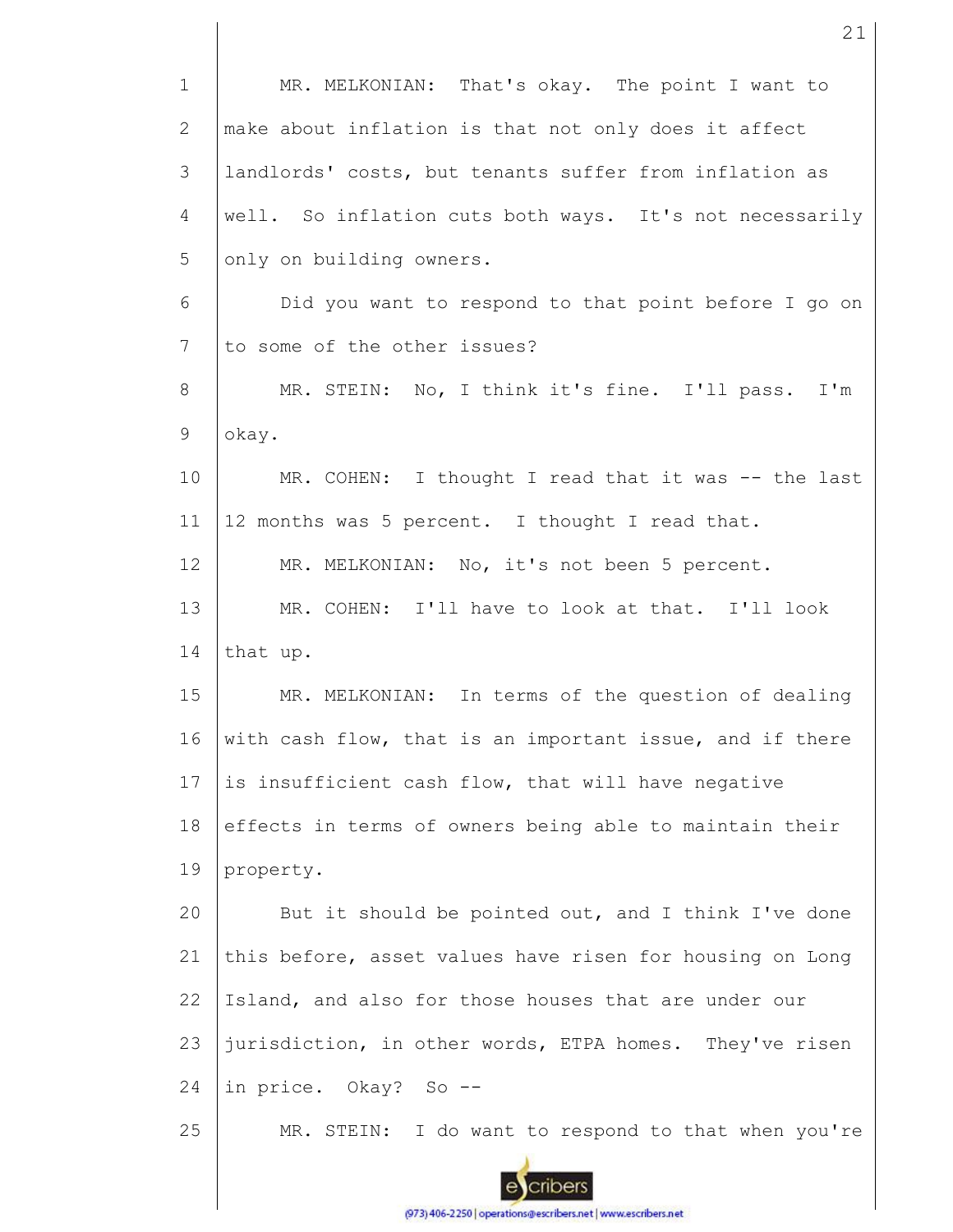MR. MELKONIAN: That's okay. The point I want to make about inflation is that not only does it affect landlords' costs, but tenants suffer from inflation as well. So inflation cuts both ways. It's not necessarily only on building owners.

Did you want to respond to that point before I go on to some of the other issues?

MR. STEIN: No, I think it's fine. I'll pass. I'm okay.

MR. COHEN: I thought I read that it was -- the last 12 months was 5 percent. I thought I read that.

MR. MELKONIAN: No, it's not been 5 percent.

MR. COHEN: I'll have to look at that. I'll look that up.

MR. MELKONIAN: In terms of the question of dealing with cash flow, that is an important issue, and if there is insufficient cash flow, that will have negative effects in terms of owners being able to maintain their property.

But it should be pointed out, and I think I've done this before, asset values have risen for housing on Long Island, and also for those houses that are under our jurisdiction, in other words, ETPA homes. They've risen in price. Okay? So --

MR. STEIN: I do want to respond to that when you're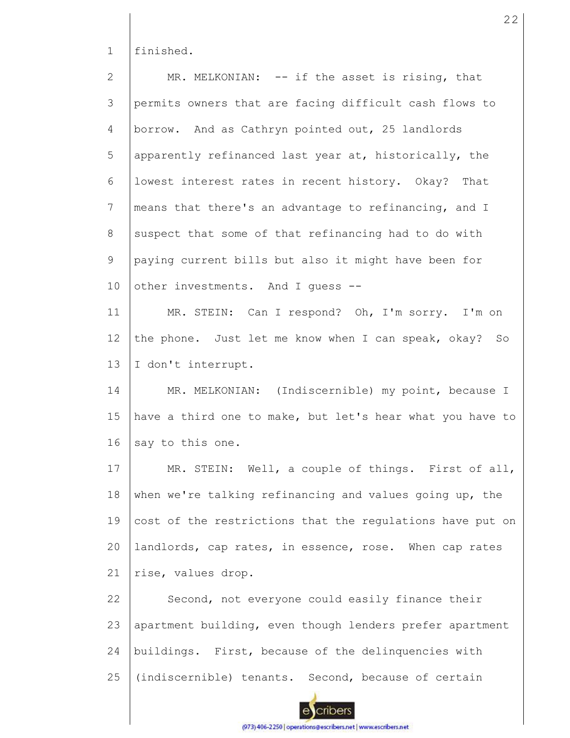finished.

MR. MELKONIAN: -- if the asset is rising, that permits owners that are facing difficult cash flows to borrow. And as Cathryn pointed out, 25 landlords apparently refinanced last year at, historically, the lowest interest rates in recent history. Okay? That means that there's an advantage to refinancing, and I suspect that some of that refinancing had to do with paying current bills but also it might have been for other investments. And I guess --

MR. STEIN: Can I respond? Oh, I'm sorry. I'm on the phone. Just let me know when I can speak, okay? So I don't interrupt.

MR. MELKONIAN: (Indiscernible) my point, because I have a third one to make, but let's hear what you have to say to this one.

MR. STEIN: Well, a couple of things. First of all, when we're talking refinancing and values going up, the cost of the restrictions that the regulations have put on landlords, cap rates, in essence, rose. When cap rates rise, values drop.

Second, not everyone could easily finance their apartment building, even though lenders prefer apartment buildings. First, because of the delinquencies with (indiscernible) tenants. Second, because of certain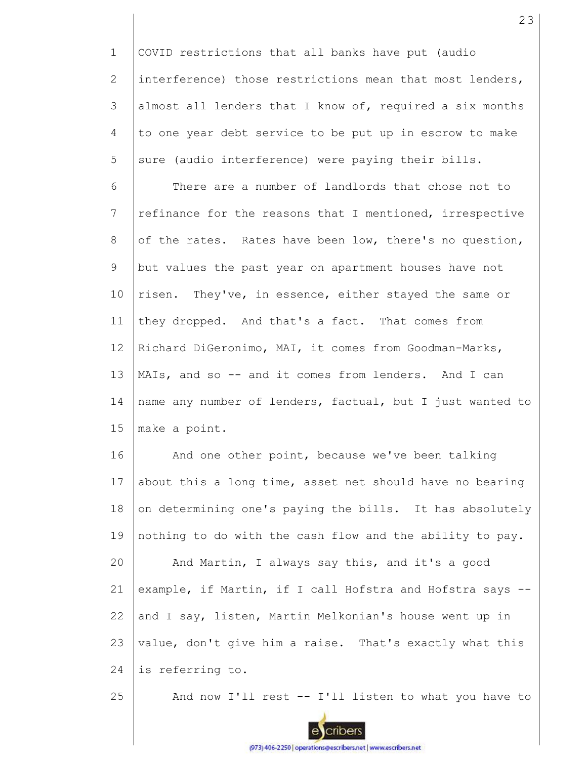COVID restrictions that all banks have put (audio interference) those restrictions mean that most lenders, almost all lenders that I know of, required a six months to one year debt service to be put up in escrow to make sure (audio interference) were paying their bills.

There are a number of landlords that chose not to refinance for the reasons that I mentioned, irrespective of the rates. Rates have been low, there's no question, but values the past year on apartment houses have not risen. They've, in essence, either stayed the same or they dropped. And that's a fact. That comes from Richard DiGeronimo, MAI, it comes from Goodman-Marks, MAIs, and so -- and it comes from lenders. And I can name any number of lenders, factual, but I just wanted to make a point.

And one other point, because we've been talking about this a long time, asset net should have no bearing on determining one's paying the bills. It has absolutely nothing to do with the cash flow and the ability to pay.

And Martin, I always say this, and it's a good example, if Martin, if I call Hofstra and Hofstra says -- and I say, listen, Martin Melkonian's house went up in value, don't give him a raise. That's exactly what this is referring to.

And now I'll rest -- I'll listen to what you have to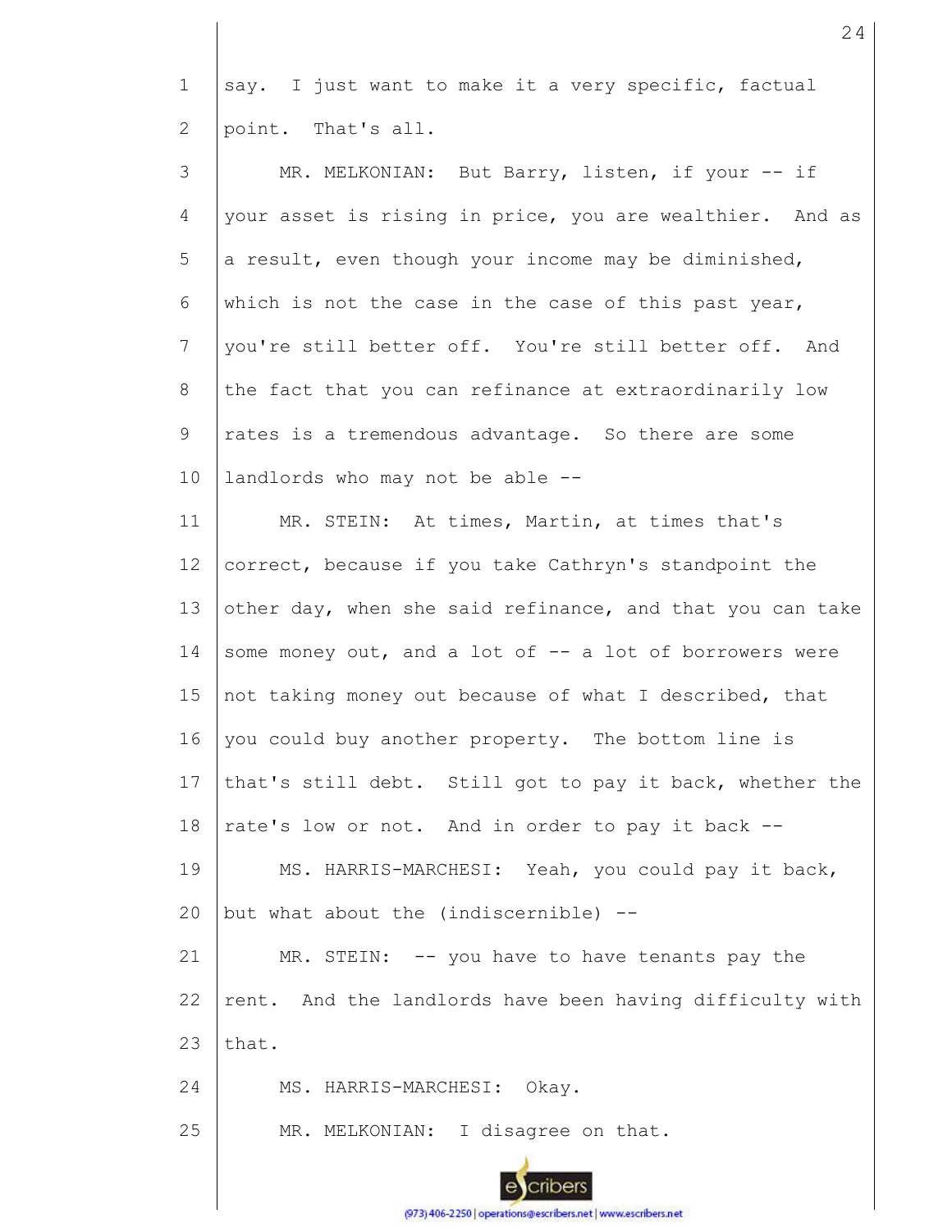say. I just want to make it a very specific, factual point. That's all.

MR. MELKONIAN: But Barry, listen, if your -- if your asset is rising in price, you are wealthier. And as a result, even though your income may be diminished, which is not the case in the case of this past year, you're still better off. You're still better off. And the fact that you can refinance at extraordinarily low rates is a tremendous advantage. So there are some landlords who may not be able --

MR. STEIN: At times, Martin, at times that's correct, because if you take Cathryn's standpoint the other day, when she said refinance, and that you can take some money out, and a lot of -- a lot of borrowers were not taking money out because of what I described, that you could buy another property. The bottom line is that's still debt. Still got to pay it back, whether the rate's low or not. And in order to pay it back --

MS. HARRIS-MARCHESI: Yeah, you could pay it back, but what about the (indiscernible) --

MR. STEIN: -- you have to have tenants pay the rent. And the landlords have been having difficulty with that.

MS. HARRIS-MARCHESI: Okay.

MR. MELKONIAN: I disagree on that.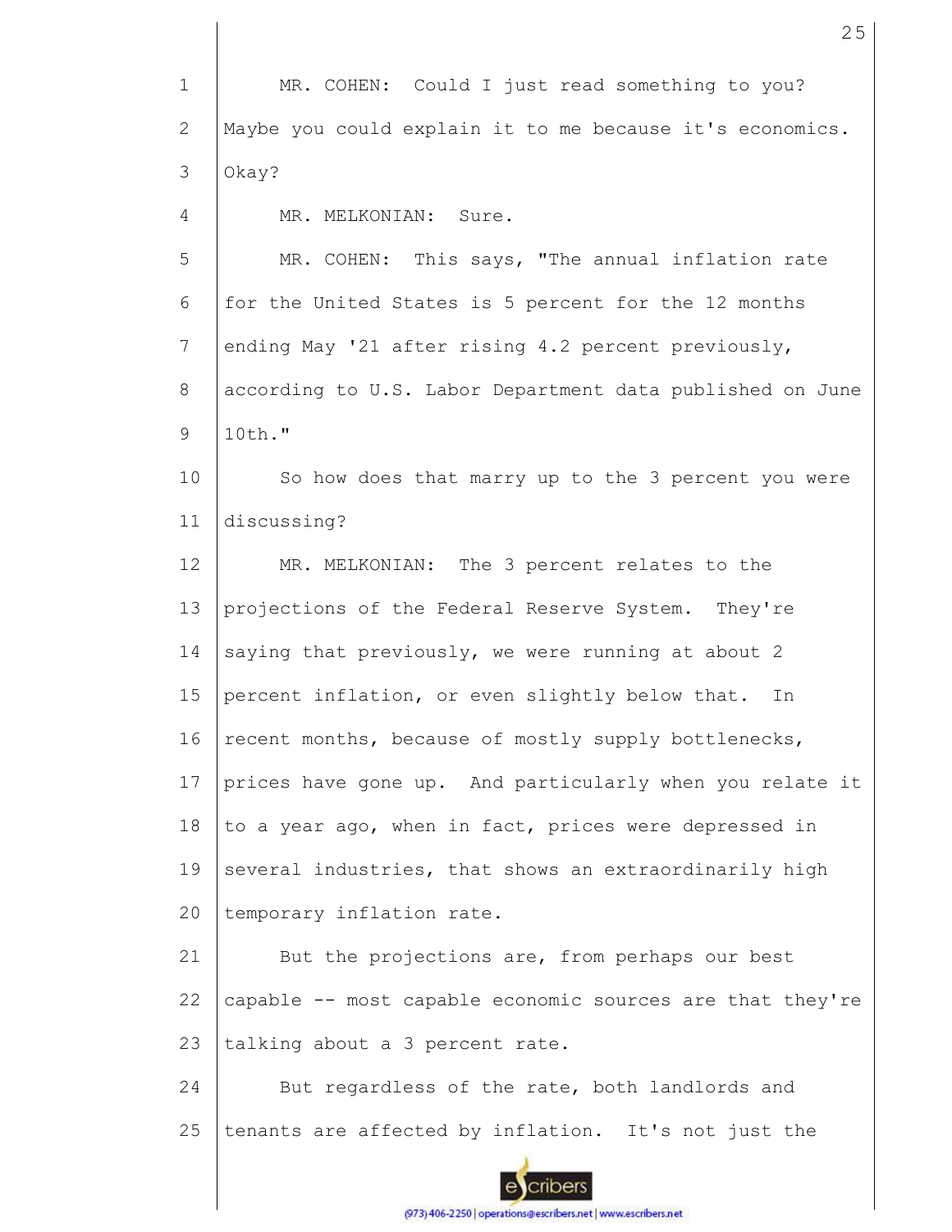MR. COHEN: Could I just read something to you? Maybe you could explain it to me because it's economics. Okay?

MR. MELKONIAN: Sure.

MR. COHEN: This says, "The annual inflation rate for the United States is 5 percent for the 12 months ending May '21 after rising 4.2 percent previously, according to U.S. Labor Department data published on June 10th."

So how does that marry up to the 3 percent you were discussing?

MR. MELKONIAN: The 3 percent relates to the projections of the Federal Reserve System. They're saying that previously, we were running at about 2 percent inflation, or even slightly below that. In recent months, because of mostly supply bottlenecks, prices have gone up. And particularly when you relate it to a year ago, when in fact, prices were depressed in several industries, that shows an extraordinarily high temporary inflation rate.

But the projections are, from perhaps our best capable -- most capable economic sources are that they're talking about a 3 percent rate.

But regardless of the rate, both landlords and tenants are affected by inflation. It's not just the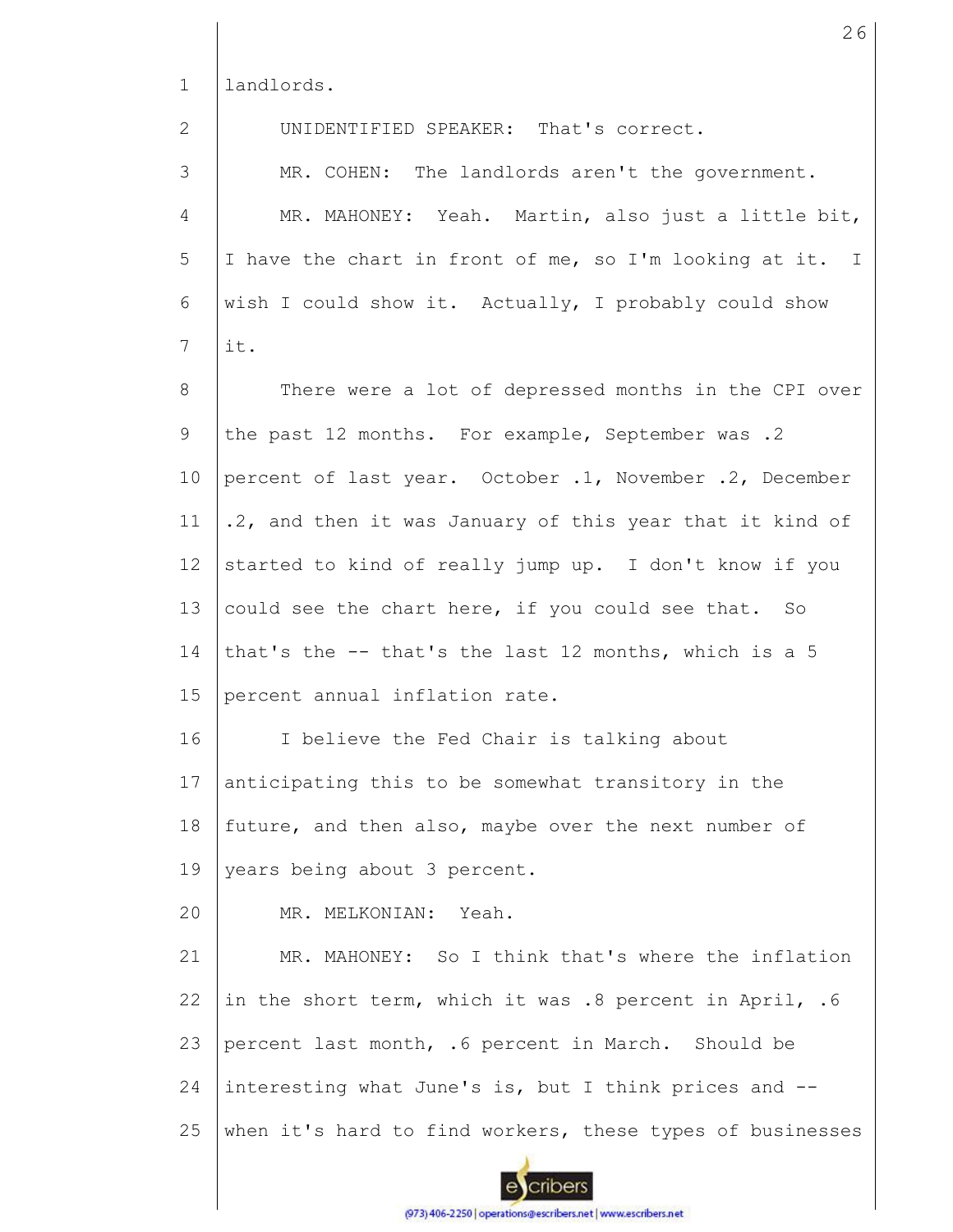landlords.

UNIDENTIFIED SPEAKER: That's correct.

MR. COHEN: The landlords aren't the government.

MR. MAHONEY: Yeah. Martin, also just a little bit, I have the chart in front of me, so I'm looking at it. I wish I could show it. Actually, I probably could show it.

There were a lot of depressed months in the CPI over the past 12 months. For example, September was .2 percent of last year. October .1, November .2, December .2, and then it was January of this year that it kind of started to kind of really jump up. I don't know if you could see the chart here, if you could see that. So that's the -- that's the last 12 months, which is a 5 percent annual inflation rate.

I believe the Fed Chair is talking about anticipating this to be somewhat transitory in the future, and then also, maybe over the next number of years being about 3 percent.

MR. MELKONIAN: Yeah.

MR. MAHONEY: So I think that's where the inflation in the short term, which it was .8 percent in April, .6 percent last month, .6 percent in March. Should be interesting what June's is, but I think prices and -- when it's hard to find workers, these types of businesses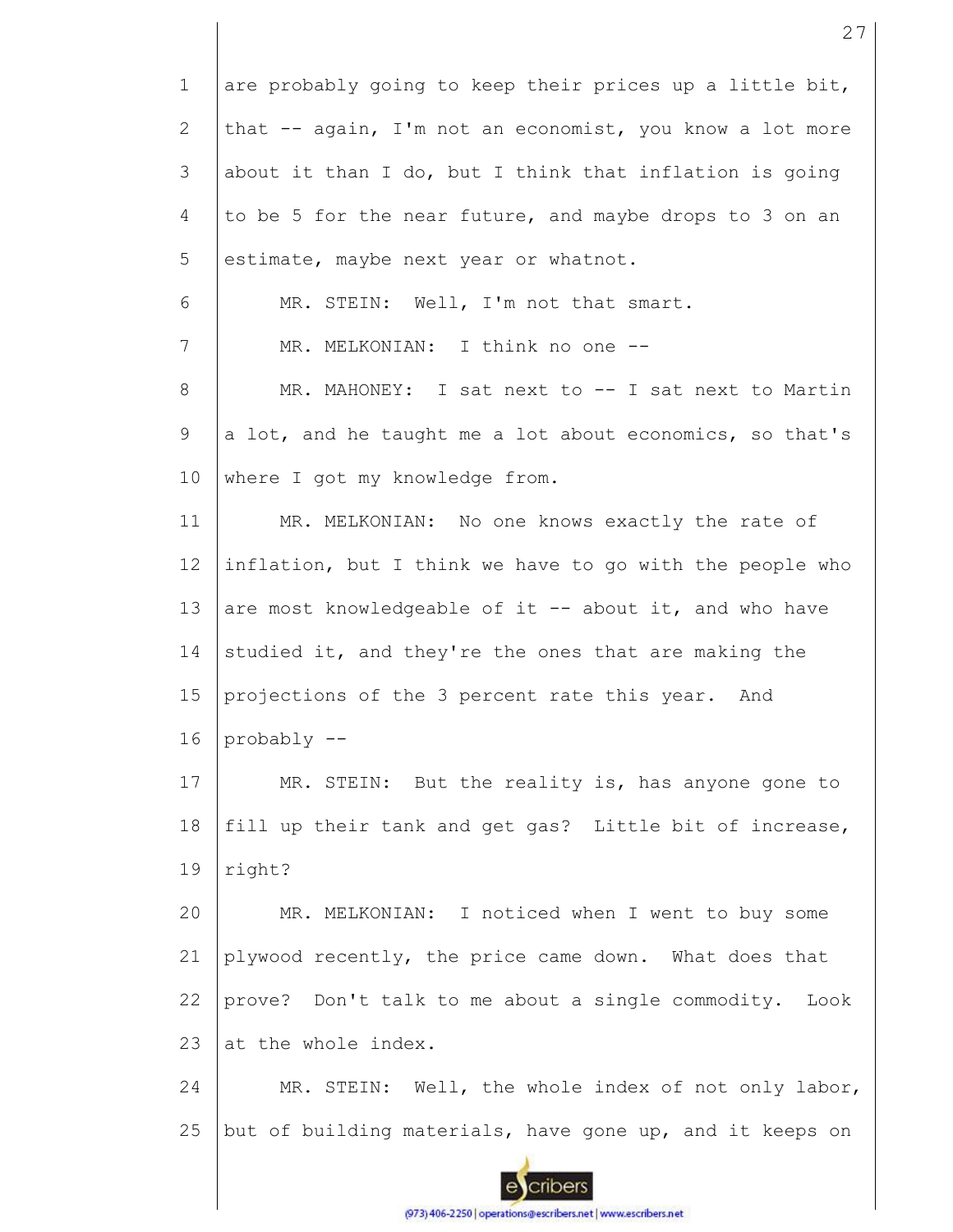are probably going to keep their prices up a little bit, that -- again, I'm not an economist, you know a lot more about it than I do, but I think that inflation is going to be 5 for the near future, and maybe drops to 3 on an estimate, maybe next year or whatnot.

MR. STEIN: Well, I'm not that smart.

MR. MELKONIAN: I think no one --

MR. MAHONEY: I sat next to -- I sat next to Martin a lot, and he taught me a lot about economics, so that's where I got my knowledge from.

MR. MELKONIAN: No one knows exactly the rate of inflation, but I think we have to go with the people who are most knowledgeable of it -- about it, and who have studied it, and they're the ones that are making the projections of the 3 percent rate this year. And probably --

MR. STEIN: But the reality is, has anyone gone to fill up their tank and get gas? Little bit of increase, right?

MR. MELKONIAN: I noticed when I went to buy some plywood recently, the price came down. What does that prove? Don't talk to me about a single commodity. Look at the whole index.

MR. STEIN: Well, the whole index of not only labor, but of building materials, have gone up, and it keeps on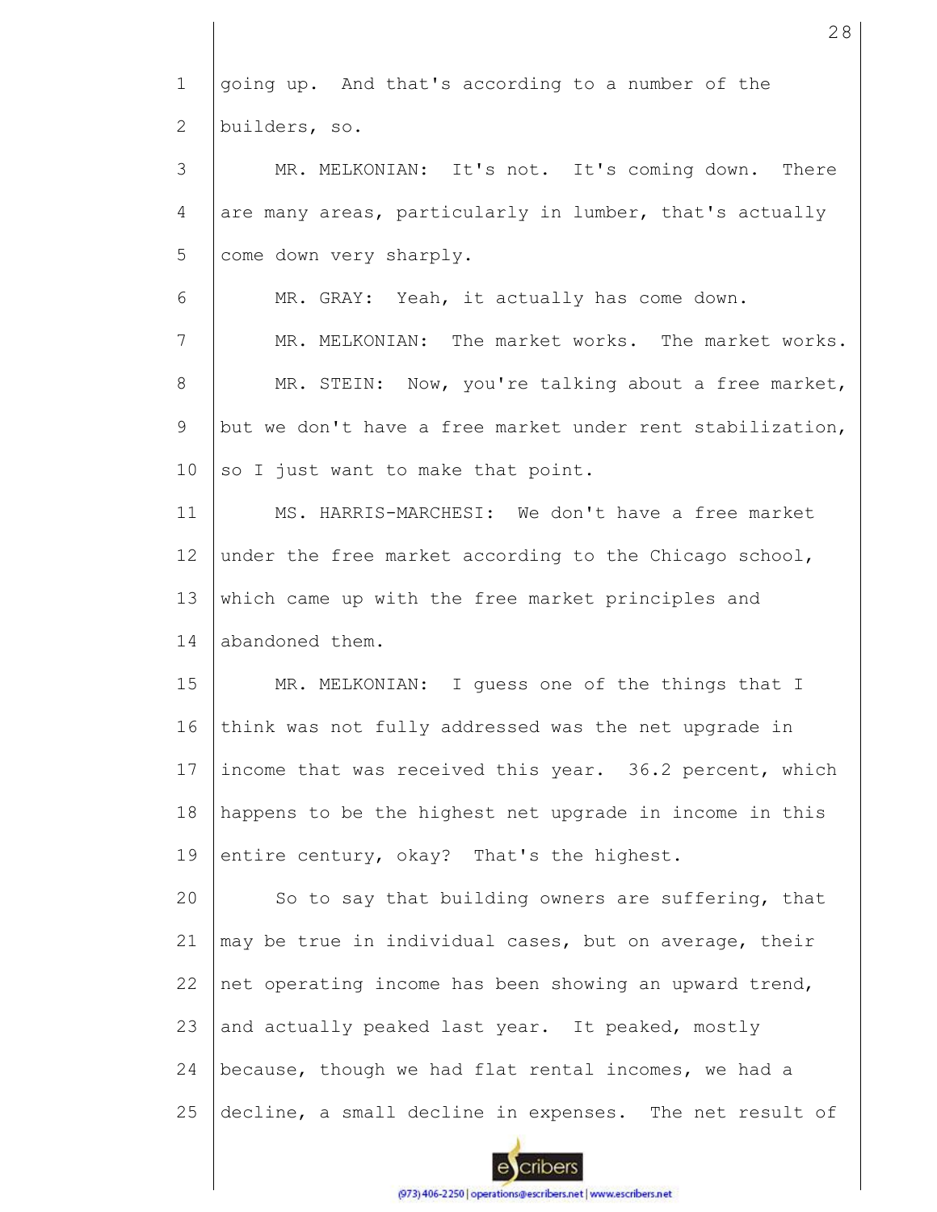going up. And that's according to a number of the builders, so.

MR. MELKONIAN: It's not. It's coming down. There are many areas, particularly in lumber, that's actually come down very sharply.

MR. GRAY: Yeah, it actually has come down.

MR. MELKONIAN: The market works. The market works.

MR. STEIN: Now, you're talking about a free market, but we don't have a free market under rent stabilization, so I just want to make that point.

MS. HARRIS-MARCHESI: We don't have a free market under the free market according to the Chicago school, which came up with the free market principles and abandoned them.

MR. MELKONIAN: I guess one of the things that I think was not fully addressed was the net upgrade in income that was received this year. 36.2 percent, which happens to be the highest net upgrade in income in this entire century, okay? That's the highest.

So to say that building owners are suffering, that may be true in individual cases, but on average, their net operating income has been showing an upward trend, and actually peaked last year. It peaked, mostly because, though we had flat rental incomes, we had a decline, a small decline in expenses. The net result of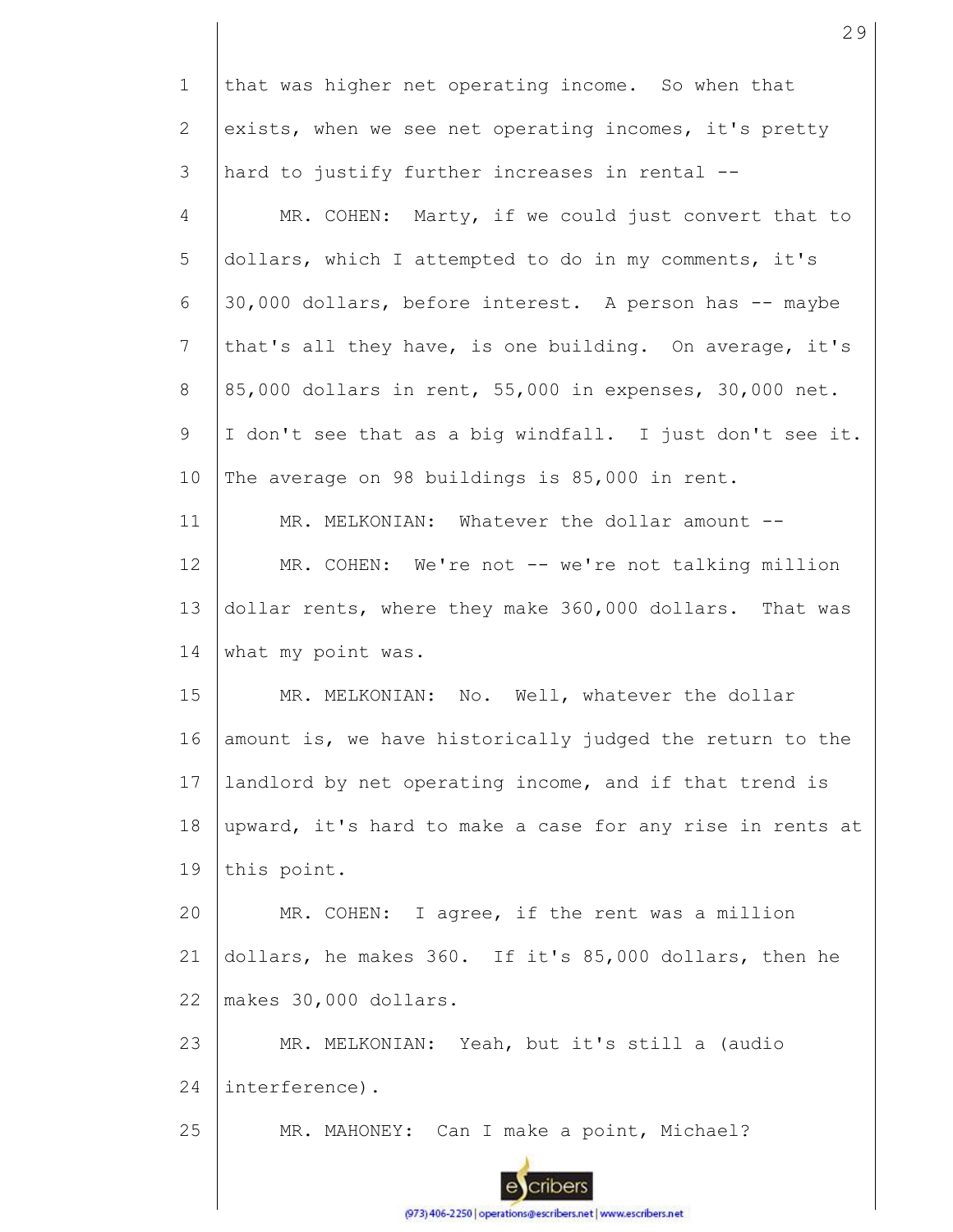that was higher net operating income. So when that exists, when we see net operating incomes, it's pretty hard to justify further increases in rental --

MR. COHEN: Marty, if we could just convert that to dollars, which I attempted to do in my comments, it's 30,000 dollars, before interest. A person has -- maybe that's all they have, is one building. On average, it's 85,000 dollars in rent, 55,000 in expenses, 30,000 net. I don't see that as a big windfall. I just don't see it. The average on 98 buildings is 85,000 in rent.

MR. MELKONIAN: Whatever the dollar amount --

MR. COHEN: We're not -- we're not talking million dollar rents, where they make 360,000 dollars. That was what my point was.

MR. MELKONIAN: No. Well, whatever the dollar amount is, we have historically judged the return to the landlord by net operating income, and if that trend is upward, it's hard to make a case for any rise in rents at this point.

MR. COHEN: I agree, if the rent was a million dollars, he makes 360. If it's 85,000 dollars, then he makes 30,000 dollars.

MR. MELKONIAN: Yeah, but it's still a (audio interference).

MR. MAHONEY: Can I make a point, Michael?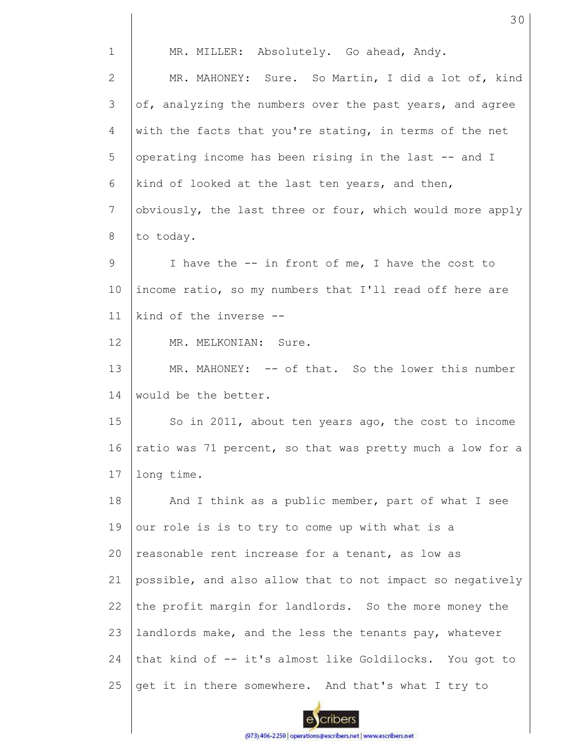MR. MILLER: Absolutely. Go ahead, Andy.

MR. MAHONEY: Sure. So Martin, I did a lot of, kind of, analyzing the numbers over the past years, and agree with the facts that you're stating, in terms of the net operating income has been rising in the last -- and I kind of looked at the last ten years, and then, obviously, the last three or four, which would more apply to today.

I have the -- in front of me, I have the cost to income ratio, so my numbers that I'll read off here are kind of the inverse --

MR. MELKONIAN: Sure.

MR. MAHONEY: -- of that. So the lower this number would be the better.

So in 2011, about ten years ago, the cost to income ratio was 71 percent, so that was pretty much a low for a long time.

And I think as a public member, part of what I see our role is is to try to come up with what is a reasonable rent increase for a tenant, as low as possible, and also allow that to not impact so negatively the profit margin for landlords. So the more money the landlords make, and the less the tenants pay, whatever that kind of -- it's almost like Goldilocks. You got to get it in there somewhere. And that's what I try to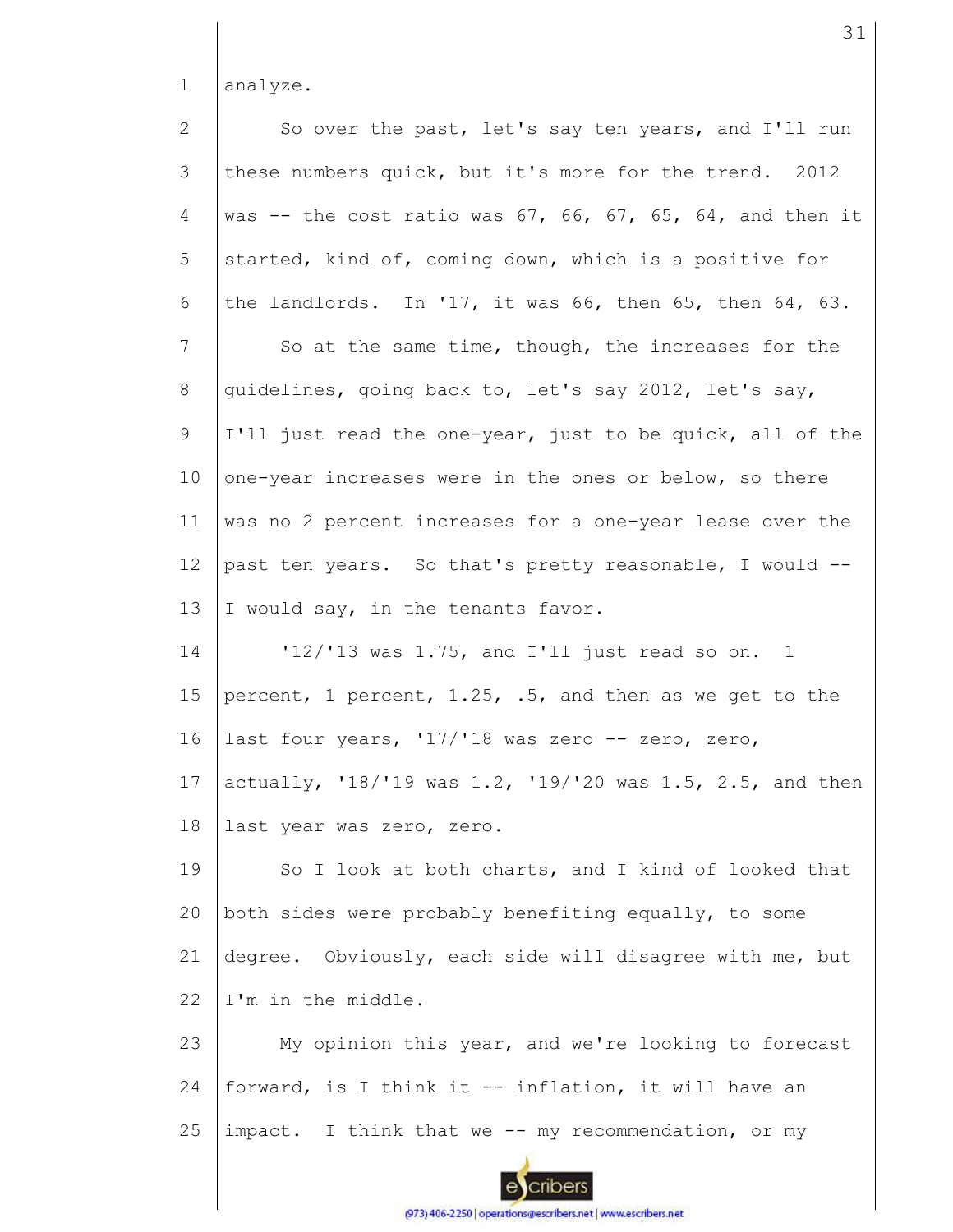analyze.

So over the past, let's say ten years, and I'll run these numbers quick, but it's more for the trend. 2012 was -- the cost ratio was 67, 66, 67, 65, 64, and then it started, kind of, coming down, which is a positive for the landlords. In '17, it was 66, then 65, then 64, 63.

So at the same time, though, the increases for the guidelines, going back to, let's say 2012, let's say, I'll just read the one-year, just to be quick, all of the one-year increases were in the ones or below, so there was no 2 percent increases for a one-year lease over the past ten years. So that's pretty reasonable, I would -- I would say, in the tenants favor.

'12/'13 was 1.75, and I'll just read so on. 1 percent, 1 percent, 1.25, .5, and then as we get to the last four years, '17/'18 was zero -- zero, zero, actually, '18/'19 was 1.2, '19/'20 was 1.5, 2.5, and then last year was zero, zero.

So I look at both charts, and I kind of looked that both sides were probably benefiting equally, to some degree. Obviously, each side will disagree with me, but I'm in the middle.

My opinion this year, and we're looking to forecast forward, is I think it -- inflation, it will have an impact. I think that we -- my recommendation, or my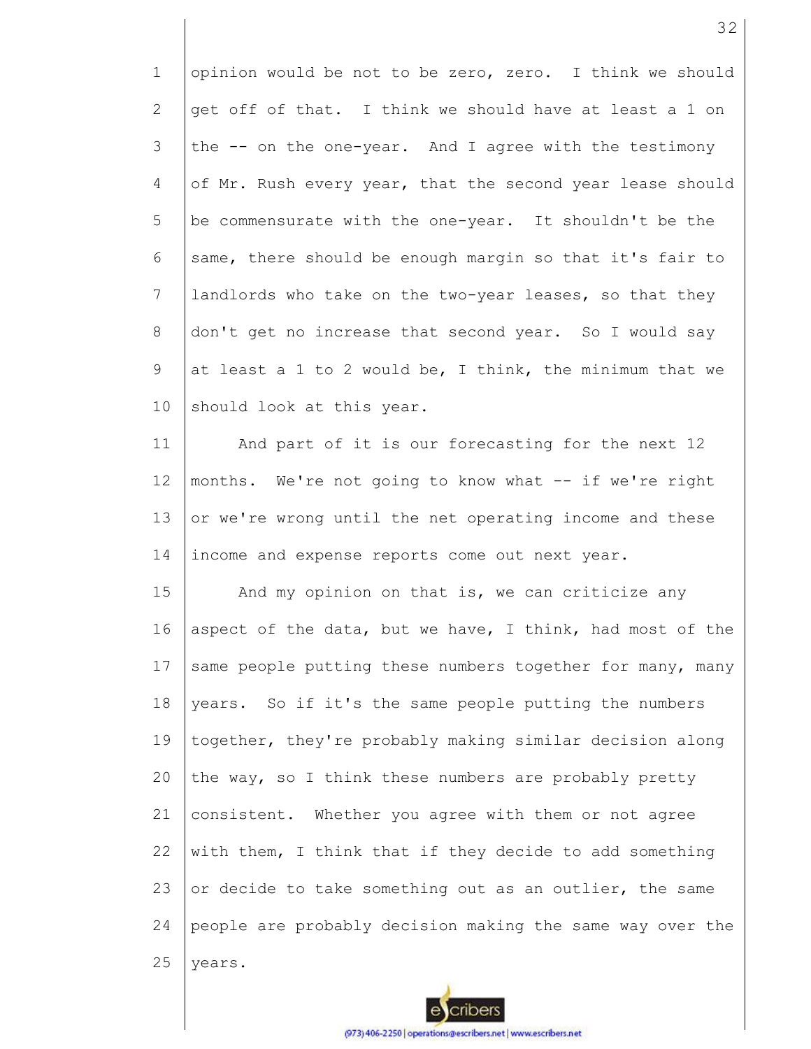opinion would be not to be zero, zero. I think we should get off of that. I think we should have at least a 1 on the -- on the one-year. And I agree with the testimony of Mr. Rush every year, that the second year lease should be commensurate with the one-year. It shouldn't be the same, there should be enough margin so that it's fair to landlords who take on the two-year leases, so that they don't get no increase that second year. So I would say at least a 1 to 2 would be, I think, the minimum that we should look at this year.

And part of it is our forecasting for the next 12 months. We're not going to know what -- if we're right or we're wrong until the net operating income and these income and expense reports come out next year.

And my opinion on that is, we can criticize any aspect of the data, but we have, I think, had most of the same people putting these numbers together for many, many years. So if it's the same people putting the numbers together, they're probably making similar decision along the way, so I think these numbers are probably pretty consistent. Whether you agree with them or not agree with them, I think that if they decide to add something or decide to take something out as an outlier, the same people are probably decision making the same way over the years.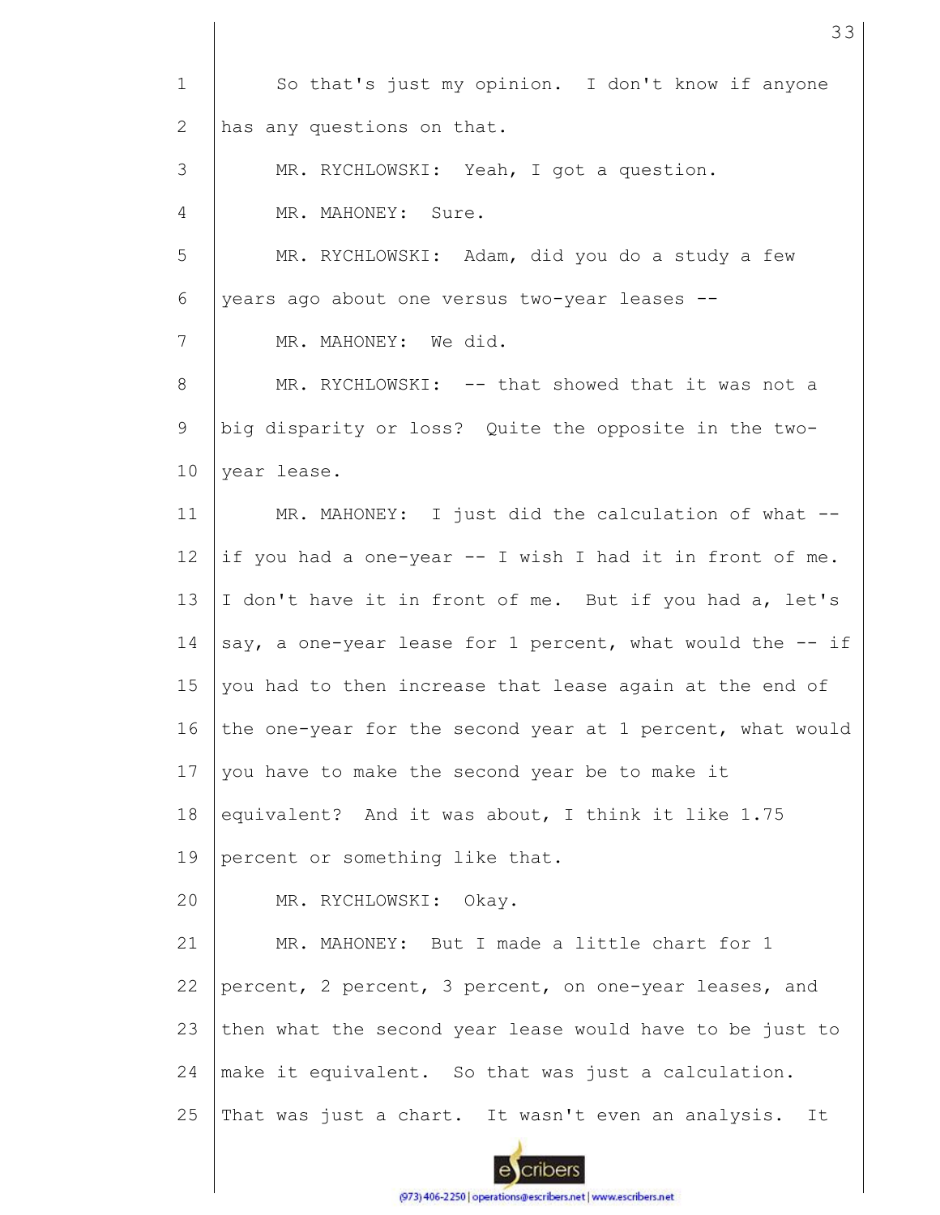So that's just my opinion. I don't know if anyone has any questions on that.

MR. RYCHLOWSKI: Yeah, I got a question.

MR. MAHONEY: Sure.

MR. RYCHLOWSKI: Adam, did you do a study a few years ago about one versus two-year leases --

MR. MAHONEY: We did.

MR. RYCHLOWSKI: -- that showed that it was not a big disparity or loss? Quite the opposite in the two-year lease.

MR. MAHONEY: I just did the calculation of what -- if you had a one-year -- I wish I had it in front of me. I don't have it in front of me. But if you had a, let's say, a one-year lease for 1 percent, what would the -- if you had to then increase that lease again at the end of the one-year for the second year at 1 percent, what would you have to make the second year be to make it equivalent? And it was about, I think it like 1.75 percent or something like that.

MR. RYCHLOWSKI: Okay.

MR. MAHONEY: But I made a little chart for 1 percent, 2 percent, 3 percent, on one-year leases, and then what the second year lease would have to be just to make it equivalent. So that was just a calculation. That was just a chart. It wasn't even an analysis. It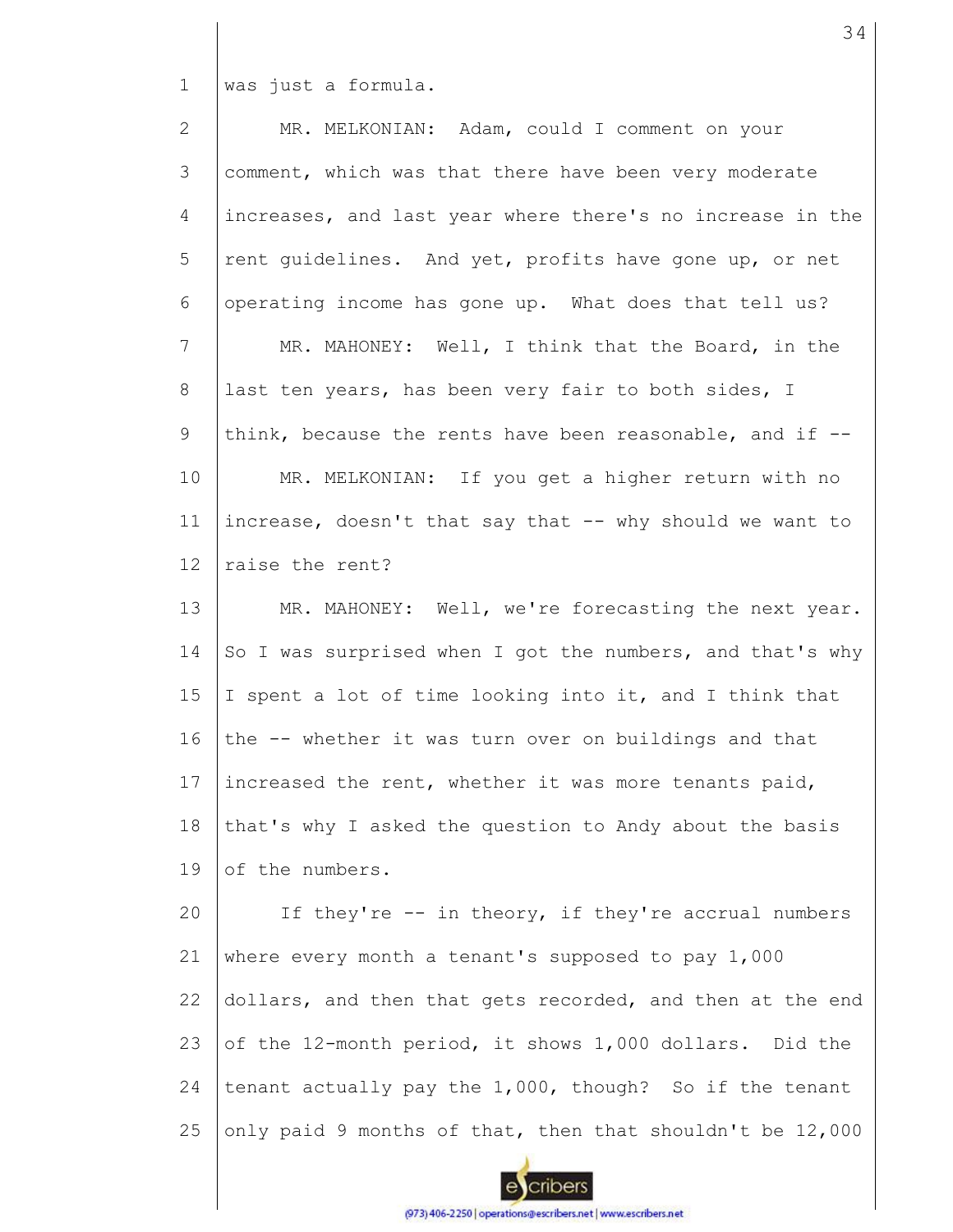was just a formula.

MR. MELKONIAN: Adam, could I comment on your comment, which was that there have been very moderate increases, and last year where there's no increase in the rent guidelines. And yet, profits have gone up, or net operating income has gone up. What does that tell us?

MR. MAHONEY: Well, I think that the Board, in the last ten years, has been very fair to both sides, I think, because the rents have been reasonable, and if --

MR. MELKONIAN: If you get a higher return with no increase, doesn't that say that -- why should we want to raise the rent?

MR. MAHONEY: Well, we're forecasting the next year. So I was surprised when I got the numbers, and that's why I spent a lot of time looking into it, and I think that the -- whether it was turn over on buildings and that increased the rent, whether it was more tenants paid, that's why I asked the question to Andy about the basis of the numbers.

If they're -- in theory, if they're accrual numbers where every month a tenant's supposed to pay 1,000 dollars, and then that gets recorded, and then at the end of the 12-month period, it shows 1,000 dollars. Did the tenant actually pay the 1,000, though? So if the tenant only paid 9 months of that, then that shouldn't be 12,000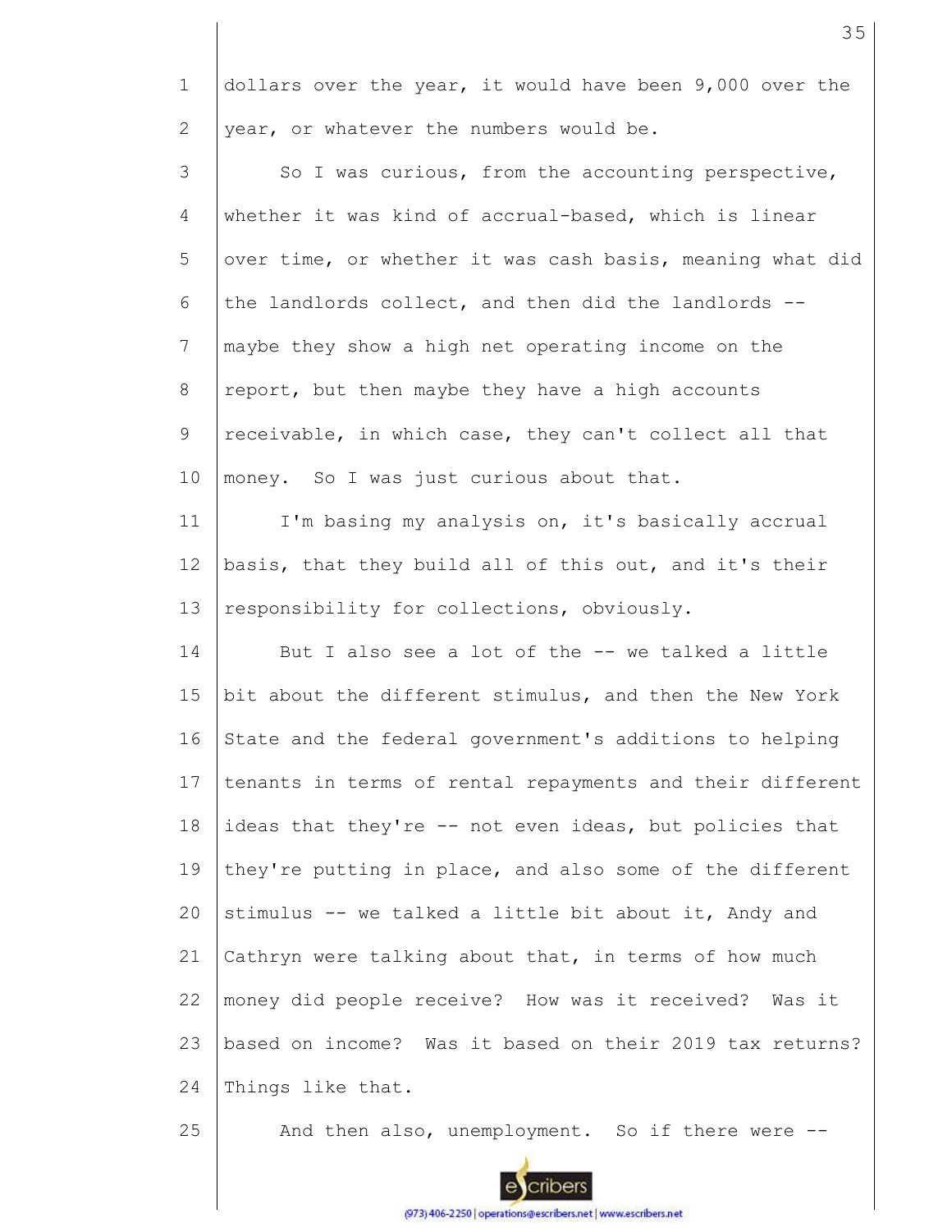dollars over the year, it would have been 9,000 over the year, or whatever the numbers would be.

So I was curious, from the accounting perspective, whether it was kind of accrual-based, which is linear over time, or whether it was cash basis, meaning what did the landlords collect, and then did the landlords -- maybe they show a high net operating income on the report, but then maybe they have a high accounts receivable, in which case, they can't collect all that money. So I was just curious about that.

I'm basing my analysis on, it's basically accrual basis, that they build all of this out, and it's their responsibility for collections, obviously.

But I also see a lot of the -- we talked a little bit about the different stimulus, and then the New York State and the federal government's additions to helping tenants in terms of rental repayments and their different ideas that they're -- not even ideas, but policies that they're putting in place, and also some of the different stimulus -- we talked a little bit about it, Andy and Cathryn were talking about that, in terms of how much money did people receive? How was it received? Was it based on income? Was it based on their 2019 tax returns? Things like that.

And then also, unemployment. So if there were --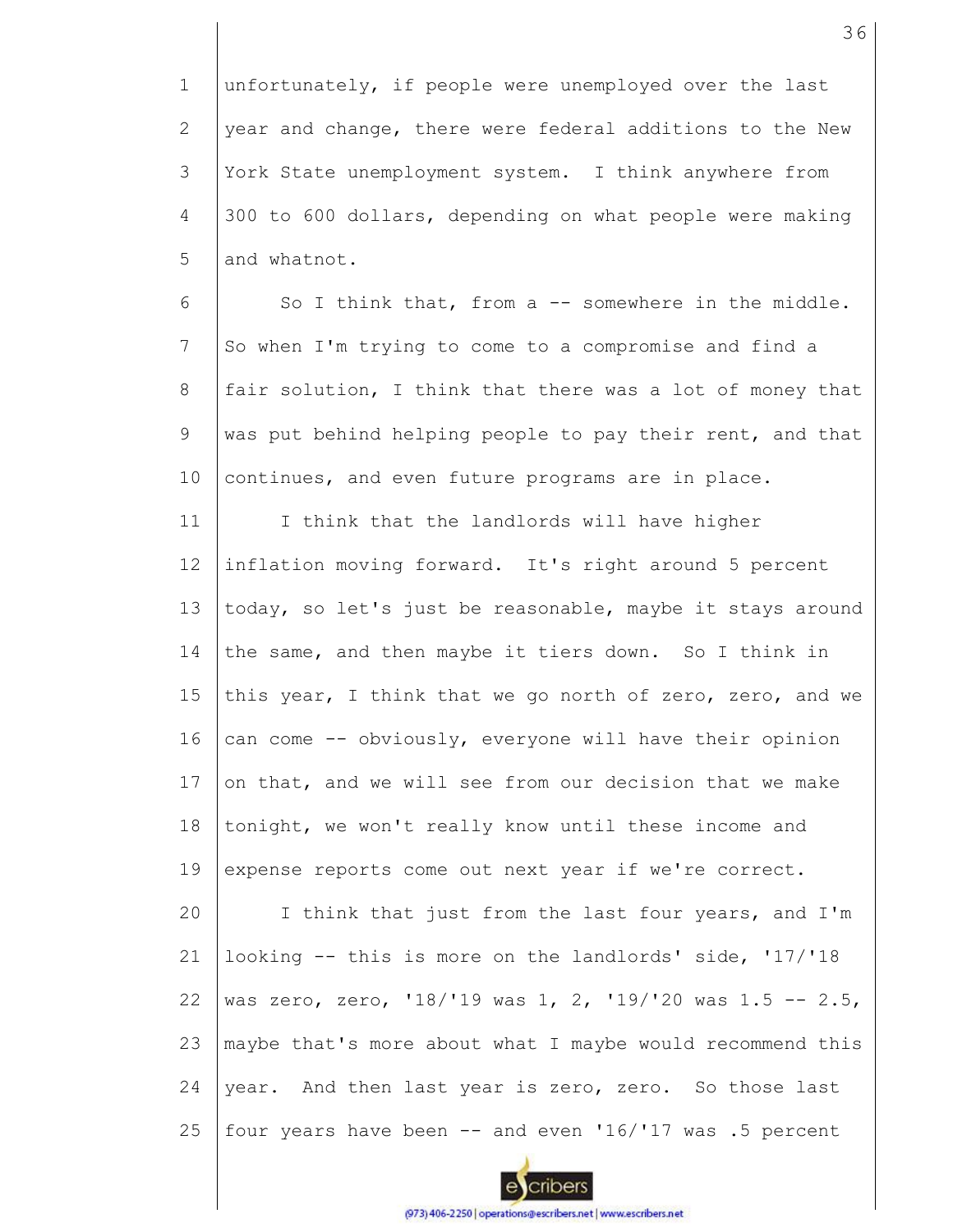unfortunately, if people were unemployed over the last year and change, there were federal additions to the New York State unemployment system. I think anywhere from 300 to 600 dollars, depending on what people were making and whatnot.

So I think that, from a -- somewhere in the middle. So when I'm trying to come to a compromise and find a fair solution, I think that there was a lot of money that was put behind helping people to pay their rent, and that continues, and even future programs are in place.

I think that the landlords will have higher inflation moving forward. It's right around 5 percent today, so let's just be reasonable, maybe it stays around the same, and then maybe it tiers down. So I think in this year, I think that we go north of zero, zero, and we can come -- obviously, everyone will have their opinion on that, and we will see from our decision that we make tonight, we won't really know until these income and expense reports come out next year if we're correct.

I think that just from the last four years, and I'm looking -- this is more on the landlords' side, '17/'18 was zero, zero, '18/'19 was 1, 2, '19/'20 was 1.5 -- 2.5, maybe that's more about what I maybe would recommend this year. And then last year is zero, zero. So those last four years have been -- and even '16/'17 was .5 percent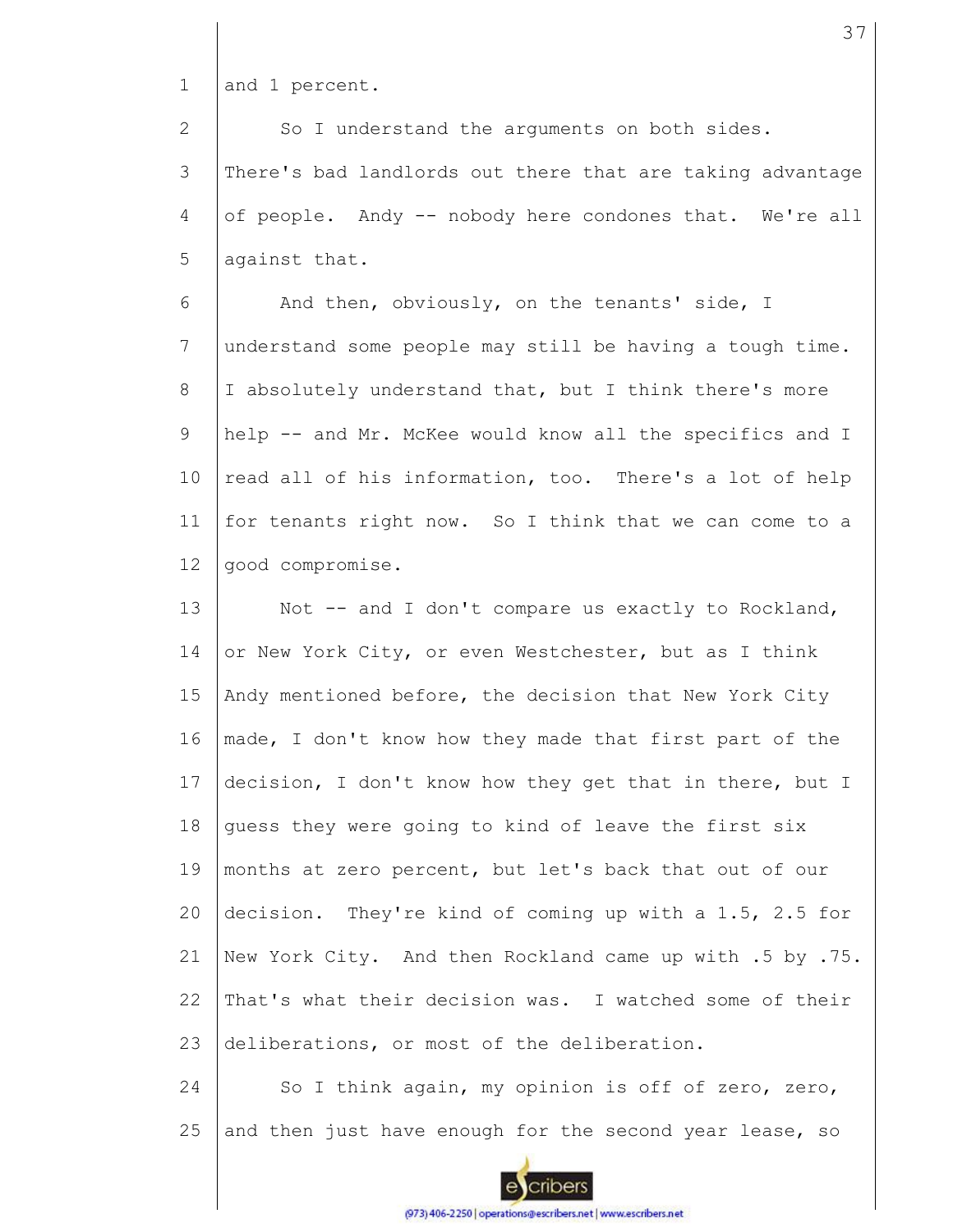and 1 percent.

So I understand the arguments on both sides. There's bad landlords out there that are taking advantage of people. Andy -- nobody here condones that. We're all against that.

And then, obviously, on the tenants' side, I understand some people may still be having a tough time. I absolutely understand that, but I think there's more help -- and Mr. McKee would know all the specifics and I read all of his information, too. There's a lot of help for tenants right now. So I think that we can come to a good compromise.

Not -- and I don't compare us exactly to Rockland, or New York City, or even Westchester, but as I think Andy mentioned before, the decision that New York City made, I don't know how they made that first part of the decision, I don't know how they get that in there, but I guess they were going to kind of leave the first six months at zero percent, but let's back that out of our decision. They're kind of coming up with a 1.5, 2.5 for New York City. And then Rockland came up with .5 by .75. That's what their decision was. I watched some of their deliberations, or most of the deliberation.

So I think again, my opinion is off of zero, zero, and then just have enough for the second year lease, so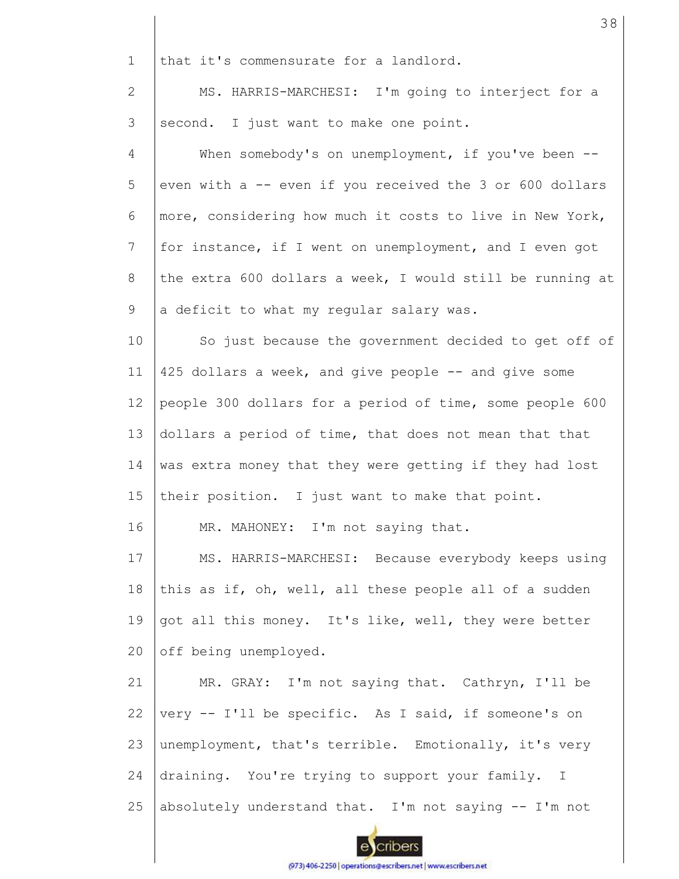that it's commensurate for a landlord.

MS. HARRIS-MARCHESI: I'm going to interject for a second. I just want to make one point.

When somebody's on unemployment, if you've been -- even with a -- even if you received the 3 or 600 dollars more, considering how much it costs to live in New York, for instance, if I went on unemployment, and I even got the extra 600 dollars a week, I would still be running at a deficit to what my regular salary was.

So just because the government decided to get off of 425 dollars a week, and give people -- and give some people 300 dollars for a period of time, some people 600 dollars a period of time, that does not mean that that was extra money that they were getting if they had lost their position. I just want to make that point.

MR. MAHONEY: I'm not saying that.

MS. HARRIS-MARCHESI: Because everybody keeps using this as if, oh, well, all these people all of a sudden got all this money. It's like, well, they were better off being unemployed.

MR. GRAY: I'm not saying that. Cathryn, I'll be very -- I'll be specific. As I said, if someone's on unemployment, that's terrible. Emotionally, it's very draining. You're trying to support your family. I absolutely understand that. I'm not saying -- I'm not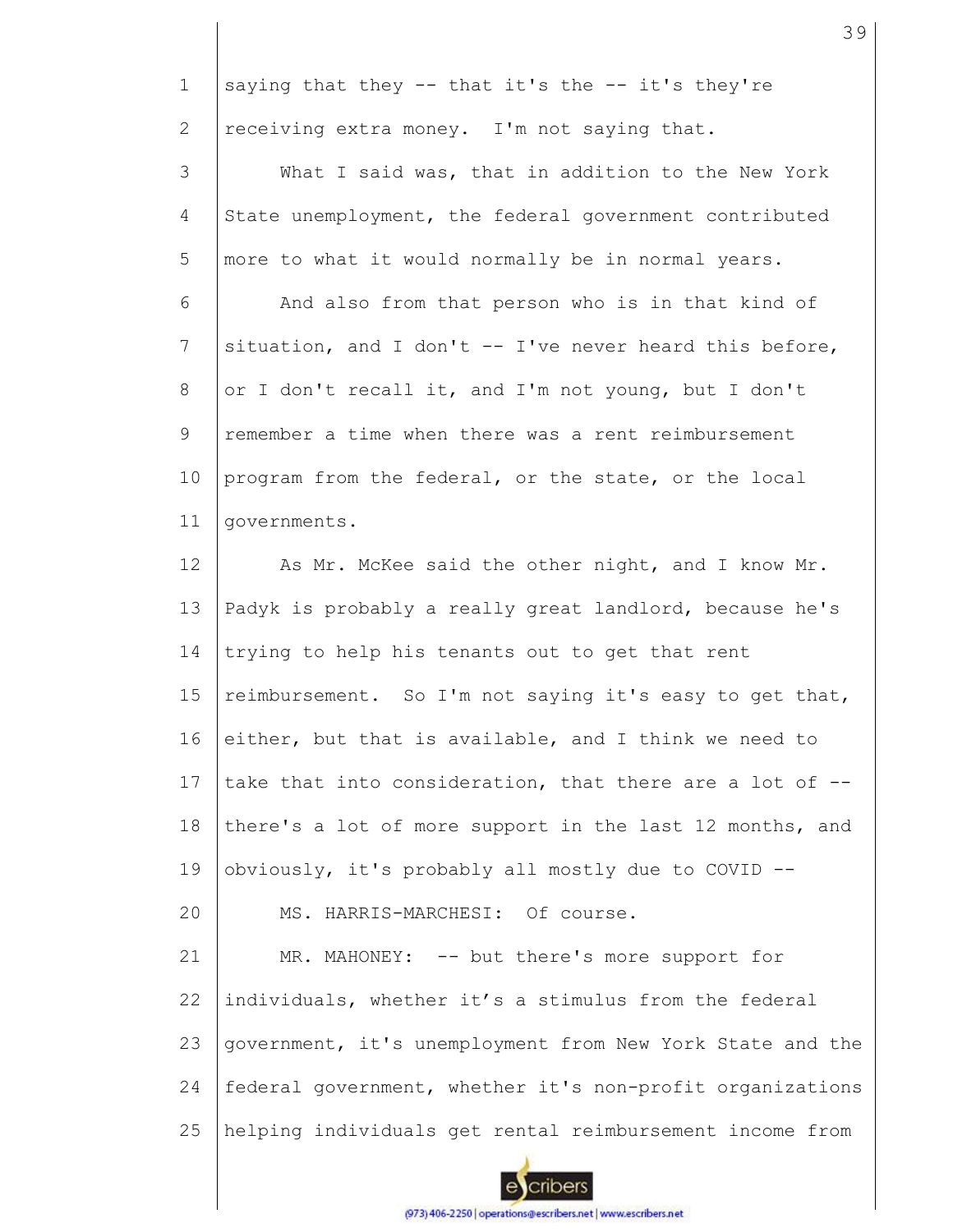saying that they -- that it's the -- it's they're receiving extra money. I'm not saying that.

What I said was, that in addition to the New York State unemployment, the federal government contributed more to what it would normally be in normal years.

And also from that person who is in that kind of situation, and I don't -- I've never heard this before, or I don't recall it, and I'm not young, but I don't remember a time when there was a rent reimbursement program from the federal, or the state, or the local governments.

As Mr. McKee said the other night, and I know Mr. Padyk is probably a really great landlord, because he's trying to help his tenants out to get that rent reimbursement. So I'm not saying it's easy to get that, either, but that is available, and I think we need to take that into consideration, that there are a lot of -- there's a lot of more support in the last 12 months, and obviously, it's probably all mostly due to COVID --

MS. HARRIS-MARCHESI: Of course.

MR. MAHONEY: -- but there's more support for individuals, whether it's a stimulus from the federal government, it's unemployment from New York State and the federal government, whether it's non-profit organizations helping individuals get rental reimbursement income from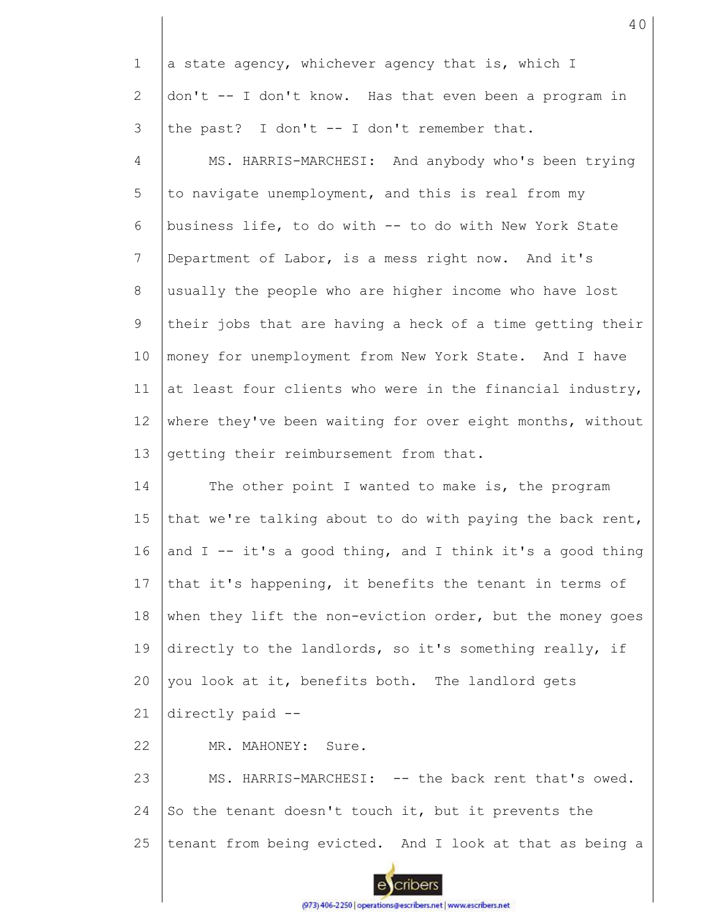a state agency, whichever agency that is, which I don't -- I don't know. Has that even been a program in the past? I don't -- I don't remember that.

MS. HARRIS-MARCHESI: And anybody who's been trying to navigate unemployment, and this is real from my business life, to do with -- to do with New York State Department of Labor, is a mess right now. And it's usually the people who are higher income who have lost their jobs that are having a heck of a time getting their money for unemployment from New York State. And I have at least four clients who were in the financial industry, where they've been waiting for over eight months, without getting their reimbursement from that.

The other point I wanted to make is, the program that we're talking about to do with paying the back rent, and I -- it's a good thing, and I think it's a good thing that it's happening, it benefits the tenant in terms of when they lift the non-eviction order, but the money goes directly to the landlords, so it's something really, if you look at it, benefits both. The landlord gets directly paid --

MR. MAHONEY: Sure.

MS. HARRIS-MARCHESI: -- the back rent that's owed. So the tenant doesn't touch it, but it prevents the tenant from being evicted. And I look at that as being a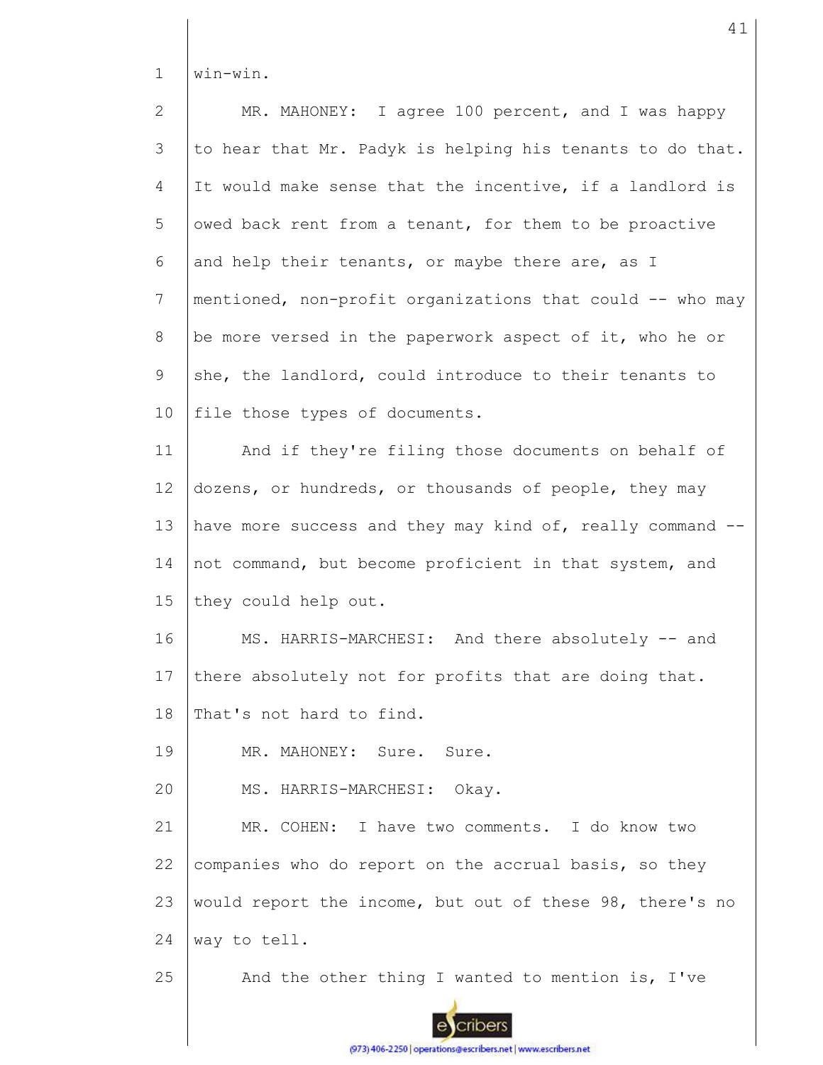win-win.

MR. MAHONEY: I agree 100 percent, and I was happy to hear that Mr. Padyk is helping his tenants to do that. It would make sense that the incentive, if a landlord is owed back rent from a tenant, for them to be proactive and help their tenants, or maybe there are, as I mentioned, non-profit organizations that could -- who may be more versed in the paperwork aspect of it, who he or she, the landlord, could introduce to their tenants to file those types of documents.

And if they're filing those documents on behalf of dozens, or hundreds, or thousands of people, they may have more success and they may kind of, really command -- not command, but become proficient in that system, and they could help out.

MS. HARRIS-MARCHESI: And there absolutely -- and there absolutely not for profits that are doing that. That's not hard to find.

MR. MAHONEY: Sure. Sure.

MS. HARRIS-MARCHESI: Okay.

MR. COHEN: I have two comments. I do know two companies who do report on the accrual basis, so they would report the income, but out of these 98, there's no way to tell.

And the other thing I wanted to mention is, I've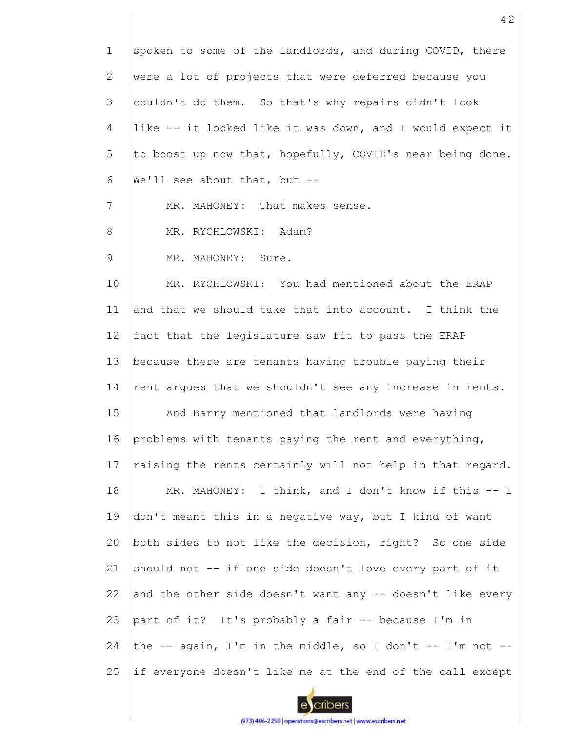spoken to some of the landlords, and during COVID, there were a lot of projects that were deferred because you couldn't do them. So that's why repairs didn't look like -- it looked like it was down, and I would expect it to boost up now that, hopefully, COVID's near being done. We'll see about that, but --

MR. MAHONEY: That makes sense.

MR. RYCHLOWSKI: Adam?

MR. MAHONEY: Sure.

MR. RYCHLOWSKI: You had mentioned about the ERAP and that we should take that into account. I think the fact that the legislature saw fit to pass the ERAP because there are tenants having trouble paying their rent argues that we shouldn't see any increase in rents.

And Barry mentioned that landlords were having problems with tenants paying the rent and everything, raising the rents certainly will not help in that regard.

MR. MAHONEY: I think, and I don't know if this -- I don't meant this in a negative way, but I kind of want both sides to not like the decision, right? So one side should not -- if one side doesn't love every part of it and the other side doesn't want any -- doesn't like every part of it? It's probably a fair -- because I'm in the -- again, I'm in the middle, so I don't -- I'm not -- if everyone doesn't like me at the end of the call except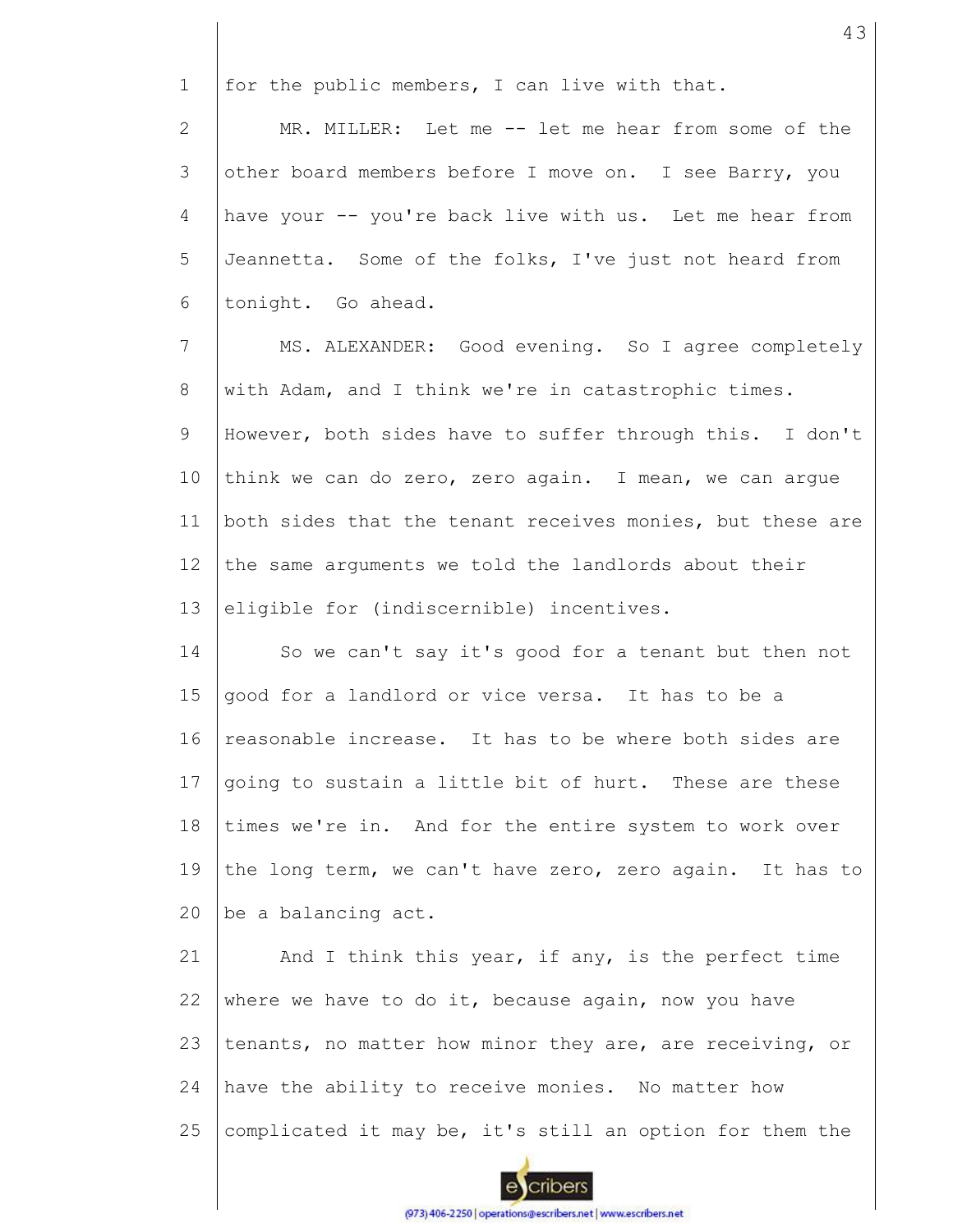for the public members, I can live with that.

MR. MILLER: Let me -- let me hear from some of the other board members before I move on. I see Barry, you have your -- you're back live with us. Let me hear from Jeannetta. Some of the folks, I've just not heard from tonight. Go ahead.

MS. ALEXANDER: Good evening. So I agree completely with Adam, and I think we're in catastrophic times. However, both sides have to suffer through this. I don't think we can do zero, zero again. I mean, we can argue both sides that the tenant receives monies, but these are the same arguments we told the landlords about their eligible for (indiscernible) incentives.

So we can't say it's good for a tenant but then not good for a landlord or vice versa. It has to be a reasonable increase. It has to be where both sides are going to sustain a little bit of hurt. These are these times we're in. And for the entire system to work over the long term, we can't have zero, zero again. It has to be a balancing act.

And I think this year, if any, is the perfect time where we have to do it, because again, now you have tenants, no matter how minor they are, are receiving, or have the ability to receive monies. No matter how complicated it may be, it's still an option for them the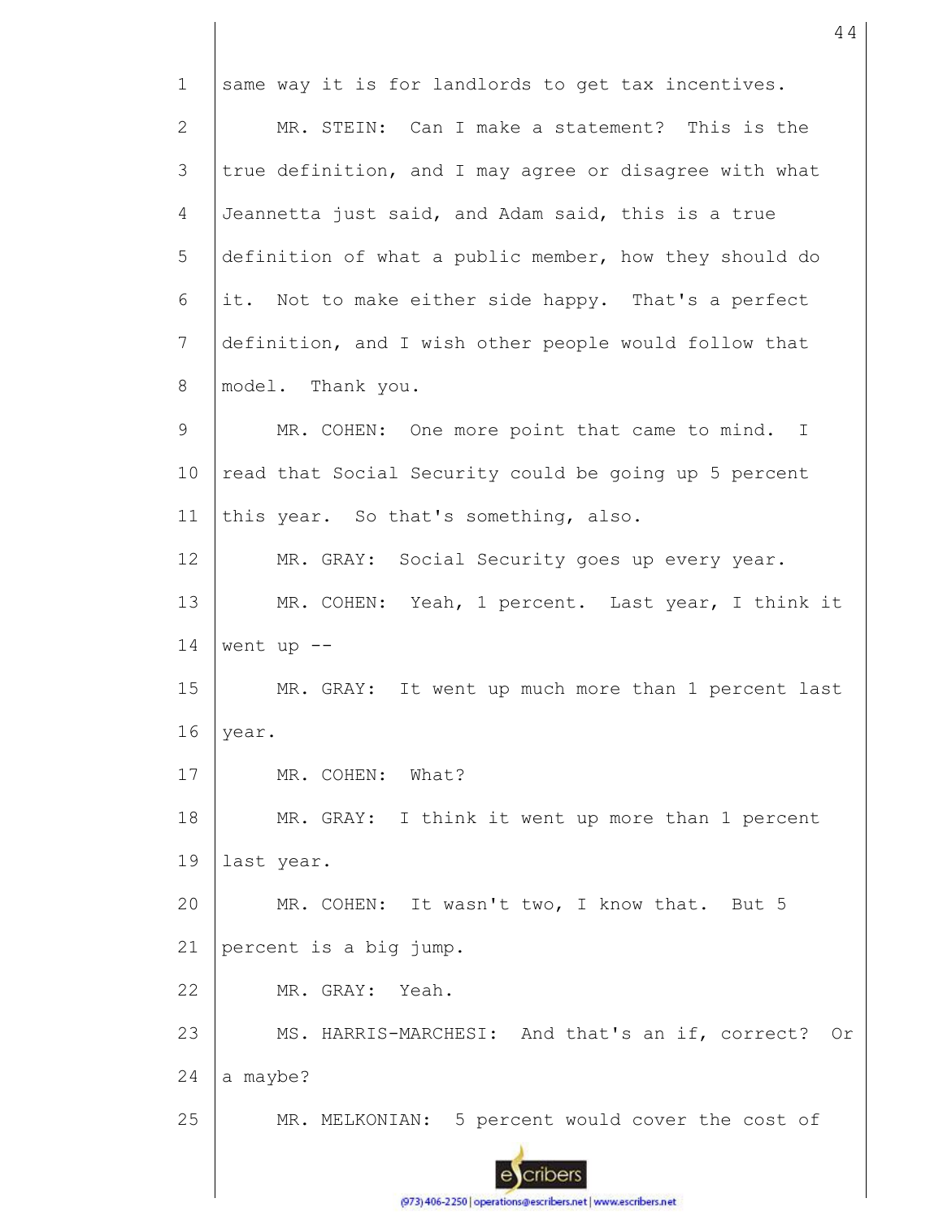same way it is for landlords to get tax incentives.

MR. STEIN: Can I make a statement? This is the true definition, and I may agree or disagree with what Jeannetta just said, and Adam said, this is a true definition of what a public member, how they should do it. Not to make either side happy. That's a perfect definition, and I wish other people would follow that model. Thank you.

MR. COHEN: One more point that came to mind. I read that Social Security could be going up 5 percent this year. So that's something, also.

MR. GRAY: Social Security goes up every year.

MR. COHEN: Yeah, 1 percent. Last year, I think it went up --

MR. GRAY: It went up much more than 1 percent last year.

MR. COHEN: What?

MR. GRAY: I think it went up more than 1 percent last year.

MR. COHEN: It wasn't two, I know that. But 5 percent is a big jump.

MR. GRAY: Yeah.

MS. HARRIS-MARCHESI: And that's an if, correct? Or a maybe?

MR. MELKONIAN: 5 percent would cover the cost of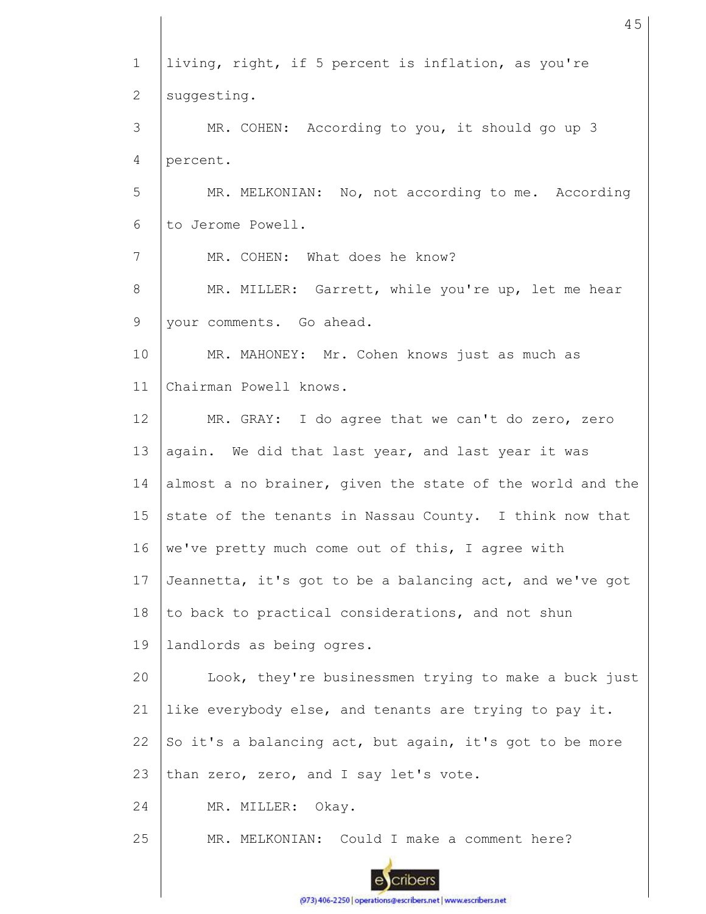living, right, if 5 percent is inflation, as you're suggesting.

MR. COHEN: According to you, it should go up 3 percent.

MR. MELKONIAN: No, not according to me. According to Jerome Powell.

MR. COHEN: What does he know?

MR. MILLER: Garrett, while you're up, let me hear your comments. Go ahead.

MR. MAHONEY: Mr. Cohen knows just as much as Chairman Powell knows.

MR. GRAY: I do agree that we can't do zero, zero again. We did that last year, and last year it was almost a no brainer, given the state of the world and the state of the tenants in Nassau County. I think now that we've pretty much come out of this, I agree with Jeannetta, it's got to be a balancing act, and we've got to back to practical considerations, and not shun landlords as being ogres.

Look, they're businessmen trying to make a buck just like everybody else, and tenants are trying to pay it. So it's a balancing act, but again, it's got to be more than zero, zero, and I say let's vote.

MR. MILLER: Okay.

MR. MELKONIAN: Could I make a comment here?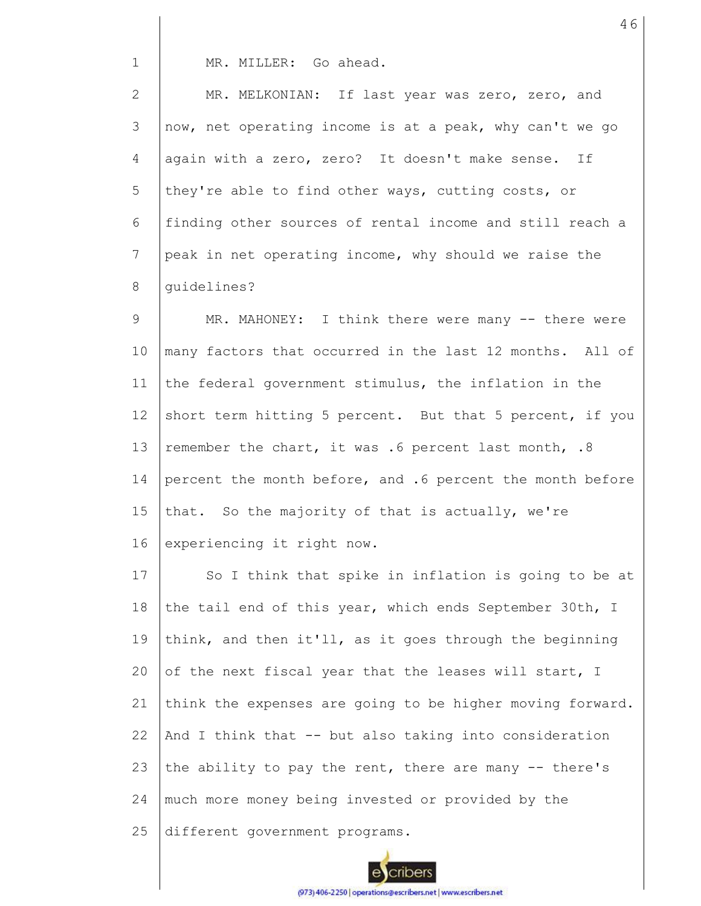MR. MILLER: Go ahead.

MR. MELKONIAN: If last year was zero, zero, and now, net operating income is at a peak, why can't we go again with a zero, zero? It doesn't make sense. If they're able to find other ways, cutting costs, or finding other sources of rental income and still reach a peak in net operating income, why should we raise the guidelines?

MR. MAHONEY: I think there were many -- there were many factors that occurred in the last 12 months. All of the federal government stimulus, the inflation in the short term hitting 5 percent. But that 5 percent, if you remember the chart, it was .6 percent last month, .8 percent the month before, and .6 percent the month before that. So the majority of that is actually, we're experiencing it right now.

So I think that spike in inflation is going to be at the tail end of this year, which ends September 30th, I think, and then it'll, as it goes through the beginning of the next fiscal year that the leases will start, I think the expenses are going to be higher moving forward. And I think that -- but also taking into consideration the ability to pay the rent, there are many -- there's much more money being invested or provided by the different government programs.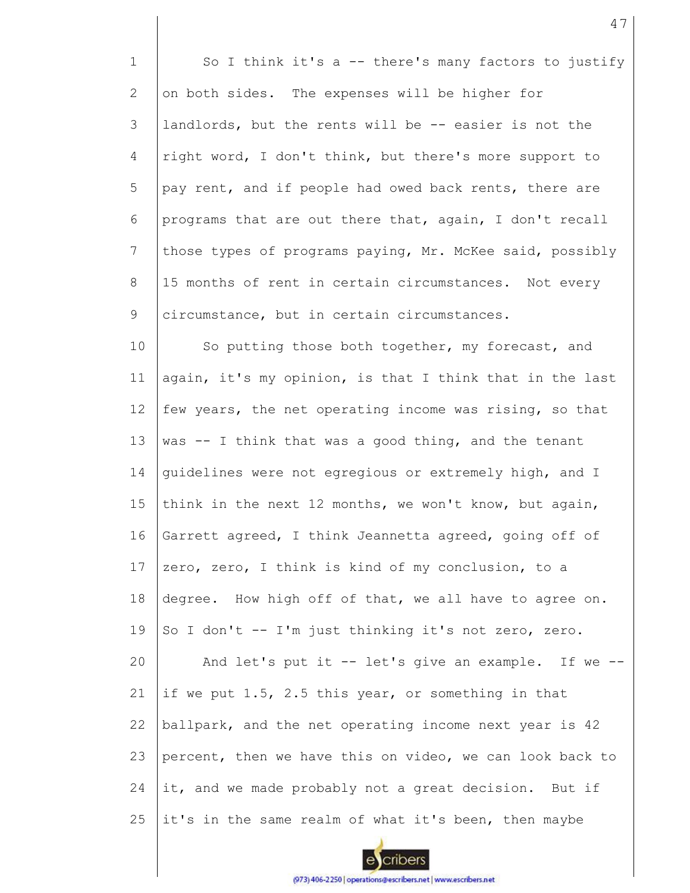So I think it's a -- there's many factors to justify on both sides. The expenses will be higher for landlords, but the rents will be -- easier is not the right word, I don't think, but there's more support to pay rent, and if people had owed back rents, there are programs that are out there that, again, I don't recall those types of programs paying, Mr. McKee said, possibly 15 months of rent in certain circumstances. Not every circumstance, but in certain circumstances.

So putting those both together, my forecast, and again, it's my opinion, is that I think that in the last few years, the net operating income was rising, so that was -- I think that was a good thing, and the tenant guidelines were not egregious or extremely high, and I think in the next 12 months, we won't know, but again, Garrett agreed, I think Jeannetta agreed, going off of zero, zero, I think is kind of my conclusion, to a degree. How high off of that, we all have to agree on. So I don't -- I'm just thinking it's not zero, zero.

And let's put it -- let's give an example. If we -- if we put 1.5, 2.5 this year, or something in that ballpark, and the net operating income next year is 42 percent, then we have this on video, we can look back to it, and we made probably not a great decision. But if it's in the same realm of what it's been, then maybe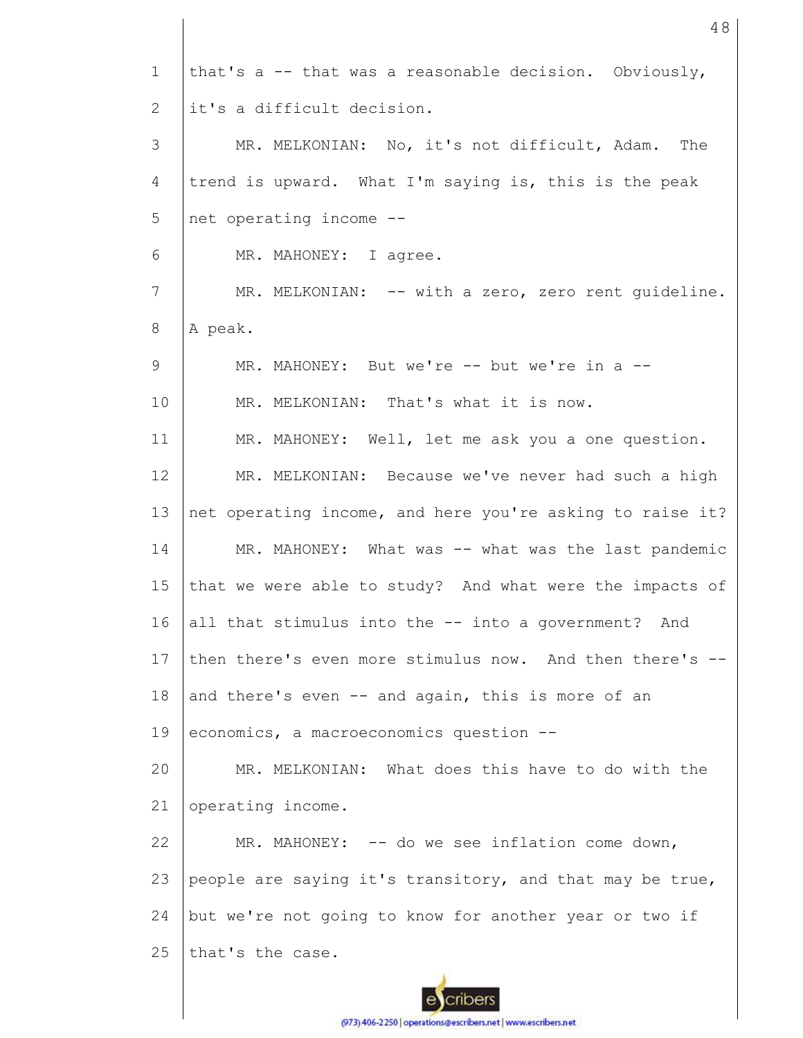that's a -- that was a reasonable decision. Obviously, it's a difficult decision.

MR. MELKONIAN: No, it's not difficult, Adam. The trend is upward. What I'm saying is, this is the peak net operating income --

MR. MAHONEY: I agree.

MR. MELKONIAN: -- with a zero, zero rent guideline. A peak.

MR. MAHONEY: But we're -- but we're in a --

MR. MELKONIAN: That's what it is now.

MR. MAHONEY: Well, let me ask you a one question.

MR. MELKONIAN: Because we've never had such a high net operating income, and here you're asking to raise it?

MR. MAHONEY: What was -- what was the last pandemic that we were able to study? And what were the impacts of all that stimulus into the -- into a government? And then there's even more stimulus now. And then there's -- and there's even -- and again, this is more of an economics, a macroeconomics question --

MR. MELKONIAN: What does this have to do with the operating income.

MR. MAHONEY: -- do we see inflation come down, people are saying it's transitory, and that may be true, but we're not going to know for another year or two if that's the case.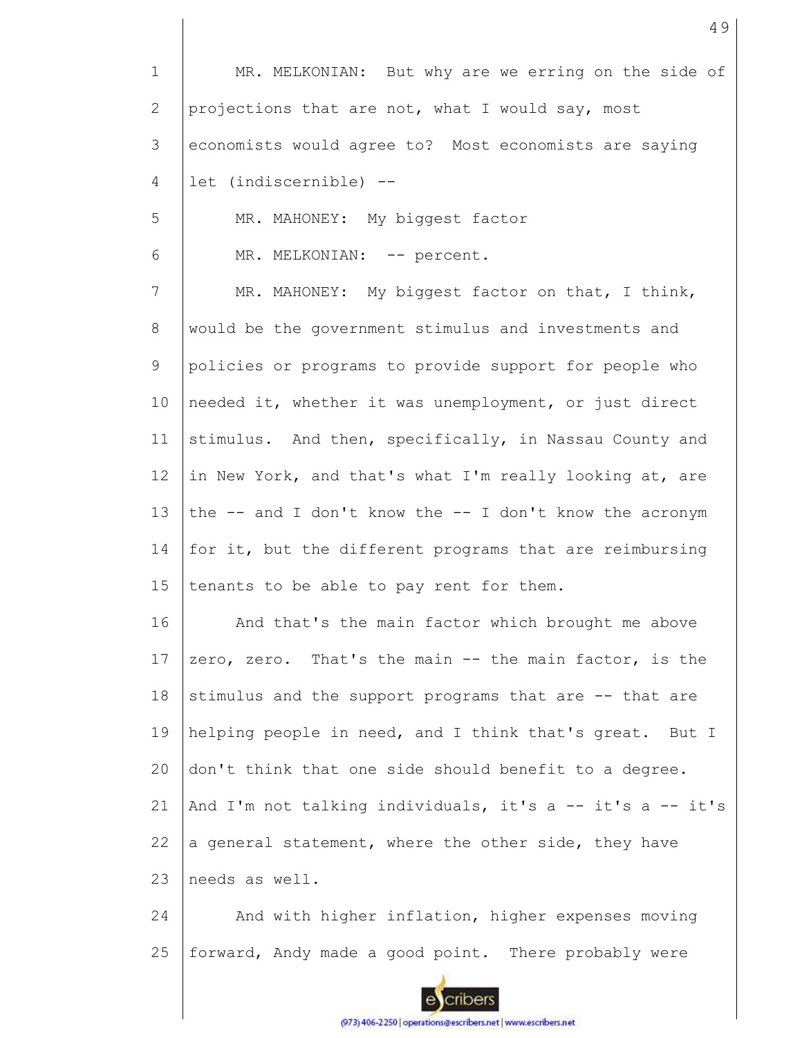MR. MELKONIAN: But why are we erring on the side of projections that are not, what I would say, most economists would agree to? Most economists are saying let (indiscernible) --

MR. MAHONEY: My biggest factor

MR. MELKONIAN: -- percent.

MR. MAHONEY: My biggest factor on that, I think, would be the government stimulus and investments and policies or programs to provide support for people who needed it, whether it was unemployment, or just direct stimulus. And then, specifically, in Nassau County and in New York, and that's what I'm really looking at, are the -- and I don't know the -- I don't know the acronym for it, but the different programs that are reimbursing tenants to be able to pay rent for them.

And that's the main factor which brought me above zero, zero. That's the main -- the main factor, is the stimulus and the support programs that are -- that are helping people in need, and I think that's great. But I don't think that one side should benefit to a degree. And I'm not talking individuals, it's a -- it's a -- it's a general statement, where the other side, they have needs as well.

And with higher inflation, higher expenses moving forward, Andy made a good point. There probably were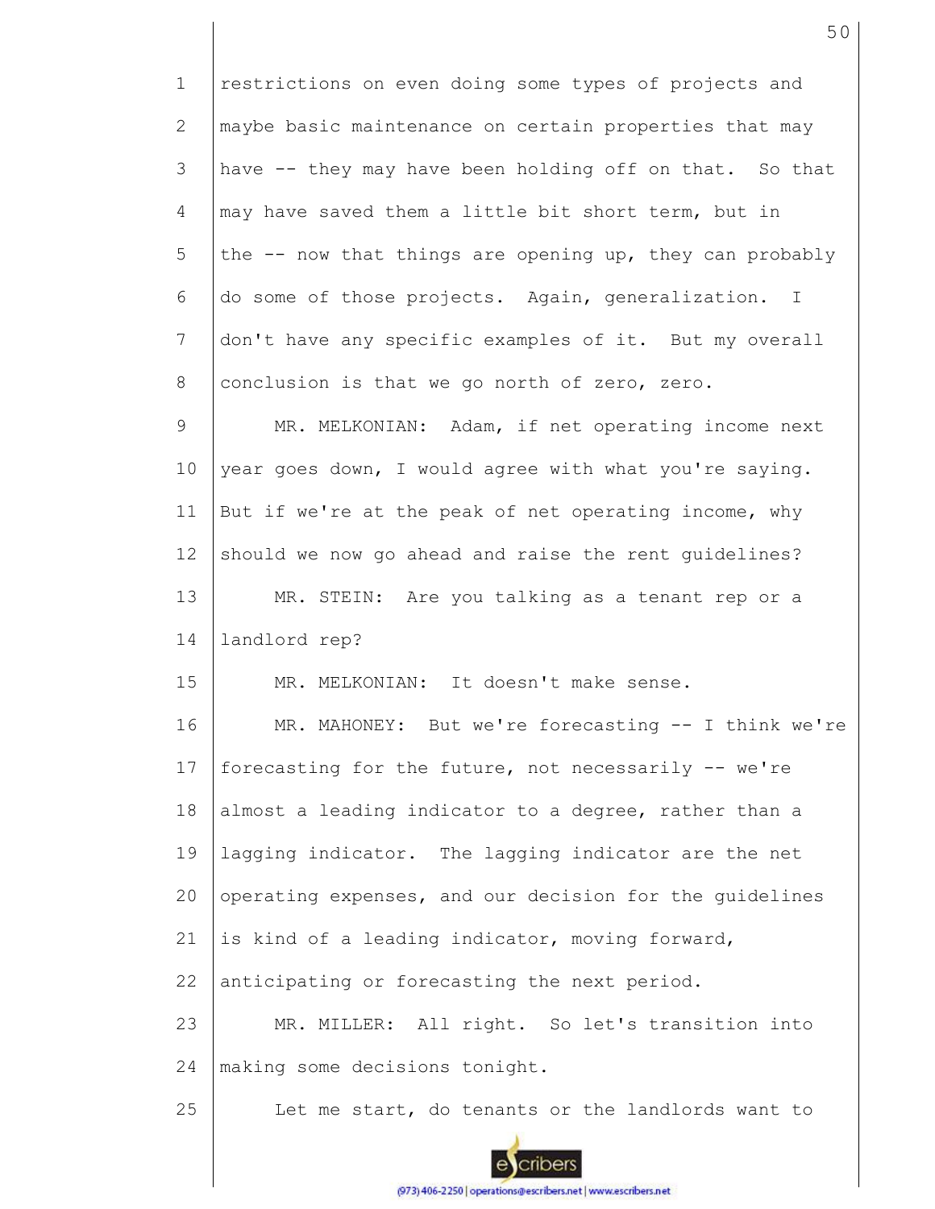restrictions on even doing some types of projects and maybe basic maintenance on certain properties that may have -- they may have been holding off on that. So that may have saved them a little bit short term, but in the -- now that things are opening up, they can probably do some of those projects. Again, generalization. I don't have any specific examples of it. But my overall conclusion is that we go north of zero, zero.

MR. MELKONIAN: Adam, if net operating income next year goes down, I would agree with what you're saying. But if we're at the peak of net operating income, why should we now go ahead and raise the rent guidelines?

MR. STEIN: Are you talking as a tenant rep or a landlord rep?

MR. MELKONIAN: It doesn't make sense.

MR. MAHONEY: But we're forecasting -- I think we're forecasting for the future, not necessarily -- we're almost a leading indicator to a degree, rather than a lagging indicator. The lagging indicator are the net operating expenses, and our decision for the guidelines is kind of a leading indicator, moving forward, anticipating or forecasting the next period.

MR. MILLER: All right. So let's transition into making some decisions tonight.

Let me start, do tenants or the landlords want to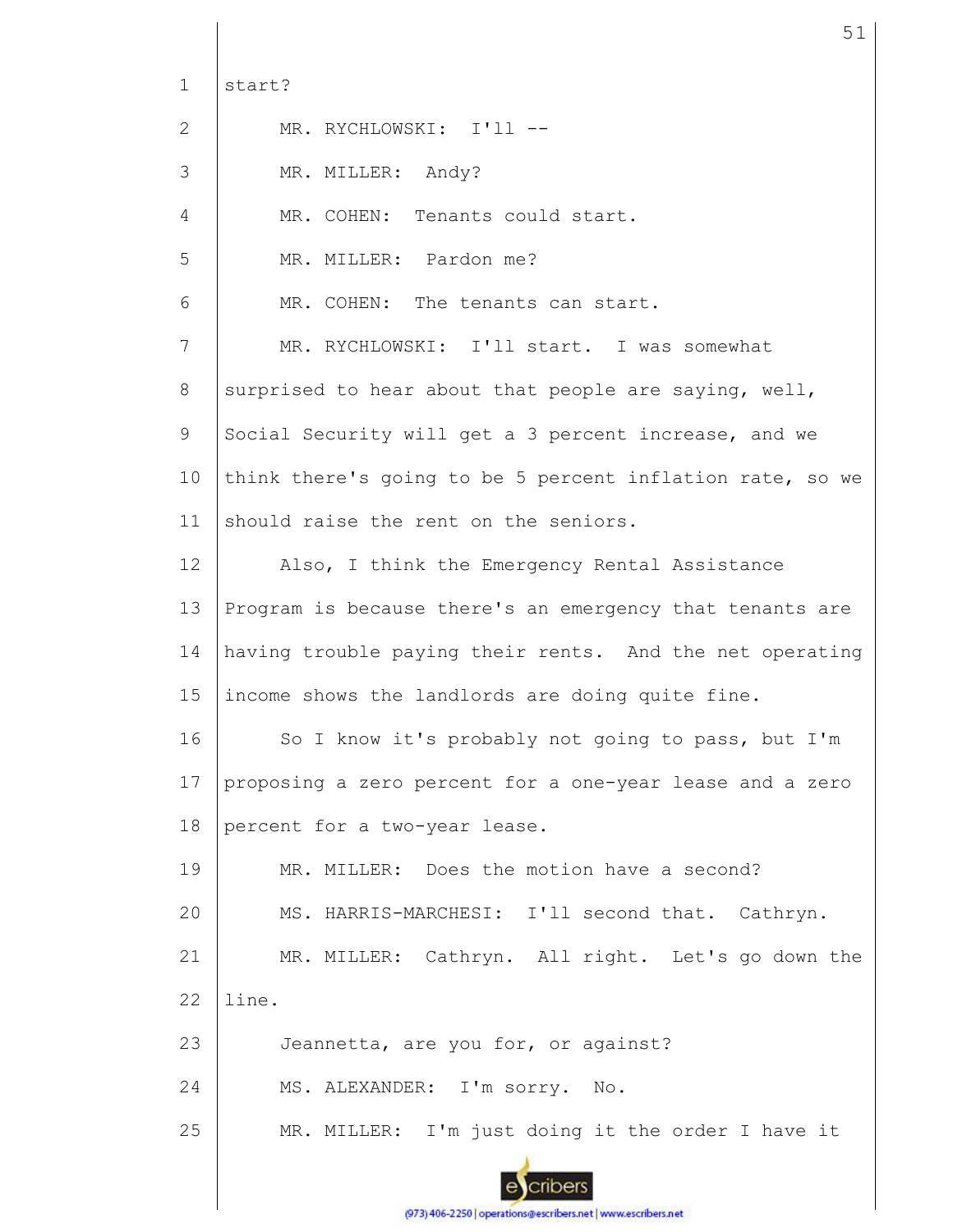start?

MR. RYCHLOWSKI: I'll --

MR. MILLER: Andy?

MR. COHEN: Tenants could start.

MR. MILLER: Pardon me?

MR. COHEN: The tenants can start.

MR. RYCHLOWSKI: I'll start. I was somewhat surprised to hear about that people are saying, well, Social Security will get a 3 percent increase, and we think there's going to be 5 percent inflation rate, so we should raise the rent on the seniors.

Also, I think the Emergency Rental Assistance Program is because there's an emergency that tenants are having trouble paying their rents. And the net operating income shows the landlords are doing quite fine.

So I know it's probably not going to pass, but I'm proposing a zero percent for a one-year lease and a zero percent for a two-year lease.

MR. MILLER: Does the motion have a second?

MS. HARRIS-MARCHESI: I'll second that. Cathryn.

MR. MILLER: Cathryn. All right. Let's go down the line.

Jeannetta, are you for, or against?

MS. ALEXANDER: I'm sorry. No.

MR. MILLER: I'm just doing it the order I have it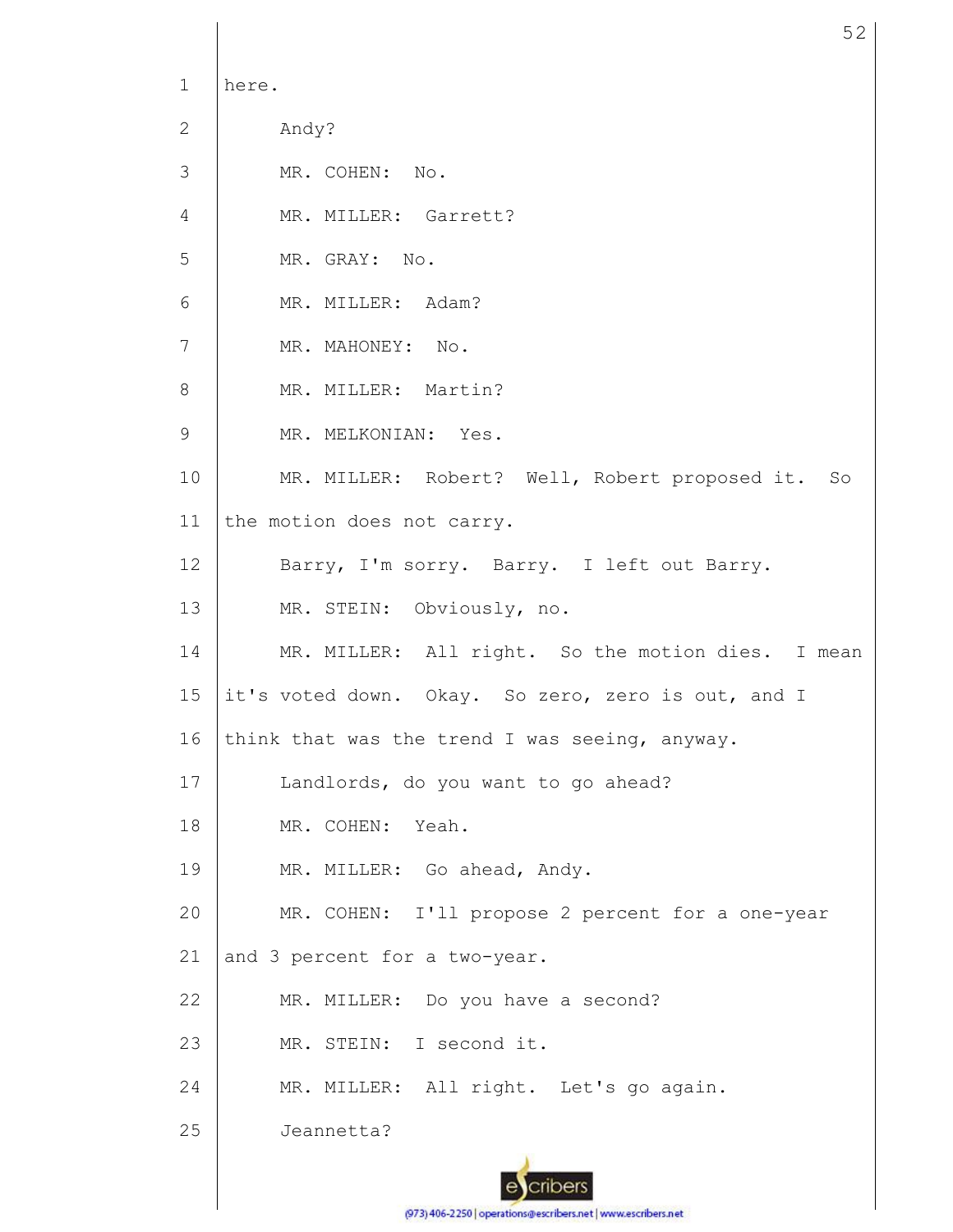here.

Andy?

MR. COHEN: No.

MR. MILLER: Garrett?

MR. GRAY: No.

MR. MILLER: Adam?

MR. MAHONEY: No.

MR. MILLER: Martin?

MR. MELKONIAN: Yes.

MR. MILLER: Robert? Well, Robert proposed it. So the motion does not carry.

Barry, I'm sorry. Barry. I left out Barry.

MR. STEIN: Obviously, no.

MR. MILLER: All right. So the motion dies. I mean it's voted down. Okay. So zero, zero is out, and I think that was the trend I was seeing, anyway.

Landlords, do you want to go ahead?

MR. COHEN: Yeah.

MR. MILLER: Go ahead, Andy.

MR. COHEN: I'll propose 2 percent for a one-year and 3 percent for a two-year.

MR. MILLER: Do you have a second?

MR. STEIN: I second it.

MR. MILLER: All right. Let's go again.

Jeannetta?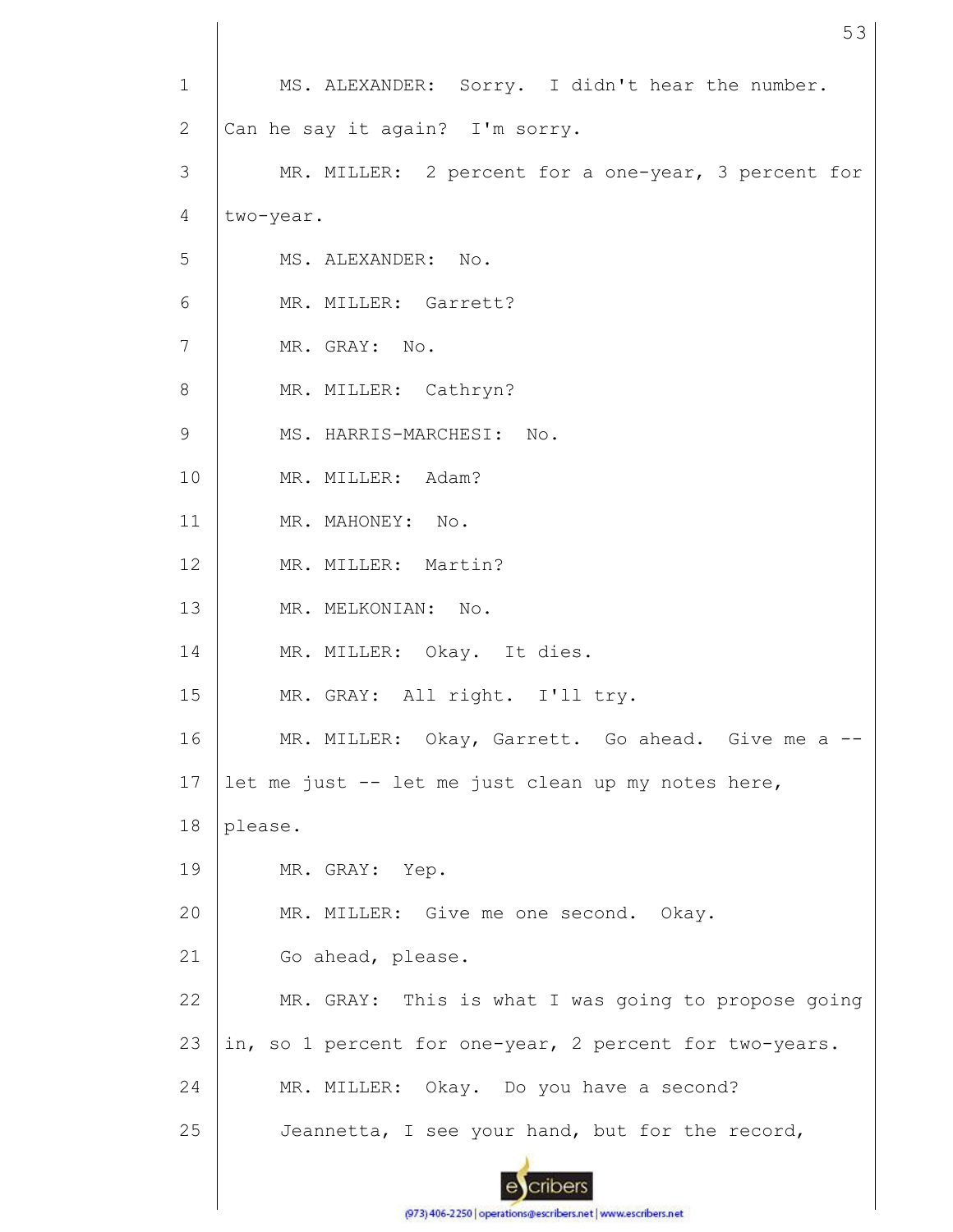MS. ALEXANDER: Sorry. I didn't hear the number. Can he say it again? I'm sorry.

MR. MILLER: 2 percent for a one-year, 3 percent for two-year.

MS. ALEXANDER: No.

MR. MILLER: Garrett?

MR. GRAY: No.

MR. MILLER: Cathryn?

MS. HARRIS-MARCHESI: No.

MR. MILLER: Adam?

MR. MAHONEY: No.

MR. MILLER: Martin?

MR. MELKONIAN: No.

MR. MILLER: Okay. It dies.

MR. GRAY: All right. I'll try.

MR. MILLER: Okay, Garrett. Go ahead. Give me a -- let me just -- let me just clean up my notes here, please.

MR. GRAY: Yep.

MR. MILLER: Give me one second. Okay.

Go ahead, please.

MR. GRAY: This is what I was going to propose going in, so 1 percent for one-year, 2 percent for two-years.

MR. MILLER: Okay. Do you have a second?

Jeannetta, I see your hand, but for the record,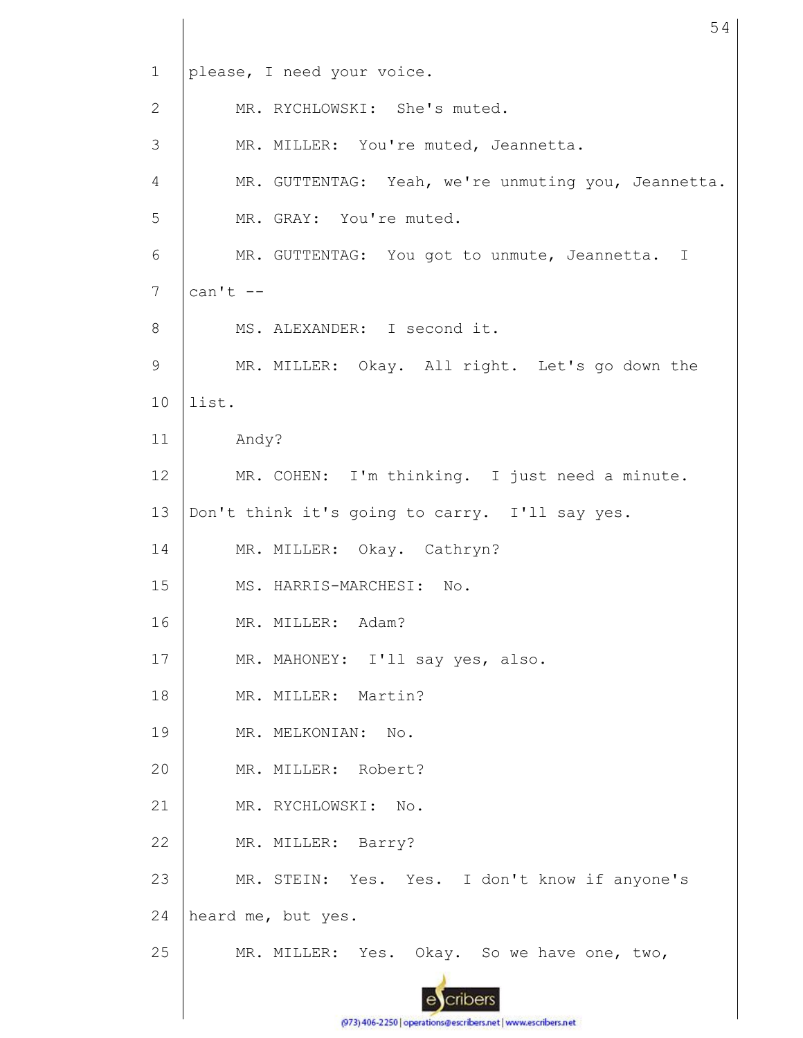please, I need your voice.

MR. RYCHLOWSKI: She's muted.

MR. MILLER: You're muted, Jeannetta.

MR. GUTTENTAG: Yeah, we're unmuting you, Jeannetta.

MR. GRAY: You're muted.

MR. GUTTENTAG: You got to unmute, Jeannetta. I can't --

MS. ALEXANDER: I second it.

MR. MILLER: Okay. All right. Let's go down the list.

Andy?

MR. COHEN: I'm thinking. I just need a minute. Don't think it's going to carry. I'll say yes.

MR. MILLER: Okay. Cathryn?

MS. HARRIS-MARCHESI: No.

MR. MILLER: Adam?

MR. MAHONEY: I'll say yes, also.

MR. MILLER: Martin?

MR. MELKONIAN: No.

MR. MILLER: Robert?

MR. RYCHLOWSKI: No.

MR. MILLER: Barry?

MR. STEIN: Yes. Yes. I don't know if anyone's heard me, but yes.

MR. MILLER: Yes. Okay. So we have one, two,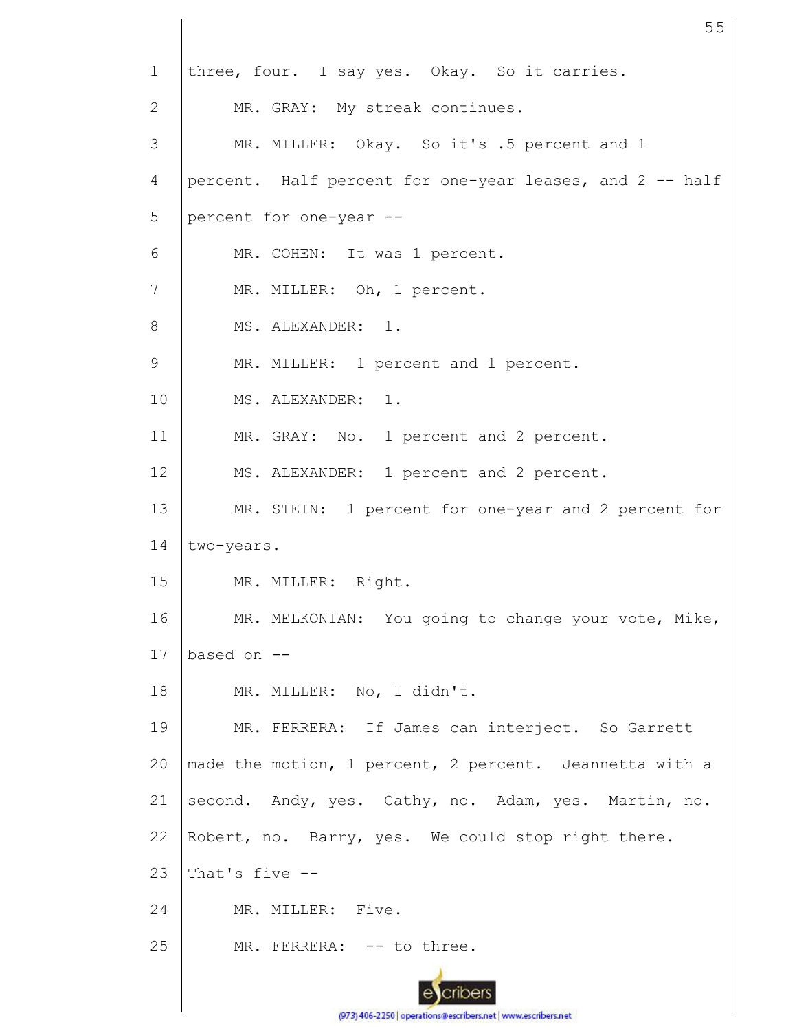three, four. I say yes. Okay. So it carries.

MR. GRAY: My streak continues.

MR. MILLER: Okay. So it's .5 percent and 1 percent. Half percent for one-year leases, and 2 -- half percent for one-year --

MR. COHEN: It was 1 percent.

MR. MILLER: Oh, 1 percent.

MS. ALEXANDER: 1.

MR. MILLER: 1 percent and 1 percent.

MS. ALEXANDER: 1.

MR. GRAY: No. 1 percent and 2 percent.

MS. ALEXANDER: 1 percent and 2 percent.

MR. STEIN: 1 percent for one-year and 2 percent for two-years.

MR. MILLER: Right.

MR. MELKONIAN: You going to change your vote, Mike, based on --

MR. MILLER: No, I didn't.

MR. FERRERA: If James can interject. So Garrett made the motion, 1 percent, 2 percent. Jeannetta with a second. Andy, yes. Cathy, no. Adam, yes. Martin, no. Robert, no. Barry, yes. We could stop right there. That's five --

MR. MILLER: Five.

MR. FERRERA: -- to three.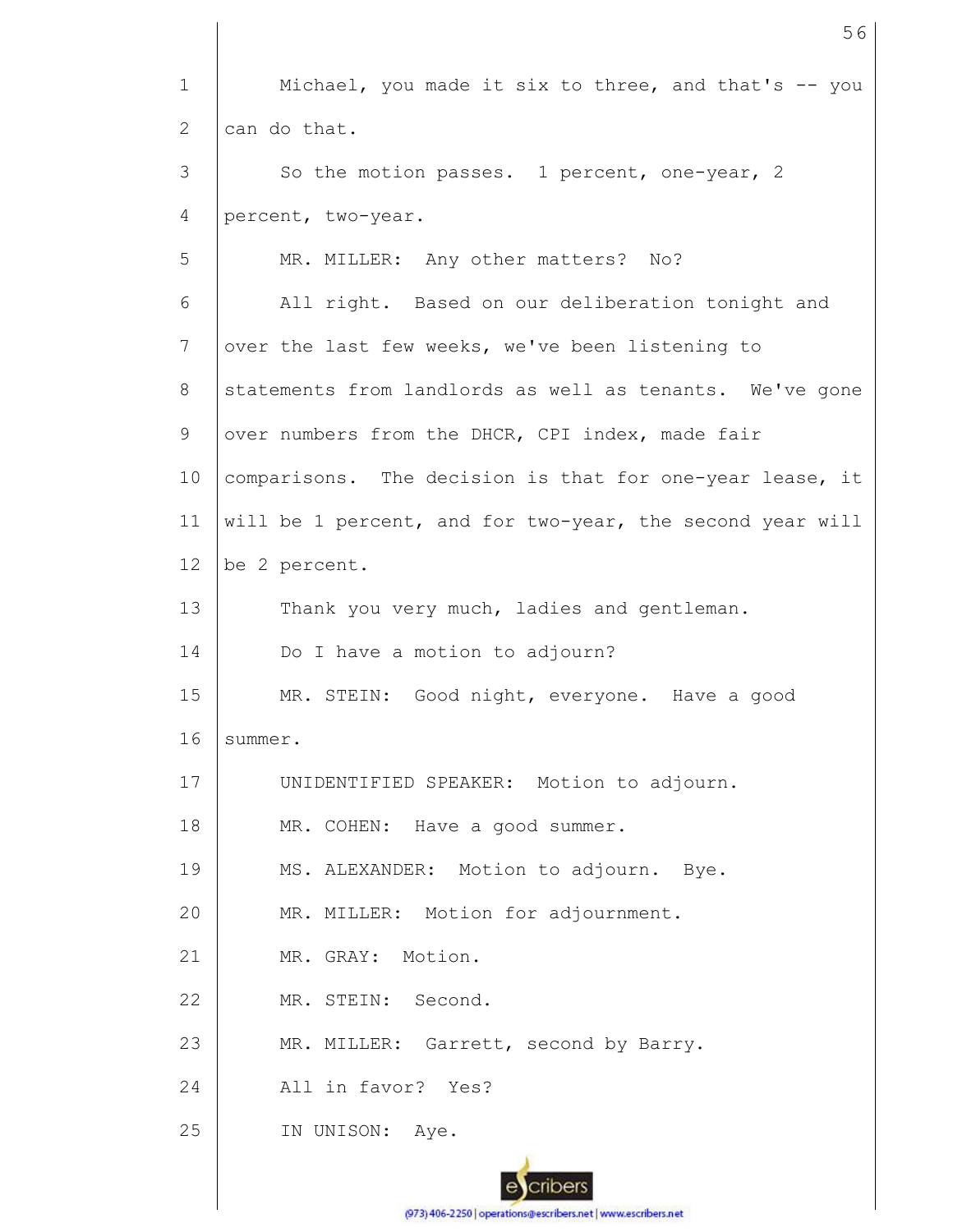Michael, you made it six to three, and that's -- you can do that.

So the motion passes. 1 percent, one-year, 2 percent, two-year.

MR. MILLER: Any other matters? No?

All right. Based on our deliberation tonight and over the last few weeks, we've been listening to statements from landlords as well as tenants. We've gone over numbers from the DHCR, CPI index, made fair comparisons. The decision is that for one-year lease, it will be 1 percent, and for two-year, the second year will be 2 percent.

Thank you very much, ladies and gentleman.

Do I have a motion to adjourn?

MR. STEIN: Good night, everyone. Have a good summer.

UNIDENTIFIED SPEAKER: Motion to adjourn.

MR. COHEN: Have a good summer.

MS. ALEXANDER: Motion to adjourn. Bye.

MR. MILLER: Motion for adjournment.

MR. GRAY: Motion.

MR. STEIN: Second.

MR. MILLER: Garrett, second by Barry.

All in favor? Yes?

IN UNISON: Aye.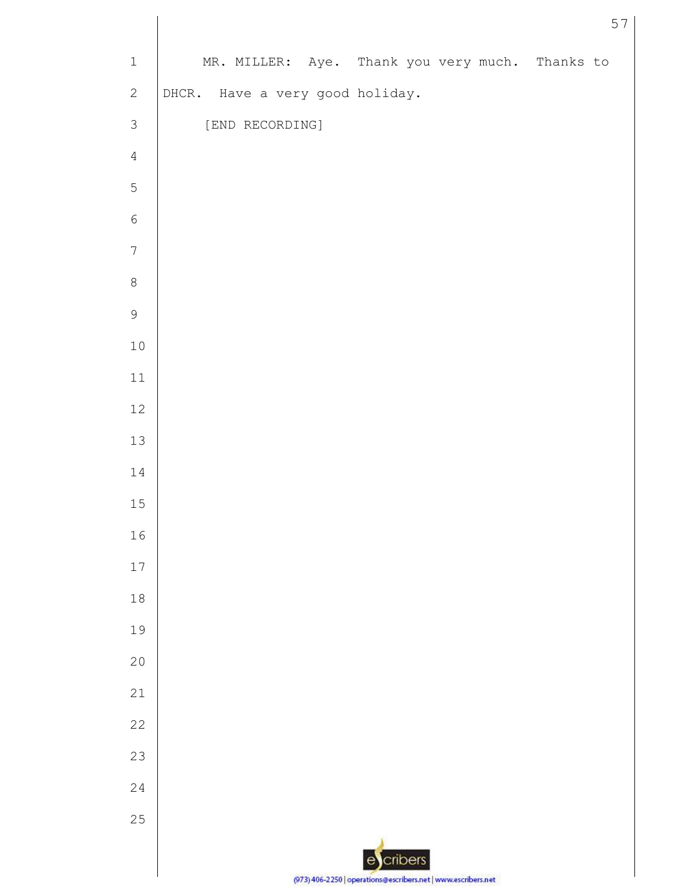MR. MILLER: Aye. Thank you very much. Thanks to DHCR. Have a very good holiday.

[END RECORDING]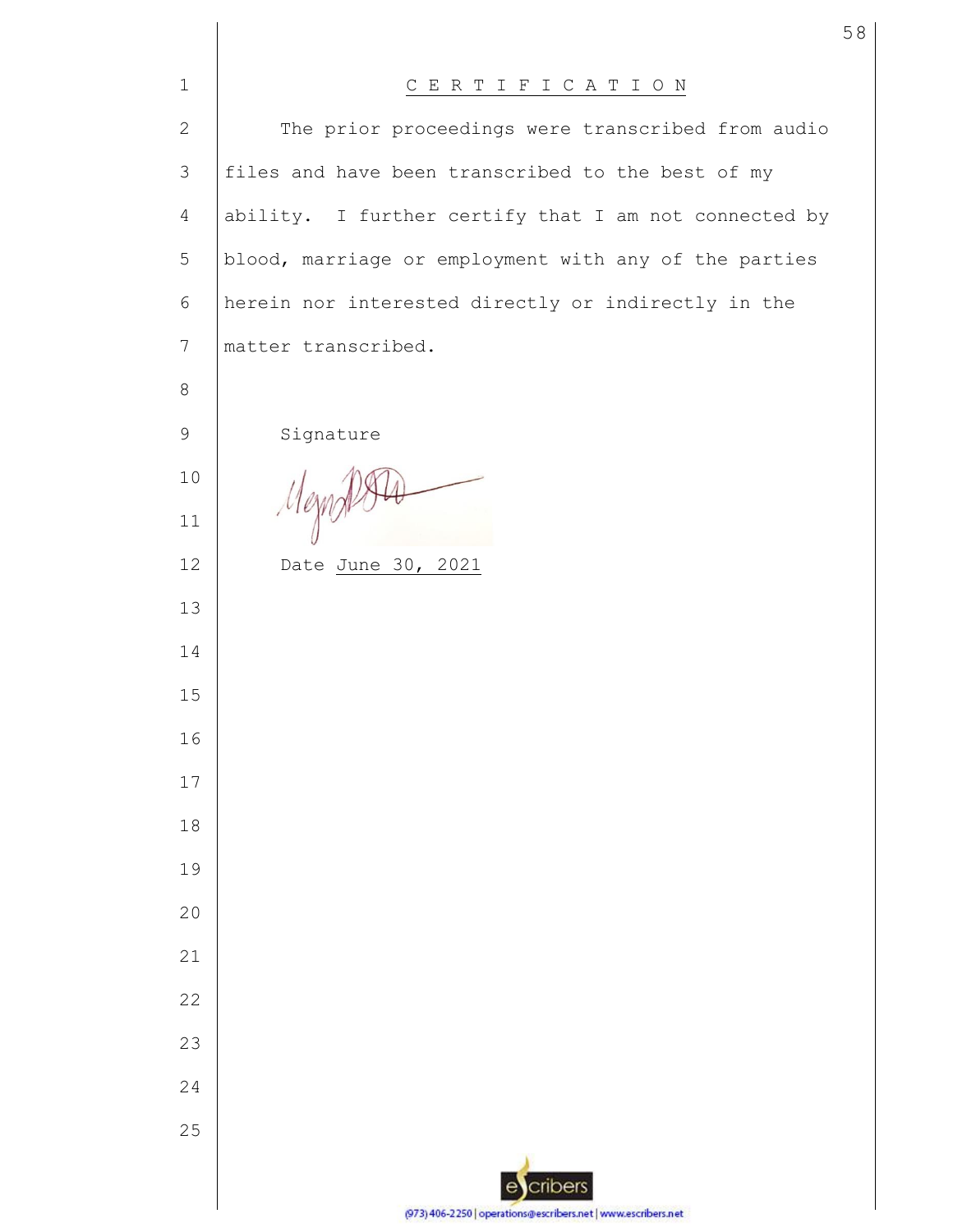# C E R T I F I C A T I O N

The prior proceedings were transcribed from audio files and have been transcribed to the best of my ability. I further certify that I am not connected by blood, marriage or employment with any of the parties herein nor interested directly or indirectly in the matter transcribed.

Signature

Date June 30, 2021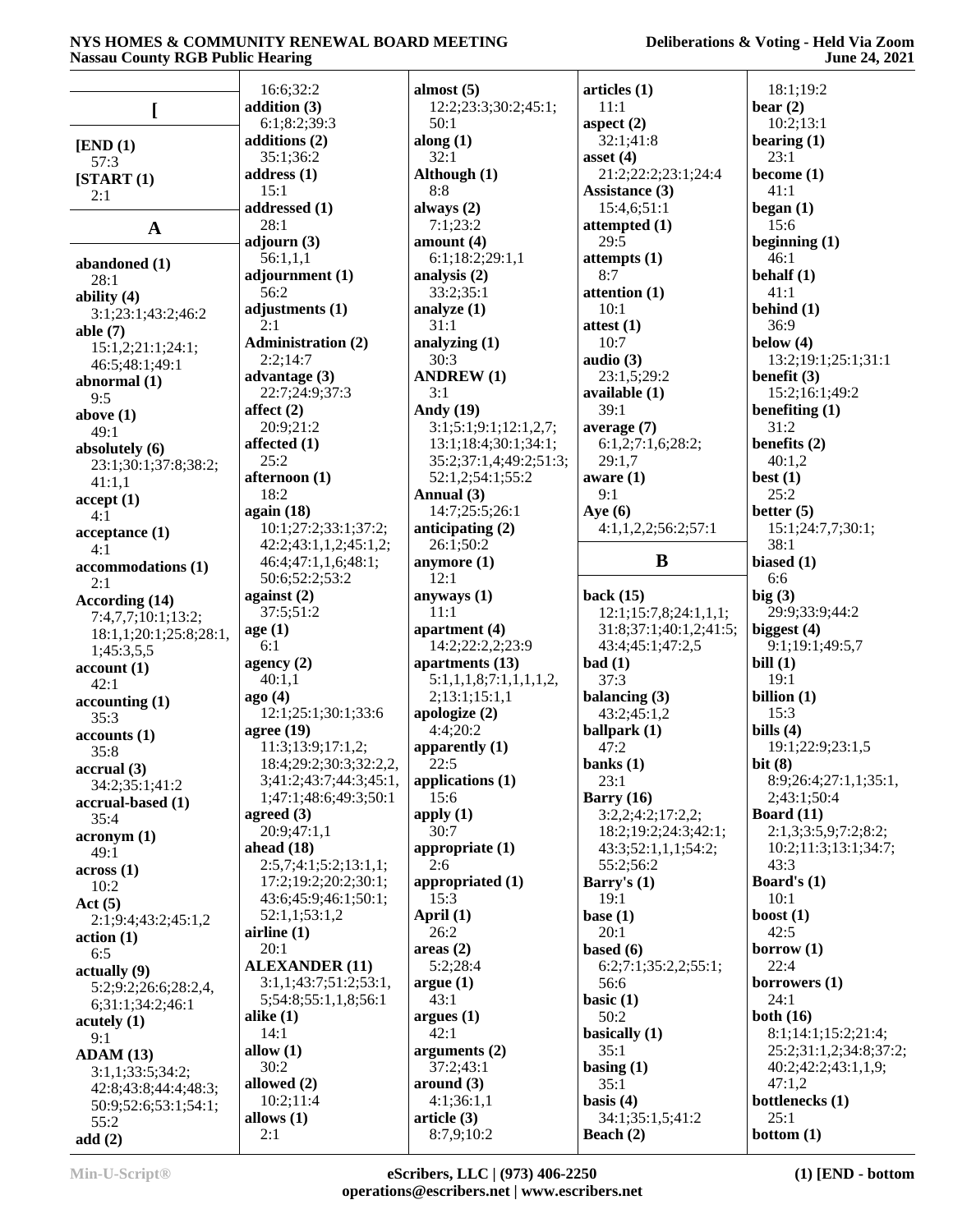## [

**[END (1)**
57:3

**[START (1)**
2:1

## A

**abandoned (1)**
28:1

**ability (4)**
3:1;23:1;43:2;46:2

**able (7)**
15:1,2;21:1;24:1; 46:5;48:1;49:1

**abnormal (1)**
9:5

**above (1)**
49:1

**absolutely (6)**
23:1;30:1;37:8;38:2; 41:1,1

**accept (1)**
4:1

**acceptance (1)**
4:1

**accommodations (1)**
2:1

**According (14)**
7:4,7,7;10:1;13:2; 18:1,1;20:1;25:8;28:1, 1;45:3,5,5

**account (1)**
42:1

**accounting (1)**
35:3

**accounts (1)**
35:8

**accrual (3)**
34:2;35:1;41:2

**accrual-based (1)**
35:4

**acronym (1)**
49:1

**across (1)**
10:2

**Act (5)**
2:1;9:4;43:2;45:1,2

**action (1)**
6:5

**actually (9)**
5:2;9:2;26:6;28:2,4, 6;31:1;34:2;46:1

**acutely (1)**
9:1

**ADAM (13)**
3:1,1;33:5;34:2; 42:8;43:8;44:4;48:3; 50:9;52:6;53:1;54:1; 55:2

**add (2)**
16:6;32:2

**addition (3)**
6:1;8:2;39:3

**additions (2)**
35:1;36:2

**address (1)**
15:1

**addressed (1)**
28:1

**adjourn (3)**
56:1,1,1

**adjournment (1)**
56:2

**adjustments (1)**
2:1

**Administration (2)**
2:2;14:7

**advantage (3)**
22:7;24:9;37:3

**affect (2)**
20:9;21:2

**affected (1)**
25:2

**afternoon (1)**
18:2

**again (18)**
10:1;27:2;33:1;37:2; 42:2;43:1,1,2;45:1,2; 46:4;47:1,1,6;48:1; 50:6;52:2;53:2

**against (2)**
37:5;51:2

**age (1)**
6:1

**agency (2)**
40:1,1

**ago (4)**
12:1;25:1;30:1;33:6

**agree (19)**
11:3;13:9;17:1,2; 18:4;29:2;30:3;32:2,2, 3;41:2;43:7;44:3;45:1, 1;47:1;48:6;49:3;50:1

**agreed (3)**
20:9;47:1,1

**ahead (18)**
2:5,7;4:1;5:2;13:1,1; 17:2;19:2;20:2;30:1; 43:6;45:9;46:1;50:1; 52:1,1;53:1,2

**airline (1)**
20:1

**ALEXANDER (11)**
3:1,1;43:7;51:2;53:1, 5;54:8;55:1,1,8;56:1

**alike (1)**
14:1

**allow (1)**
30:2

**allowed (2)**
10:2;11:4

**allows (1)**
2:1

**almost (5)**
12:2;23:3;30:2;45:1; 50:1

**along (1)**
32:1

**Although (1)**
8:8

**always (2)**
7:1;23:2

**amount (4)**
6:1;18:2;29:1,1

**analysis (2)**
33:2;35:1

**analyze (1)**
31:1

**analyzing (1)**
30:3

**ANDREW (1)**
3:1

**Andy (19)**
3:1;5:1;9:1;12:1,2,7; 13:1;18:4;30:1;34:1; 35:2;37:1,4;49:2;51:3; 52:1,2;54:1;55:2

**Annual (3)**
14:7;25:5;26:1

**anticipating (2)**
26:1;50:2

**anymore (1)**
12:1

**anyways (1)**
11:1

**apartment (4)**
14:2;22:2,2;23:9

**apartments (13)**
5:1,1,1,8;7:1,1,1,1,2, 2;13:1;15:1,1

**apologize (2)**
4:4;20:2

**apparently (1)**
22:5

**applications (1)**
15:6

**apply (1)**
30:7

**appropriate (1)**
2:6

**appropriated (1)**
15:3

**April (1)**
26:2

**areas (2)**
5:2;28:4

**argue (1)**
43:1

**argues (1)**
42:1

**arguments (2)**
37:2;43:1

**around (3)**
4:1;36:1,1

**article (3)**
8:7,9;10:2

**articles (1)**
11:1

**aspect (2)**
32:1;41:8

**asset (4)**
21:2;22:2;23:1;24:4

**Assistance (3)**
15:4,6;51:1

**attempted (1)**
29:5

**attempts (1)**
8:7

**attention (1)**
10:1

**attest (1)**
10:7

**audio (3)**
23:1,5;29:2

**available (1)**
39:1

**average (7)**
6:1,2;7:1,6;28:2; 29:1,7

**aware (1)**
9:1

**Aye (6)**
4:1,1,2,2;56:2;57:1

## B

**back (15)**
12:1;15:7,8;24:1,1,1; 31:8;37:1;40:1,2;41:5; 43:4;45:1;47:2,5

**bad (1)**
37:3

**balancing (3)**
43:2;45:1,2

**ballpark (1)**
47:2

**banks (1)**
23:1

**Barry (16)**
3:2,2;4:2;17:2,2; 18:2;19:2;24:3;42:1; 43:3;52:1,1,1;54:2; 55:2;56:2

**Barry's (1)**
19:1

**base (1)**
20:1

**based (6)**
6:2;7:1;35:2,2;55:1; 56:6

**basic (1)**
50:2

**basically (1)**
35:1

**basing (1)**
35:1

**basis (4)**
34:1;35:1,5;41:2

**Beach (2)**
18:1;19:2

**bear (2)**
10:2;13:1

**bearing (1)**
23:1

**become (1)**
41:1

**began (1)**
15:6

**beginning (1)**
46:1

**behalf (1)**
41:1

**behind (1)**
36:9

**below (4)**
13:2;19:1;25:1;31:1

**benefit (3)**
15:2;16:1;49:2

**benefiting (1)**
31:2

**benefits (2)**
40:1,2

**best (1)**
25:2

**better (5)**
15:1;24:7,7;30:1; 38:1

**biased (1)**
6:6

**big (3)**
29:9;33:9;44:2

**biggest (4)**
9:1;19:1;49:5,7

**bill (1)**
19:1

**billion (1)**
15:3

**bills (4)**
19:1;22:9;23:1,5

**bit (8)**
8:9;26:4;27:1,1;35:1, 2;43:1;50:4

**Board (11)**
2:1,3;3:5,9;7:2;8:2; 10:2;11:3;13:1;34:7; 43:3

**Board's (1)**
10:1

**boost (1)**
42:5

**borrow (1)**
22:4

**borrowers (1)**
24:1

**both (16)**
8:1;14:1;15:2;21:4; 25:2;31:1,2;34:8;37:2; 40:2;42:2;43:1,1,9; 47:1,2

**bottlenecks (1)**
25:1

**bottom (1)**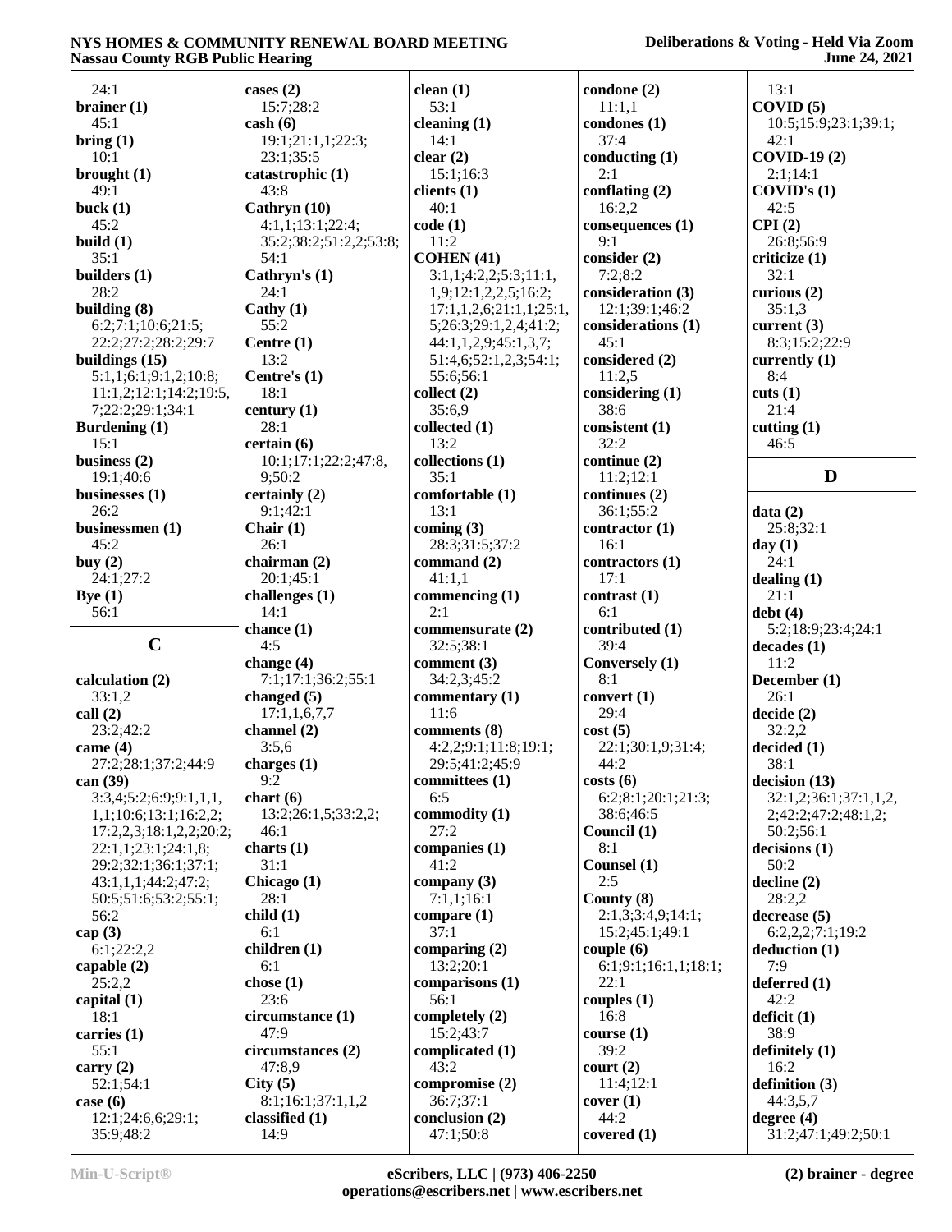24:1
**brainer (1)**
45:1
**bring (1)**
10:1
**brought (1)**
49:1
**buck (1)**
45:2
**build (1)**
35:1
**builders (1)**
28:2
**building (8)**
6:2;7:1;10:6;21:5;
22:2;27:2;28:2;29:7
**buildings (15)**
5:1,1;6:1;9:1,2;10:8;
11:1,2;12:1;14:2;19:5,
7;22:2;29:1;34:1
**Burdening (1)**
15:1
**business (2)**
19:1;40:6
**businesses (1)**
26:2
**businessmen (1)**
45:2
**buy (2)**
24:1;27:2
**Bye (1)**
56:1

## C

**calculation (2)**
33:1,2
**call (2)**
23:2;42:2
**came (4)**
27:2;28:1;37:2;44:9
**can (39)**
3:3,4;5:2;6:9;9:1,1,1,
1,1;10:6;13:1;16:2,2;
17:2,2,3;18:1,2,2;20:2;
22:1,1;23:1;24:1,8;
29:2;32:1;36:1;37:1;
43:1,1,1;44:2;47:2;
50:5;51:6;53:2;55:1;
56:2
**cap (3)**
6:1;22:2,2
**capable (2)**
25:2,2
**capital (1)**
18:1
**carries (1)**
55:1
**carry (2)**
52:1;54:1
**case (6)**
12:1;24:6,6;29:1;
35:9;48:2
**cases (2)**
15:7;28:2
**cash (6)**
19:1;21:1,1;22:3;
23:1;35:5
**catastrophic (1)**
43:8
**Cathryn (10)**
4:1,1;13:1;22:4;
35:2;38:2;51:2,2;53:8;
54:1
**Cathryn's (1)**
24:1
**Cathy (1)**
55:2
**Centre (1)**
13:2
**Centre's (1)**
18:1
**century (1)**
28:1
**certain (6)**
10:1;17:1;22:2;47:8,
9;50:2
**certainly (2)**
9:1;42:1
**Chair (1)**
26:1
**chairman (2)**
20:1;45:1
**challenges (1)**
14:1
**chance (1)**
4:5
**change (4)**
7:1;17:1;36:2;55:1
**changed (5)**
17:1,1,6,7,7
**channel (2)**
3:5,6
**charges (1)**
9:2
**chart (6)**
13:2;26:1,5;33:2,2;
46:1
**charts (1)**
31:1
**Chicago (1)**
28:1
**child (1)**
6:1
**children (1)**
6:1
**chose (1)**
23:6
**circumstance (1)**
47:9
**circumstances (2)**
47:8,9
**City (5)**
8:1;16:1;37:1,1,2
**classified (1)**
14:9
**clean (1)**
53:1
**cleaning (1)**
14:1
**clear (2)**
15:1;16:3
**clients (1)**
40:1
**code (1)**
11:2
**COHEN (41)**
3:1,1;4:2,2;5:3;11:1,
1,9;12:1,2,2,5;16:2;
17:1,1,2,6;21:1,1;25:1,
5;26:3;29:1,2,4;41:2;
44:1,1,2,9;45:1,3,7;
51:4,6;52:1,2,3;54:1;
55:6;56:1
**collect (2)**
35:6,9
**collected (1)**
13:2
**collections (1)**
35:1
**comfortable (1)**
13:1
**coming (3)**
28:3;31:5;37:2
**command (2)**
41:1,1
**commencing (1)**
2:1
**commensurate (2)**
32:5;38:1
**comment (3)**
34:2,3;45:2
**commentary (1)**
11:6
**comments (8)**
4:2,2;9:1;11:8;19:1;
29:5;41:2;45:9
**committees (1)**
6:5
**commodity (1)**
27:2
**companies (1)**
41:2
**company (3)**
7:1,1;16:1
**compare (1)**
37:1
**comparing (2)**
13:2;20:1
**comparisons (1)**
56:1
**completely (2)**
15:2;43:7
**complicated (1)**
43:2
**compromise (2)**
36:7;37:1
**conclusion (2)**
47:1;50:8
**condone (2)**
11:1,1
**condones (1)**
37:4
**conducting (1)**
2:1
**conflating (2)**
16:2,2
**consequences (1)**
9:1
**consider (2)**
7:2;8:2
**consideration (3)**
12:1;39:1;46:2
**considerations (1)**
45:1
**considered (2)**
11:2,5
**considering (1)**
38:6
**consistent (1)**
32:2
**continue (2)**
11:2;12:1
**continues (2)**
36:1;55:2
**contractor (1)**
16:1
**contractors (1)**
17:1
**contrast (1)**
6:1
**contributed (1)**
39:4
**Conversely (1)**
8:1
**convert (1)**
29:4
**cost (5)**
22:1;30:1,9;31:4;
44:2
**costs (6)**
6:2;8:1;20:1;21:3;
38:6;46:5
**Council (1)**
8:1
**Counsel (1)**
2:5
**County (8)**
2:1,3;3:4,9;14:1;
15:2;45:1;49:1
**couple (6)**
6:1;9:1;16:1,1;18:1;
22:1
**couples (1)**
16:8
**course (1)**
39:2
**court (2)**
11:4;12:1
**cover (1)**
44:2
**covered (1)**
13:1
**COVID (5)**
10:5;15:9;23:1;39:1;
42:1
**COVID-19 (2)**
2:1;14:1
**COVID's (1)**
42:5
**CPI (2)**
26:8;56:9
**criticize (1)**
32:1
**curious (2)**
35:1,3
**current (3)**
8:3;15:2;22:9
**currently (1)**
8:4
**cuts (1)**
21:4
**cutting (1)**
46:5

## D

**data (2)**
25:8;32:1
**day (1)**
24:1
**dealing (1)**
21:1
**debt (4)**
5:2;18:9;23:4;24:1
**decades (1)**
11:2
**December (1)**
26:1
**decide (2)**
32:2,2
**decided (1)**
38:1
**decision (13)**
32:1,2;36:1;37:1,1,2,
2;42:2;47:2;48:1,2;
50:2;56:1
**decisions (1)**
50:2
**decline (2)**
28:2,2
**decrease (5)**
6:2,2,2;7:1;19:2
**deduction (1)**
7:9
**deferred (1)**
42:2
**deficit (1)**
38:9
**definitely (1)**
16:2
**definition (3)**
44:3,5,7
**degree (4)**
31:2;47:1;49:2;50:1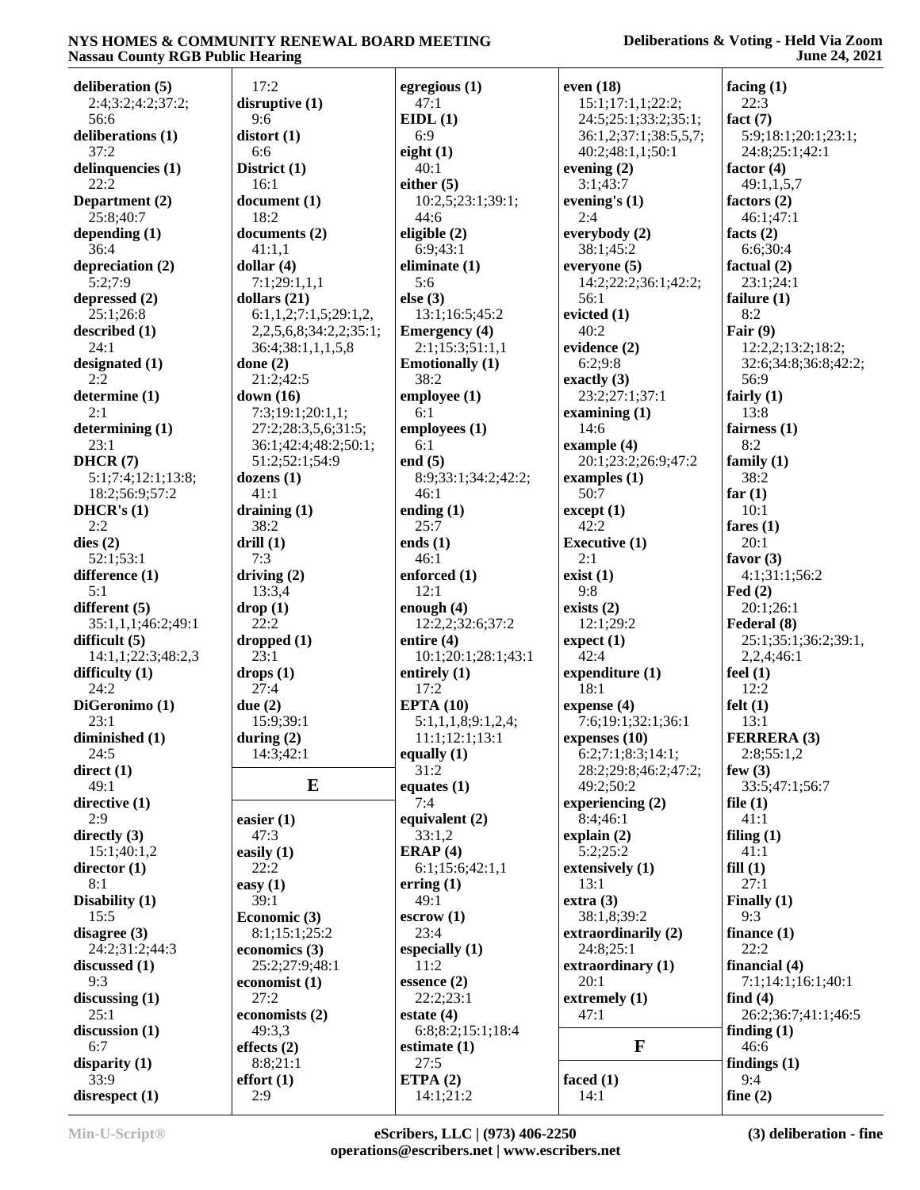**deliberation (5)**
2:4;3:2;4:2;37:2;
56:6
**deliberations (1)**
37:2
**delinquencies (1)**
22:2
**Department (2)**
25:8;40:7
**depending (1)**
36:4
**depreciation (2)**
5:2;7:9
**depressed (2)**
25:1;26:8
**described (1)**
24:1
**designated (1)**
2:2
**determine (1)**
2:1
**determining (1)**
23:1
**DHCR (7)**
5:1;7:4;12:1;13:8;
18:2;56:9;57:2
**DHCR's (1)**
2:2
**dies (2)**
52:1;53:1
**difference (1)**
5:1
**different (5)**
35:1,1,1;46:2;49:1
**difficult (5)**
14:1,1;22:3;48:2,3
**difficulty (1)**
24:2
**DiGeronimo (1)**
23:1
**diminished (1)**
24:5
**direct (1)**
49:1
**directive (1)**
2:9
**directly (3)**
15:1;40:1,2
**director (1)**
8:1
**Disability (1)**
15:5
**disagree (3)**
24:2;31:2;44:3
**discussed (1)**
9:3
**discussing (1)**
25:1
**discussion (1)**
6:7
**disparity (1)**
33:9
**disrespect (1)**
17:2
**disruptive (1)**
9:6
**distort (1)**
6:6
**District (1)**
16:1
**document (1)**
18:2
**documents (2)**
41:1,1
**dollar (4)**
7:1;29:1,1,1
**dollars (21)**
6:1,1,2;7:1,5;29:1,2,
2,2,5,6,8;34:2,2,2;35:1;
36:4;38:1,1,1,5,8
**done (2)**
21:2;42:5
**down (16)**
7:3;19:1;20:1,1;
27:2;28:3,5,6;31:5;
36:1;42:4;48:2;50:1;
51:2;52:1;54:9
**dozens (1)**
41:1
**draining (1)**
38:2
**drill (1)**
7:3
**driving (2)**
13:3,4
**drop (1)**
22:2
**dropped (1)**
23:1
**drops (1)**
27:4
**due (2)**
15:9;39:1
**during (2)**
14:3;42:1

## E

**easier (1)**
47:3
**easily (1)**
22:2
**easy (1)**
39:1
**Economic (3)**
8:1;15:1;25:2
**economics (3)**
25:2;27:9;48:1
**economist (1)**
27:2
**economists (2)**
49:3,3
**effects (2)**
8:8;21:1
**effort (1)**
2:9
**egregious (1)**
47:1
**EIDL (1)**
6:9
**eight (1)**
40:1
**either (5)**
10:2,5;23:1;39:1;
44:6
**eligible (2)**
6:9;43:1
**eliminate (1)**
5:6
**else (3)**
13:1;16:5;45:2
**Emergency (4)**
2:1;15:3;51:1,1
**Emotionally (1)**
38:2
**employee (1)**
6:1
**employees (1)**
6:1
**end (5)**
8:9;33:1;34:2;42:2;
46:1
**ending (1)**
25:7
**ends (1)**
46:1
**enforced (1)**
12:1
**enough (4)**
12:2,2;32:6;37:2
**entire (4)**
10:1;20:1;28:1;43:1
**entirely (1)**
17:2
**EPTA (10)**
5:1,1,8;9:1,2,4;
11:1;12:1;13:1
**equally (1)**
31:2
**equates (1)**
7:4
**equivalent (2)**
33:1,2
**ERAP (4)**
6:1;15:6;42:1,1
**erring (1)**
49:1
**escrow (1)**
23:4
**especially (1)**
11:2
**essence (2)**
22:2;23:1
**estate (4)**
6:8;8:2;15:1;18:4
**estimate (1)**
27:5
**ETPA (2)**
14:1;21:2
**even (18)**
15:1;17:1,1;22:2;
24:5;25:1;33:2;35:1;
36:1,2;37:1;38:5,5,7;
40:2;48:1,1;50:1
**evening (2)**
3:1;43:7
**evening's (1)**
2:4
**everybody (2)**
38:1;45:2
**everyone (5)**
14:2;22:2;36:1;42:2;
56:1
**evicted (1)**
40:2
**evidence (2)**
6:2;9:8
**exactly (3)**
23:2;27:1;37:1
**examining (1)**
14:6
**example (4)**
20:1;23:2;26:9;47:2
**examples (1)**
50:7
**except (1)**
42:2
**Executive (1)**
2:1
**exist (1)**
9:8
**exists (2)**
12:1;29:2
**expect (1)**
42:4
**expenditure (1)**
18:1
**expense (4)**
7:6;19:1;32:1;36:1
**expenses (10)**
6:2;7:1;8:3;14:1;
28:2;29:8;46:2;47:2;
49:2;50:2
**experiencing (2)**
8:4;46:1
**explain (2)**
5:2;25:2
**extensively (1)**
13:1
**extra (3)**
38:1,8;39:2
**extraordinarily (2)**
24:8;25:1
**extraordinary (1)**
20:1
**extremely (1)**
47:1

## F

**faced (1)**
14:1
**facing (1)**
22:3
**fact (7)**
5:9;18:1;20:1;23:1;
24:8;25:1;42:1
**factor (4)**
49:1,1,5,7
**factors (2)**
46:1;47:1
**facts (2)**
6:6;30:4
**factual (2)**
23:1;24:1
**failure (1)**
8:2
**Fair (9)**
12:2,2;13:2;18:2;
32:6;34:8;36:8;42:2;
56:9
**fairly (1)**
13:8
**fairness (1)**
8:2
**family (1)**
38:2
**far (1)**
10:1
**fares (1)**
20:1
**favor (3)**
4:1;31:1;56:2
**Fed (2)**
20:1;26:1
**Federal (8)**
25:1;35:1;36:2;39:1,
2,2,4;46:1
**feel (1)**
12:2
**felt (1)**
13:1
**FERRERA (3)**
2:8;55:1,2
**few (3)**
33:5;47:1;56:7
**file (1)**
41:1
**filing (1)**
41:1
**fill (1)**
27:1
**Finally (1)**
9:3
**finance (1)**
22:2
**financial (4)**
7:1;14:1;16:1;40:1
**find (4)**
26:2;36:7;41:1;46:5
**finding (1)**
46:6
**findings (1)**
9:4
**fine (2)**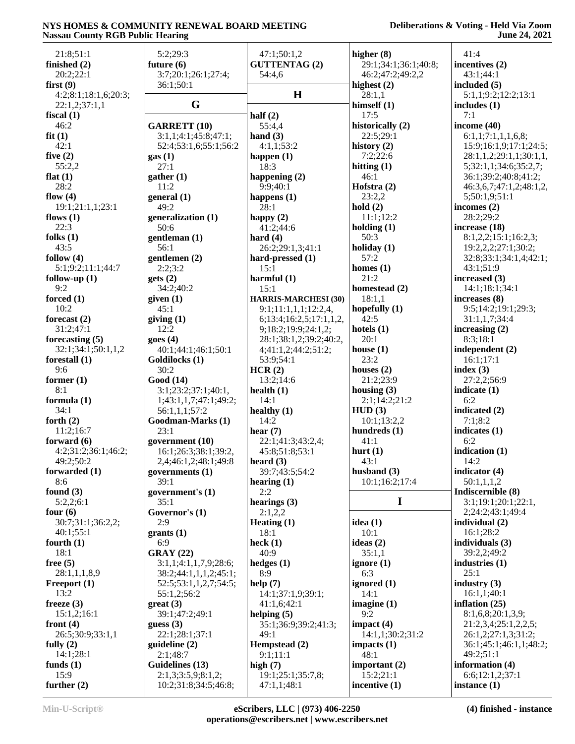21:8;51:1
**finished (2)**
20:2;22:1
**first (9)**
4:2;8:1;18:1,6;20:3;
22:1,2;37:1,1
**fiscal (1)**
46:2
**fit (1)**
42:1
**five (2)**
55:2,2
**flat (1)**
28:2
**flow (4)**
19:1;21:1,1;23:1
**flows (1)**
22:3
**folks (1)**
43:5
**follow (4)**
5:1;9:2;11:1;44:7
**follow-up (1)**
9:2
**forced (1)**
10:2
**forecast (2)**
31:2;47:1
**forecasting (5)**
32:1;34:1;50:1,1,2
**forestall (1)**
9:6
**former (1)**
8:1
**formula (1)**
34:1
**forth (2)**
11:2;16:7
**forward (6)**
4:2;31:2;36:1;46:2;
49:2;50:2
**forwarded (1)**
8:6
**found (3)**
5:2,2;6:1
**four (6)**
30:7;31:1;36:2,2;
40:1;55:1
**fourth (1)**
18:1
**free (5)**
28:1,1,1,8,9
**Freeport (1)**
13:2
**freeze (3)**
15:1,2;16:1
**front (4)**
26:5;30:9;33:1,1
**fully (2)**
14:1;28:1
**funds (1)**
15:9
**further (2)**
5:2;29:3
**future (6)**
3:7;20:1;26:1;27:4;
36:1;50:1

## G

**GARRETT (10)**
3:1,1;4:1;45:8;47:1;
52:4;53:1,6;55:1;56:2
**gas (1)**
27:1
**gather (1)**
11:2
**general (1)**
49:2
**generalization (1)**
50:6
**gentleman (1)**
56:1
**gentlemen (2)**
2:2;3:2
**gets (2)**
34:2;40:2
**given (1)**
45:1
**giving (1)**
12:2
**goes (4)**
40:1;44:1;46:1;50:1
**Goldilocks (1)**
30:2
**Good (14)**
3:1;23:2;37:1;40:1,
1;43:1,1,7;47:1;49:2;
56:1,1,1;57:2
**Goodman-Marks (1)**
23:1
**government (10)**
16:1;26:3;38:1;39:2,
2,4;46:1,2;48:1;49:8
**governments (1)**
39:1
**government's (1)**
35:1
**Governor's (1)**
2:9
**grants (1)**
6:9
**GRAY (22)**
3:1,1;4:1,1,7,9;28:6;
38:2;44:1,1,1,2;45:1;
52:5;53:1,1,2,7;54:5;
55:1,2;56:2
**great (3)**
39:1;47:2;49:1
**guess (3)**
22:1;28:1;37:1
**guideline (2)**
2:1;48:7
**Guidelines (13)**
2:1,3;3:5,9;8:1,2;
10:2;31:8;34:5;46:8;
47:1;50:1,2
**GUTTENTAG (2)**
54:4,6

## H

**half (2)**
55:4,4
**hand (3)**
4:1,1;53:2
**happen (1)**
18:3
**happening (2)**
9:9;40:1
**happens (1)**
28:1
**happy (2)**
41:2;44:6
**hard (4)**
26:2;29:1,3;41:1
**hard-pressed (1)**
15:1
**harmful (1)**
15:1
**HARRIS-MARCHESI (30)**
9:1;11:1,1,1;12:2,4,
6;13:4;16:2,5;17:1,1,2,
9;18:2;19:9;24:1,2;
28:1;38:1,2;39:2;40:2,
4;41:1,2;44:2;51:2;
53:9;54:1
**HCR (2)**
13:2;14:6
**health (1)**
14:1
**healthy (1)**
14:2
**hear (7)**
22:1;41:3;43:2,4;
45:8;51:8;53:1
**heard (3)**
39:7;43:5;54:2
**hearing (1)**
2:2
**hearings (3)**
2:1,2,2
**Heating (1)**
18:1
**heck (1)**
40:9
**hedges (1)**
8:9
**help (7)**
14:1;37:1,9;39:1;
41:1,6;42:1
**helping (5)**
35:1;36:9;39:2;41:3;
49:1
**Hempstead (2)**
9:1;11:1
**high (7)**
19:1;25:1;35:7,8;
47:1,1;48:1
**higher (8)**
29:1;34:1;36:1;40:8;
46:2;47:2;49:2,2
**highest (2)**
28:1,1
**himself (1)**
17:5
**historically (2)**
22:5;29:1
**history (2)**
7:2;22:6
**hitting (1)**
46:1
**Hofstra (2)**
23:2,2
**hold (2)**
11:1;12:2
**holding (1)**
50:3
**holiday (1)**
57:2
**homes (1)**
21:2
**homestead (2)**
18:1,1
**hopefully (1)**
42:5
**hotels (1)**
20:1
**house (1)**
23:2
**houses (2)**
21:2;23:9
**housing (3)**
2:1;14:2;21:2
**HUD (3)**
10:1;13:2,2
**hundreds (1)**
41:1
**hurt (1)**
43:1
**husband (3)**
10:1;16:2;17:4

## I

**idea (1)**
10:1
**ideas (2)**
35:1,1
**ignore (1)**
6:3
**ignored (1)**
14:1
**imagine (1)**
9:2
**impact (4)**
14:1,1;30:2;31:2
**impacts (1)**
48:1
**important (2)**
15:2;21:1
**incentive (1)**
41:4
**incentives (2)**
43:1;44:1
**included (5)**
5:1,1;9:2;12:2;13:1
**includes (1)**
7:1
**income (40)**
6:1,1;7:1,1,1,6,8;
15:9;16:1,9;17:1;24:5;
28:1,1,2;29:1,1;30:1,1,
5;32:1,1;34:6;35:2,7;
36:1;39:2;40:8;41:2;
46:3,6,7;47:1,2;48:1,2,
5;50:1,9;51:1
**incomes (2)**
28:2;29:2
**increase (18)**
8:1,2,2;15:1;16:2,3;
19:2,2,2;27:1;30:2;
32:8;33:1;34:1,4;42:1;
43:1;51:9
**increased (3)**
14:1;18:1;34:1
**increases (8)**
9:5;14:2;19:1;29:3;
31:1,1,7;34:4
**increasing (2)**
8:3;18:1
**independent (2)**
16:1;17:1
**index (3)**
27:2,2;56:9
**indicate (1)**
6:2
**indicated (2)**
7:1;8:2
**indicates (1)**
6:2
**indication (1)**
14:2
**indicator (4)**
50:1,1,1,2
**Indiscernible (8)**
3:1;19:1;20:1;22:1,
2;24:2;43:1;49:4
**individual (2)**
16:1;28:2
**individuals (3)**
39:2,2;49:2
**industries (1)**
25:1
**industry (3)**
16:1,1;40:1
**inflation (25)**
8:1,6,8;20:1,3,9;
21:2,3,4;25:1,2,2,5;
26:1,2;27:1,3;31:2;
36:1;45:1;46:1,1;48:2;
49:2;51:1
**information (4)**
6:6;12:1,2;37:1
**instance (1)**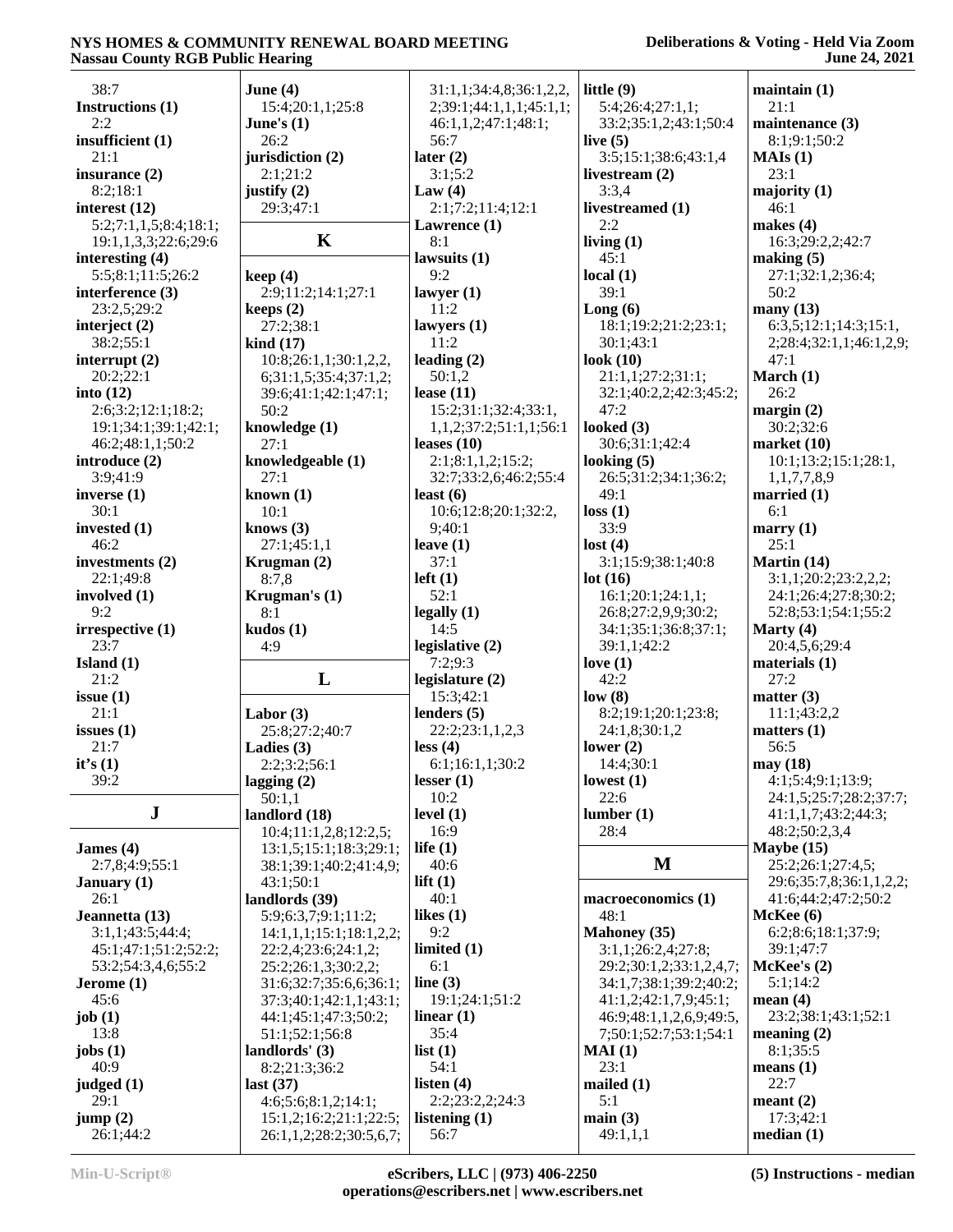38:7
**Instructions (1)**
2:2
**insufficient (1)**
21:1
**insurance (2)**
8:2;18:1
**interest (12)**
5:2;7:1,1,5;8:4;18:1;19:1,1,3,3;22:6;29:6
**interesting (4)**
5:5;8:1;11:5;26:2
**interference (3)**
23:2,5;29:2
**interject (2)**
38:2;55:1
**interrupt (2)**
20:2;22:1
**into (12)**
2:6;3:2;12:1;18:2;19:1;34:1;39:1;42:1;46:2;48:1,1;50:2
**introduce (2)**
3:9;41:9
**inverse (1)**
30:1
**invested (1)**
46:2
**investments (2)**
22:1;49:8
**involved (1)**
9:2
**irrespective (1)**
23:7
**Island (1)**
21:2
**issue (1)**
21:1
**issues (1)**
21:7
**it's (1)**
39:2

## J

**James (4)**
2:7,8;4:9;55:1
**January (1)**
26:1
**Jeannetta (13)**
3:1,1;43:5;44:4;45:1;47:1;51:2;52:2;53:2;54:3,4,6;55:2
**Jerome (1)**
45:6
**job (1)**
13:8
**jobs (1)**
40:9
**judged (1)**
29:1
**jump (2)**
26:1;44:2
**June (4)**
15:4;20:1,1;25:8
**June's (1)**
26:2
**jurisdiction (2)**
2:1;21:2
**justify (2)**
29:3;47:1

## K

**keep (4)**
2:9;11:2;14:1;27:1
**keeps (2)**
27:2;38:1
**kind (17)**
10:8;26:1,1;30:1,2,2,6;31:1,5;35:4;37:1,2;39:6;41:1;42:1;47:1;50:2
**knowledge (1)**
27:1
**knowledgeable (1)**
27:1
**known (1)**
10:1
**knows (3)**
27:1;45:1,1
**Krugman (2)**
8:7,8
**Krugman's (1)**
8:1
**kudos (1)**
4:9

## L

**Labor (3)**
25:8;27:2;40:7
**Ladies (3)**
2:2;3:2;56:1
**lagging (2)**
50:1,1
**landlord (18)**
10:4;11:1,2,8;12:2,5;13:1,5;15:1;18:3;29:1;38:1;39:1;40:2;41:4,9;43:1;50:1
**landlords (39)**
5:9;6:3,7;9:1;11:2;14:1,1,1;15:1;18:1,2,2;22:2,4;23:6;24:1,2;25:2;26:1,3;30:2,2;31:6;32:7;35:6,6;36:1;37:3;40:1;42:1,1;43:1;44:1;45:1;47:3;50:2;51:1;52:1;56:8
**landlords' (3)**
8:2;21:3;36:2
**last (37)**
4:6;5:6;8:1,2;14:1;15:1,2;16:2;21:1;22:5;26:1,1,2;28:2;30:5,6,7;31:1,1;34:4,8;36:1,2,2,2;39:1;44:1,1,1;45:1,1;46:1,1,2;47:1;48:1;56:7
**later (2)**
3:1;5:2
**Law (4)**
2:1;7:2;11:4;12:1
**Lawrence (1)**
8:1
**lawsuits (1)**
9:2
**lawyer (1)**
11:2
**lawyers (1)**
11:2
**leading (2)**
50:1,2
**lease (11)**
15:2;31:1;32:4;33:1,1,1,2;37:2;51:1,1;56:1
**leases (10)**
2:1;8:1,1,2;15:2;32:7;33:2,6;46:2;55:4
**least (6)**
10:6;12:8;20:1;32:2,9;40:1
**leave (1)**
37:1
**left (1)**
52:1
**legally (1)**
14:5
**legislative (2)**
7:2;9:3
**legislature (2)**
15:3;42:1
**lenders (5)**
22:2;23:1,1,2,3
**less (4)**
6:1;16:1,1;30:2
**lesser (1)**
10:2
**level (1)**
16:9
**life (1)**
40:6
**lift (1)**
40:1
**likes (1)**
9:2
**limited (1)**
6:1
**line (3)**
19:1;24:1;51:2
**linear (1)**
35:4
**list (1)**
54:1
**listen (4)**
2:2;23:2,2;24:3
**listening (1)**
56:7
**little (9)**
5:4;26:4;27:1,1;33:2;35:1,2;43:1;50:4
**live (5)**
3:5;15:1;38:6;43:1,4
**livestream (2)**
3:3,4
**livestreamed (1)**
2:2
**living (1)**
45:1
**local (1)**
39:1
**Long (6)**
18:1;19:2;21:2;23:1;30:1;43:1
**look (10)**
21:1,1;27:2;31:1;32:1;40:2,2;42:3;45:2;47:2
**looked (3)**
30:6;31:1;42:4
**looking (5)**
26:5;31:2;34:1;36:2;49:1
**loss (1)**
33:9
**lost (4)**
3:1;15:9;38:1;40:8
**lot (16)**
16:1;20:1;24:1,1;26:8;27:2,9,9;30:2;34:1;35:1;36:8;37:1;39:1,1;42:2
**love (1)**
42:2
**low (8)**
8:2;19:1;20:1;23:8;24:1,8;30:1,2
**lower (2)**
14:4;30:1
**lowest (1)**
22:6
**lumber (1)**
28:4

## M

**macroeconomics (1)**
48:1
**Mahoney (35)**
3:1,1;26:2,4;27:8;29:2;30:1,2;33:1,2,4,7;34:1,7;38:1;39:2;40:2;41:1,2;42:1,7,9;45:1;46:9;48:1,1,2,6,9;49:5,7;50:1;52:7;53:1;54:1
**MAI (1)**
23:1
**mailed (1)**
5:1
**main (3)**
49:1,1,1
**maintain (1)**
21:1
**maintenance (3)**
8:1;9:1;50:2
**MAIs (1)**
23:1
**majority (1)**
46:1
**makes (4)**
16:3;29:2,2;42:7
**making (5)**
27:1;32:1,2;36:4;50:2
**many (13)**
6:3,5;12:1;14:3;15:1,2;28:4;32:1,1;46:1,2,9;47:1
**March (1)**
26:2
**margin (2)**
30:2;32:6
**market (10)**
10:1;13:2;15:1;28:1,1,1,7,7,8,9
**married (1)**
6:1
**marry (1)**
25:1
**Martin (14)**
3:1,1;20:2;23:2,2,2;24:1;26:4;27:8;30:2;52:8;53:1;54:1;55:2
**Marty (4)**
20:4,5,6;29:4
**materials (1)**
27:2
**matter (3)**
11:1;43:2,2
**matters (1)**
56:5
**may (18)**
4:1;5:4;9:1;13:9;24:1,5;25:7;28:2;37:7;41:1,1,7;43:2;44:3;48:2;50:2,3,4
**Maybe (15)**
25:2;26:1;27:4,5;29:6;35:7,8;36:1,1,2,2;41:6;44:2;47:2;50:2
**McKee (6)**
6:2;8:6;18:1;37:9;39:1;47:7
**McKee's (2)**
5:1;14:2
**mean (4)**
23:2;38:1;43:1;52:1
**meaning (2)**
8:1;35:5
**means (1)**
22:7
**meant (2)**
17:3;42:1
**median (1)**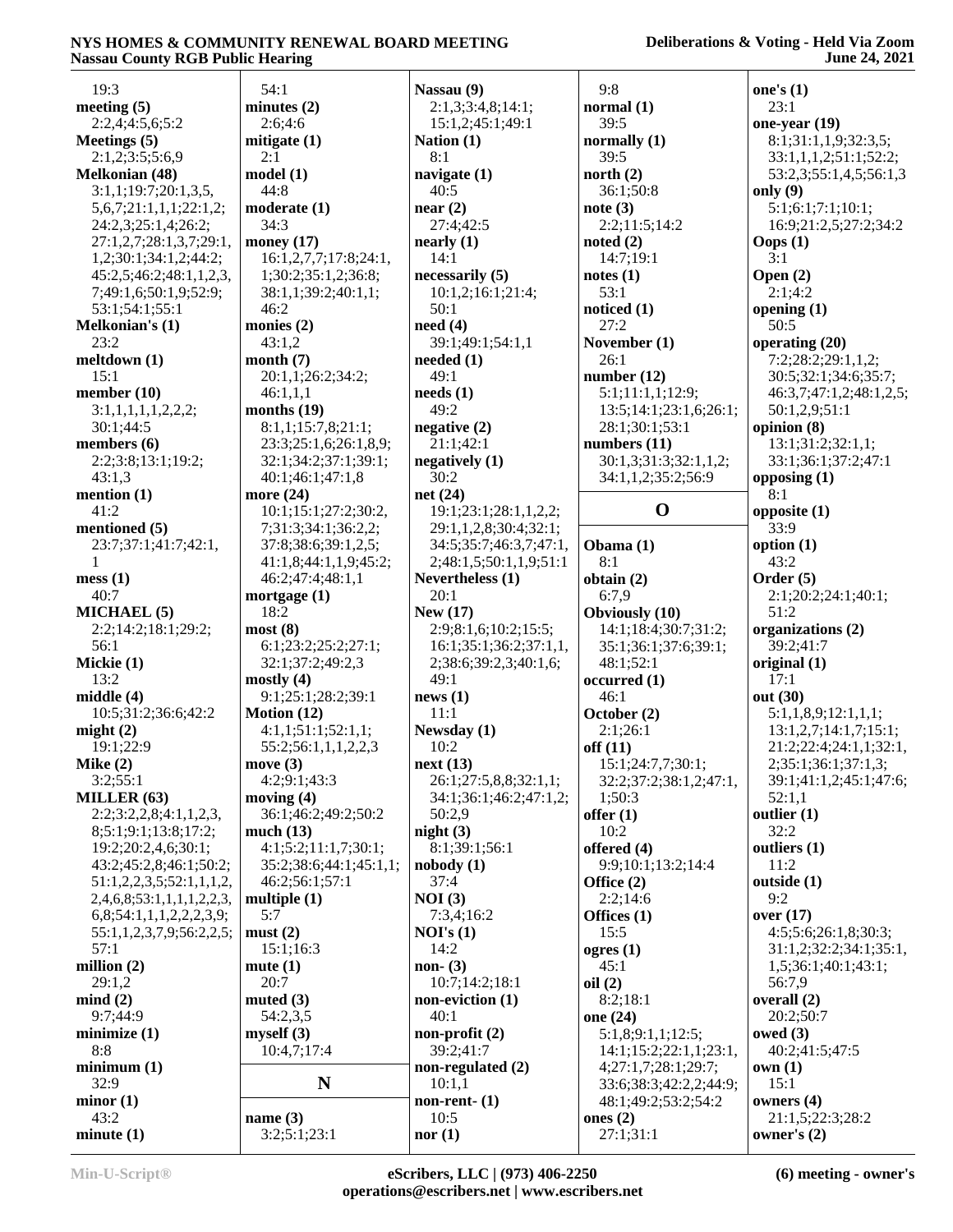19:3
**meeting (5)**
2:2,4;4:5,6;5:2
**Meetings (5)**
2:1,2;3:5;5:6,9
**Melkonian (48)**
3:1,1;19:7;20:1,3,5,5,6,7;21:1,1,1;22:1,2;24:2,3;25:1,4;26:2;27:1,2,7;28:1,3,7;29:1,1,2;30:1;34:1,2;44:2;45:2,5;46:2;48:1,1,2,3,7;49:1,6;50:1,9;52:9;53:1;54:1;55:1
**Melkonian's (1)**
23:2
**meltdown (1)**
15:1
**member (10)**
3:1,1,1,1,1,2,2,2;30:1;44:5
**members (6)**
2:2;3:8;13:1;19:2;43:1,3
**mention (1)**
41:2
**mentioned (5)**
23:7;37:1;41:7;42:1,1
**mess (1)**
40:7
**MICHAEL (5)**
2:2;14:2;18:1;29:2;56:1
**Mickie (1)**
13:2
**middle (4)**
10:5;31:2;36:6;42:2
**might (2)**
19:1;22:9
**Mike (2)**
3:2;55:1
**MILLER (63)**
2:2;3:2,2,8;4:1,1,2,3,8;5:1;9:1;13:8;17:2;19:2;20:2,4,6;30:1;43:2;45:2,8;46:1;50:2;51:1,2,2,3,5;52:1,1,1,2,2,4,6,8;53:1,1,1,1,2,2,3,6,8;54:1,1,1,2,2,2,3,9;55:1,1,2,3,7,9;56:2,2,5;57:1
**million (2)**
29:1,2
**mind (2)**
9:7;44:9
**minimize (1)**
8:8
**minimum (1)**
32:9
**minor (1)**
43:2
**minute (1)**
54:1
**minutes (2)**
2:6;4:6
**mitigate (1)**
2:1
**model (1)**
44:8
**moderate (1)**
34:3
**money (17)**
16:1,2,7,7;17:8;24:1,1;30:2;35:1,2;36:8;38:1,1;39:2;40:1,1;46:2
**monies (2)**
43:1,2
**month (7)**
20:1,1;26:2;34:2;46:1,1,1
**months (19)**
8:1,1;15:7,8;21:1;23:3;25:1,6;26:1,8,9;32:1;34:2;37:1;39:1;40:1;46:1;47:1,8
**more (24)**
10:1;15:1;27:2;30:2,7;31:3;34:1;36:2,2;37:8;38:6;39:1,2,5;41:1,8;44:1,1,9;45:2;46:2;47:4;48:1,1
**mortgage (1)**
18:2
**most (8)**
6:1;23:2;25:2;27:1;32:1;37:2;49:2,3
**mostly (4)**
9:1;25:1;28:2;39:1
**Motion (12)**
4:1,1;51:1;52:1,1;55:2;56:1,1,1,2,2,3
**move (3)**
4:2;9:1;43:3
**moving (4)**
36:1;46:2;49:2;50:2
**much (13)**
4:1;5:2;11:1,7;30:1;35:2;38:6;44:1;45:1,1;46:2;56:1;57:1
**multiple (1)**
5:7
**must (2)**
15:1;16:3
**mute (1)**
20:7
**muted (3)**
54:2,3,5
**myself (3)**
10:4,7;17:4

## N

**name (3)**
3:2;5:1;23:1
**Nassau (9)**
2:1,3;3:4,8;14:1;15:1,2;45:1;49:1
**Nation (1)**
8:1
**navigate (1)**
40:5
**near (2)**
27:4;42:5
**nearly (1)**
14:1
**necessarily (5)**
10:1,2;16:1;21:4;50:1
**need (4)**
39:1;49:1;54:1,1
**needed (1)**
49:1
**needs (1)**
49:2
**negative (2)**
21:1;42:1
**negatively (1)**
30:2
**net (24)**
19:1;23:1;28:1,1,2,2;29:1,1,2,8;30:4;32:1;34:5;35:7;46:3,7;47:1,2;48:1,5;50:1,1,9;51:1
**Nevertheless (1)**
20:1
**New (17)**
2:9;8:1,6;10:2;15:5;16:1;35:1;36:2;37:1,1,2;38:6;39:2,3;40:1,6;49:1
**news (1)**
11:1
**Newsday (1)**
10:2
**next (13)**
26:1;27:5,8,8;32:1,1;34:1;36:1;46:2;47:1,2;50:2,9
**night (3)**
8:1;39:1;56:1
**nobody (1)**
37:4
**NOI (3)**
7:3,4;16:2
**NOI's (1)**
14:2
**non- (3)**
10:7;14:2;18:1
**non-eviction (1)**
40:1
**non-profit (2)**
39:2;41:7
**non-regulated (2)**
10:1,1
**non-rent- (1)**
10:5
**nor (1)**
9:8
**normal (1)**
39:5
**normally (1)**
39:5
**north (2)**
36:1;50:8
**note (3)**
2:2;11:5;14:2
**noted (2)**
14:7;19:1
**notes (1)**
53:1
**noticed (1)**
27:2
**November (1)**
26:1
**number (12)**
5:1;11:1,1;12:9;13:5;14:1;23:1,6;26:1;28:1;30:1;53:1
**numbers (11)**
30:1,3;31:3;32:1,1,2;34:1,1,2;35:2;56:9

## O

**Obama (1)**
8:1
**obtain (2)**
6:7,9
**Obviously (10)**
14:1;18:4;30:7;31:2;35:1;36:1;37:6;39:1;48:1;52:1
**occurred (1)**
46:1
**October (2)**
2:1;26:1
**off (11)**
15:1;24:7,7;30:1;32:2;37:2;38:1,2;47:1,1;50:3
**offer (1)**
10:2
**offered (4)**
9:9;10:1;13:2;14:4
**Office (2)**
2:2;14:6
**Offices (1)**
15:5
**ogres (1)**
45:1
**oil (2)**
8:2;18:1
**one (24)**
5:1,8;9:1,1;12:5;14:1;15:2;22:1,1;23:1,4;27:1,7;28:1;29:7;33:6;38:3;42:2,2;44:9;48:1;49:2;53:2;54:2
**ones (2)**
27:1;31:1
**one's (1)**
23:1
**one-year (19)**
8:1;31:1,1,9;32:3,5;33:1,1,1,2;51:1;52:2;53:2,3;55:1,4,5;56:1,3
**only (9)**
5:1;6:1;7:1;10:1;16:9;21:2,5;27:2;34:2
**Oops (1)**
3:1
**Open (2)**
2:1;4:2
**opening (1)**
50:5
**operating (20)**
7:2;28:2;29:1,1,2;30:5;32:1;34:6;35:7;46:3,7;47:1,2;48:1,2,5;50:1,2,9;51:1
**opinion (8)**
13:1;31:2;32:1,1;33:1;36:1;37:2;47:1
**opposing (1)**
8:1
**opposite (1)**
33:9
**option (1)**
43:2
**Order (5)**
2:1;20:2;24:1;40:1;51:2
**organizations (2)**
39:2;41:7
**original (1)**
17:1
**out (30)**
5:1,1,8,9;12:1,1,1;13:1,2,7;14:1,7;15:1;21:2;22:4;24:1,1;32:1,2;35:1;36:1;37:1,3;39:1;41:1,2;45:1;47:6;52:1,1
**outlier (1)**
32:2
**outliers (1)**
11:2
**outside (1)**
9:2
**over (17)**
4:5;5:6;26:1,8;30:3;31:1,2;32:2;34:1;35:1,5;36:1;40:1;43:1;56:7,9
**overall (2)**
20:2;50:7
**owed (3)**
40:2;41:5;47:5
**own (1)**
15:1
**owners (4)**
21:1,5;22:3;28:2
**owner's (2)**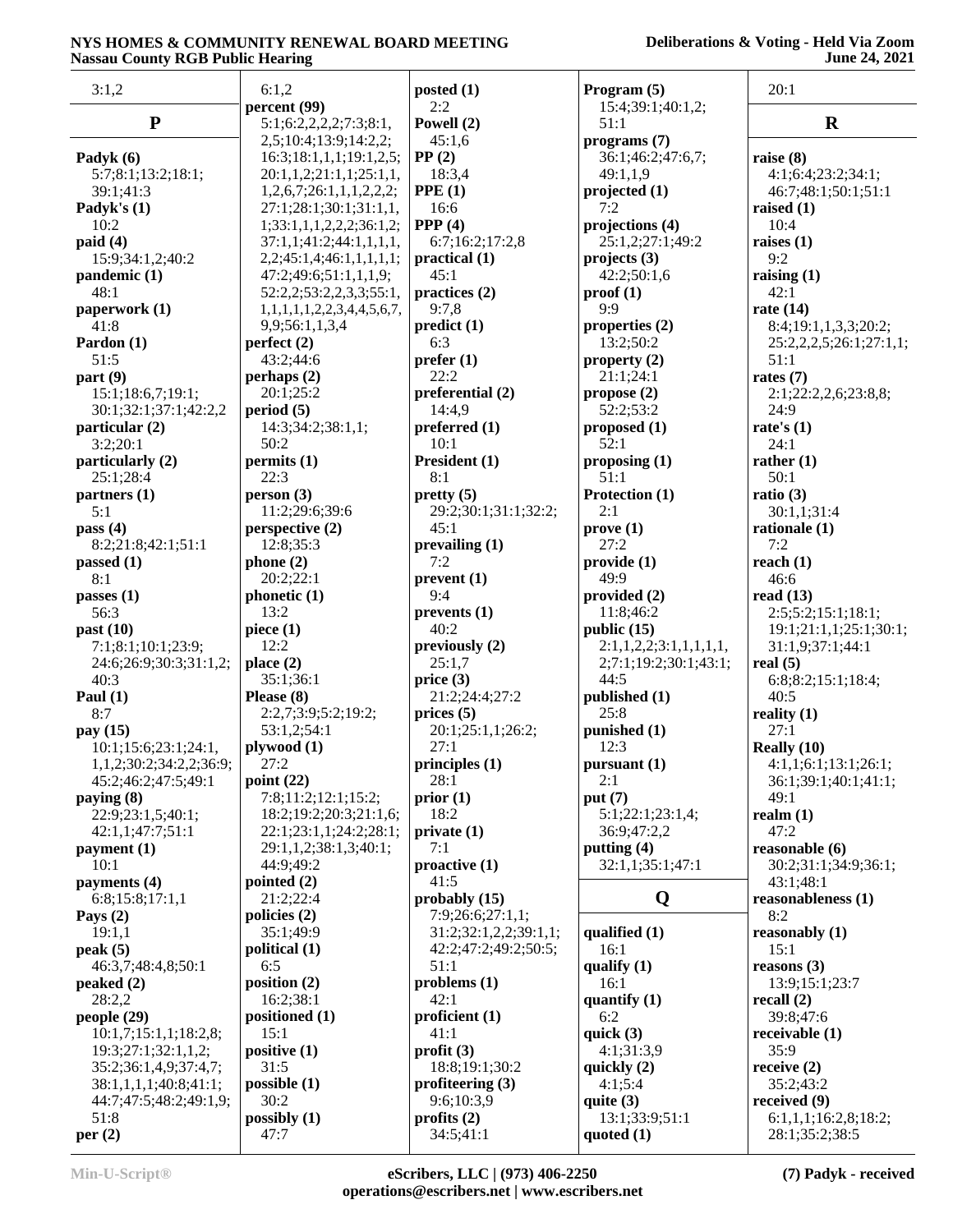3:1,2

## P

**Padyk (6)**
5:7;8:1;13:2;18:1;
39:1;41:3
**Padyk's (1)**
10:2
**paid (4)**
15:9;34:1,2;40:2
**pandemic (1)**
48:1
**paperwork (1)**
41:8
**Pardon (1)**
51:5
**part (9)**
15:1;18:6,7;19:1;
30:1;32:1;37:1;42:2,2
**particular (2)**
3:2;20:1
**particularly (2)**
25:1;28:4
**partners (1)**
5:1
**pass (4)**
8:2;21:8;42:1;51:1
**passed (1)**
8:1
**passes (1)**
56:3
**past (10)**
7:1;8:1;10:1;23:9;
24:6;26:9;30:3;31:1,2;
40:3
**Paul (1)**
8:7
**pay (15)**
10:1;15:6;23:1;24:1,
1,1,2;30:2;34:2,2;36:9;
45:2;46:2;47:5;49:1
**paying (8)**
22:9;23:1,5;40:1;
42:1,1;47:7;51:1
**payment (1)**
10:1
**payments (4)**
6:8;15:8;17:1,1
**Pays (2)**
19:1,1
**peak (5)**
46:3,7;48:4,8;50:1
**peaked (2)**
28:2,2
**people (29)**
10:1,7;15:1,1;18:2,8;
19:3;27:1;32:1,1,2;
35:2;36:1,4,9;37:4,7;
38:1,1,1,1;40:8;41:1;
44:7;47:5;48:2;49:1,9;
51:8
**per (2)**
6:1,2
**percent (99)**
5:1;6:2,2,2,2;7:3;8:1,
2,5;10:4;13:9;14:2,2;
16:3;18:1,1,1;19:1,2,5;
20:1,1,2;21:1,1;25:1,1,
1,2,6,7;26:1,1,1,2,2,2;
27:1;28:1;30:1;31:1,1,
1;33:1,1,1,2,2,2;36:1,2;
37:1,1;41:2;44:1,1,1,1,
2,2;45:1,4;46:1,1,1,1,1;
47:2;49:6;51:1,1,1,9;
52:2,2;53:2,2,3,3;55:1,
1,1,1,1,2,2,3,4,4,5,6,7,
9,9;56:1,1,3,4
**perfect (2)**
43:2;44:6
**perhaps (2)**
20:1;25:2
**period (5)**
14:3;34:2;38:1,1;
50:2
**permits (1)**
22:3
**person (3)**
11:2;29:6;39:6
**perspective (2)**
12:8;35:3
**phone (2)**
20:2;22:1
**phonetic (1)**
13:2
**piece (1)**
12:2
**place (2)**
35:1;36:1
**Please (8)**
2:2,7;3:9;5:2;19:2;
53:1,2;54:1
**plywood (1)**
27:2
**point (22)**
7:8;11:2;12:1;15:2;
18:2;19:2;20:3;21:1,6;
22:1;23:1,1;24:2;28:1;
29:1,1,2;38:1,3;40:1;
44:9;49:2
**pointed (2)**
21:2;22:4
**policies (2)**
35:1;49:9
**political (1)**
6:5
**position (2)**
16:2;38:1
**positioned (1)**
15:1
**positive (1)**
31:5
**possible (1)**
30:2
**possibly (1)**
47:7
**posted (1)**
2:2
**Powell (2)**
45:1,6
**PP (2)**
18:3,4
**PPE (1)**
16:6
**PPP (4)**
6:7;16:2;17:2,8
**practical (1)**
45:1
**practices (2)**
9:7,8
**predict (1)**
6:3
**prefer (1)**
22:2
**preferential (2)**
14:4,9
**preferred (1)**
10:1
**President (1)**
8:1
**pretty (5)**
29:2;30:1;31:1;32:2;
45:1
**prevailing (1)**
7:2
**prevent (1)**
9:4
**prevents (1)**
40:2
**previously (2)**
25:1,7
**price (3)**
21:2;24:4;27:2
**prices (5)**
20:1;25:1,1;26:2;
27:1
**principles (1)**
28:1
**prior (1)**
18:2
**private (1)**
7:1
**proactive (1)**
41:5
**probably (15)**
7:9;26:6;27:1,1;
31:2;32:1,2,2;39:1,1;
42:2;47:2;49:2;50:5;
51:1
**problems (1)**
42:1
**proficient (1)**
41:1
**profit (3)**
18:8;19:1;30:2
**profiteering (3)**
9:6;10:3,9
**profits (2)**
34:5;41:1
**Program (5)**
15:4;39:1;40:1,2;
51:1
**programs (7)**
36:1;46:2;47:6,7;
49:1,1,9
**projected (1)**
7:2
**projections (4)**
25:1,2;27:1;49:2
**projects (3)**
42:2;50:1,6
**proof (1)**
9:9
**properties (2)**
13:2;50:2
**property (2)**
21:1;24:1
**propose (2)**
52:2;53:2
**proposed (1)**
52:1
**proposing (1)**
51:1
**Protection (1)**
2:1
**prove (1)**
27:2
**provide (1)**
49:9
**provided (2)**
11:8;46:2
**public (15)**
2:1,1,2,2;3:1,1,1,1,1,
2;7:1;19:2;30:1;43:1;
44:5
**published (1)**
25:8
**punished (1)**
12:3
**pursuant (1)**
2:1
**put (7)**
5:1;22:1;23:1,4;
36:9;47:2,2
**putting (4)**
32:1,1;35:1;47:1

## Q

**qualified (1)**
16:1
**qualify (1)**
16:1
**quantify (1)**
6:2
**quick (3)**
4:1;31:3,9
**quickly (2)**
4:1;5:4
**quite (3)**
13:1;33:9;51:1
**quoted (1)**
20:1

## R

**raise (8)**
4:1;6:4;23:2;34:1;
46:7;48:1;50:1;51:1
**raised (1)**
10:4
**raises (1)**
9:2
**raising (1)**
42:1
**rate (14)**
8:4;19:1,1,3,3;20:2;
25:2,2,2,5;26:1;27:1,1;
51:1
**rates (7)**
2:1;22:2,2,6;23:8,8;
24:9
**rate's (1)**
24:1
**rather (1)**
50:1
**ratio (3)**
30:1,1;31:4
**rationale (1)**
7:2
**reach (1)**
46:6
**read (13)**
2:5;5:2;15:1;18:1;
19:1;21:1,1;25:1;30:1;
31:1,9;37:1;44:1
**real (5)**
6:8;8:2;15:1;18:4;
40:5
**reality (1)**
27:1
**Really (10)**
4:1,1;6:1;13:1;26:1;
36:1;39:1;40:1;41:1;
49:1
**realm (1)**
47:2
**reasonable (6)**
30:2;31:1;34:9;36:1;
43:1;48:1
**reasonableness (1)**
8:2
**reasonably (1)**
15:1
**reasons (3)**
13:9;15:1;23:7
**recall (2)**
39:8;47:6
**receivable (1)**
35:9
**receive (2)**
35:2;43:2
**received (9)**
6:1,1,1;16:2,8;18:2;
28:1;35:2;38:5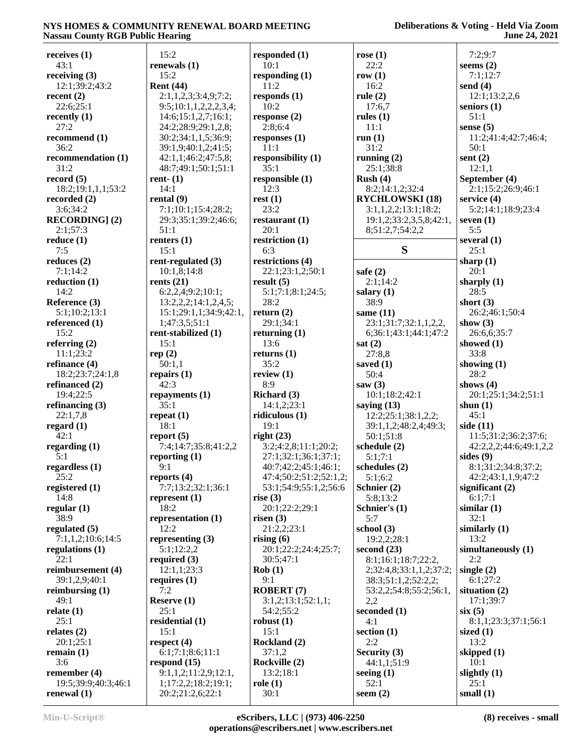**receives (1)**
43:1
**receiving (3)**
12:1;39:2;43:2
**recent (2)**
22:6;25:1
**recently (1)**
27:2
**recommend (1)**
36:2
**recommendation (1)**
31:2
**record (5)**
18:2;19:1,1,1;53:2
**recorded (2)**
3:6;34:2
**RECORDING] (2)**
2:1;57:3
**reduce (1)**
7:5
**reduces (2)**
7:1;14:2
**reduction (1)**
14:2
**Reference (3)**
5:1;10:2;13:1
**referenced (1)**
15:2
**referring (2)**
11:1;23:2
**refinance (4)**
18:2;23:7;24:1,8
**refinanced (2)**
19:4;22:5
**refinancing (3)**
22:1,7,8
**regard (1)**
42:1
**regarding (1)**
5:1
**regardless (1)**
25:2
**registered (1)**
14:8
**regular (1)**
38:9
**regulated (5)**
7:1,1,2;10:6;14:5
**regulations (1)**
22:1
**reimbursement (4)**
39:1,2,9;40:1
**reimbursing (1)**
49:1
**relate (1)**
25:1
**relates (2)**
20:1;25:1
**remain (1)**
3:6
**remember (4)**
19:5;39:9;40:3;46:1
**renewal (1)**
15:2
**renewals (1)**
15:2
**Rent (44)**
2:1,1,2,3;3:4,9;7:2;
9:5;10:1,1,2,2,2,3,4;
14:6;15:1,2,7;16:1;
24:2;28:9;29:1,2,8;
30:2;34:1,1,5;36:9;
39:1,9;40:1,2;41:5;
42:1,1;46:2;47:5,8;
48:7;49:1;50:1;51:1
**rent- (1)**
14:1
**rental (9)**
7:1;10:1;15:4;28:2;
29:3;35:1;39:2;46:6;
51:1
**renters (1)**
15:1
**rent-regulated (3)**
10:1,8;14:8
**rents (21)**
6:2,2,4;9:2;10:1;
13:2,2,2;14:1,2,4,5;
15:1,2;29:1,1;34:9;42:1,
1;47:3,5;51:1
**rent-stabilized (1)**
15:1
**rep (2)**
50:1,1
**repairs (1)**
42:3
**repayments (1)**
35:1
**repeat (1)**
18:1
**report (5)**
7:4;14:7;35:8;41:2,2
**reporting (1)**
9:1
**reports (4)**
7:7;13:2;32:1;36:1
**represent (1)**
18:2
**representation (1)**
12:2
**representing (3)**
5:1;12:2,2
**required (3)**
12:1,1;23:3
**requires (1)**
7:2
**Reserve (1)**
25:1
**residential (1)**
15:1
**respect (4)**
6:1;7:1;8:6;11:1
**respond (15)**
9:1,1,2;11:2,9;12:1,
1;17:2,2;18:2;19:1;
20:2;21:2,6;22:1
**responded (1)**
10:1
**responding (1)**
11:2
**responds (1)**
10:2
**response (2)**
2:8;6:4
**responses (1)**
11:1
**responsibility (1)**
35:1
**responsible (1)**
12:3
**rest (1)**
23:2
**restaurant (1)**
20:1
**restriction (1)**
6:3
**restrictions (4)**
22:1;23:1,2;50:1
**result (5)**
5:1;7:1;8:1;24:5;
28:2
**return (2)**
29:1;34:1
**returning (1)**
13:6
**returns (1)**
35:2
**review (1)**
8:9
**Richard (3)**
14:1,2;23:1
**ridiculous (1)**
19:1
**right (23)**
3:2;4:2,8;11:1;20:2;
27:1;32:1;36:1;37:1;
40:7;42:2;45:1;46:1;
47:4;50:2;51:2;52:1,2;
53:1;54:9;55:1,2;56:6
**rise (3)**
20:1;22:2;29:1
**risen (3)**
21:2,2;23:1
**rising (6)**
20:1;22:2;24:4;25:7;
30:5;47:1
**Rob (1)**
9:1
**ROBERT (7)**
3:1,2;13:1;52:1,1;
54:2;55:2
**robust (1)**
15:1
**Rockland (2)**
37:1,2
**Rockville (2)**
13:2;18:1
**role (1)**
30:1
**rose (1)**
22:2
**row (1)**
16:2
**rule (2)**
17:6,7
**rules (1)**
11:1
**run (1)**
31:2
**running (2)**
25:1;38:8
**Rush (4)**
8:2;14:1,2;32:4
**RYCHLOWSKI (18)**
3:1,1,2,2;13:1;18:2;
19:1,2;33:2,3,5,8;42:1,
8;51:2,7;54:2,2

## S

**safe (2)**
2:1;14:2
**salary (1)**
38:9
**same (11)**
23:1;31:7;32:1,1,2,2,
6;36:1;43:1;44:1;47:2
**sat (2)**
27:8,8
**saved (1)**
50:4
**saw (3)**
10:1;18:2;42:1
**saying (13)**
12:2;25:1;38:1,2,2;
39:1,1,2;48:2,4;49:3;
50:1;51:8
**schedule (2)**
5:1;7:1
**schedules (2)**
5:1;6:2
**Schnier (2)**
5:8;13:2
**Schnier's (1)**
5:7
**school (3)**
19:2,2;28:1
**second (23)**
8:1;16:1;18:7;22:2,
2;32:4,8;33:1,1,2;37:2;
38:3;51:1,2;52:2,2;
53:2,2;54:8;55:2;56:1,
2,2
**seconded (1)**
4:1
**section (1)**
2:2
**Security (3)**
44:1,1;51:9
**seeing (1)**
52:1
**seem (2)**
7:2;9:7
**seems (2)**
7:1;12:7
**send (4)**
12:1;13:2,2,6
**seniors (1)**
51:1
**sense (5)**
11:2;41:4;42:7;46:4;
50:1
**sent (2)**
12:1,1
**September (4)**
2:1;15:2;26:9;46:1
**service (4)**
5:2;14:1;18:9;23:4
**seven (1)**
5:5
**several (1)**
25:1
**sharp (1)**
20:1
**sharply (1)**
28:5
**short (3)**
26:2;46:1;50:4
**show (3)**
26:6,6;35:7
**showed (1)**
33:8
**showing (1)**
28:2
**shows (4)**
20:1;25:1;34:2;51:1
**shun (1)**
45:1
**side (11)**
11:5;31:2;36:2;37:6;
42:2,2,2;44:6;49:1,2,2
**sides (9)**
8:1;31:2;34:8;37:2;
42:2;43:1,1,9;47:2
**significant (2)**
6:1;7:1
**similar (1)**
32:1
**similarly (1)**
13:2
**simultaneously (1)**
2:2
**single (2)**
6:1;27:2
**situation (2)**
17:1;39:7
**six (5)**
8:1,1;23:3;37:1;56:1
**sized (1)**
13:2
**skipped (1)**
10:1
**slightly (1)**
25:1
**small (1)**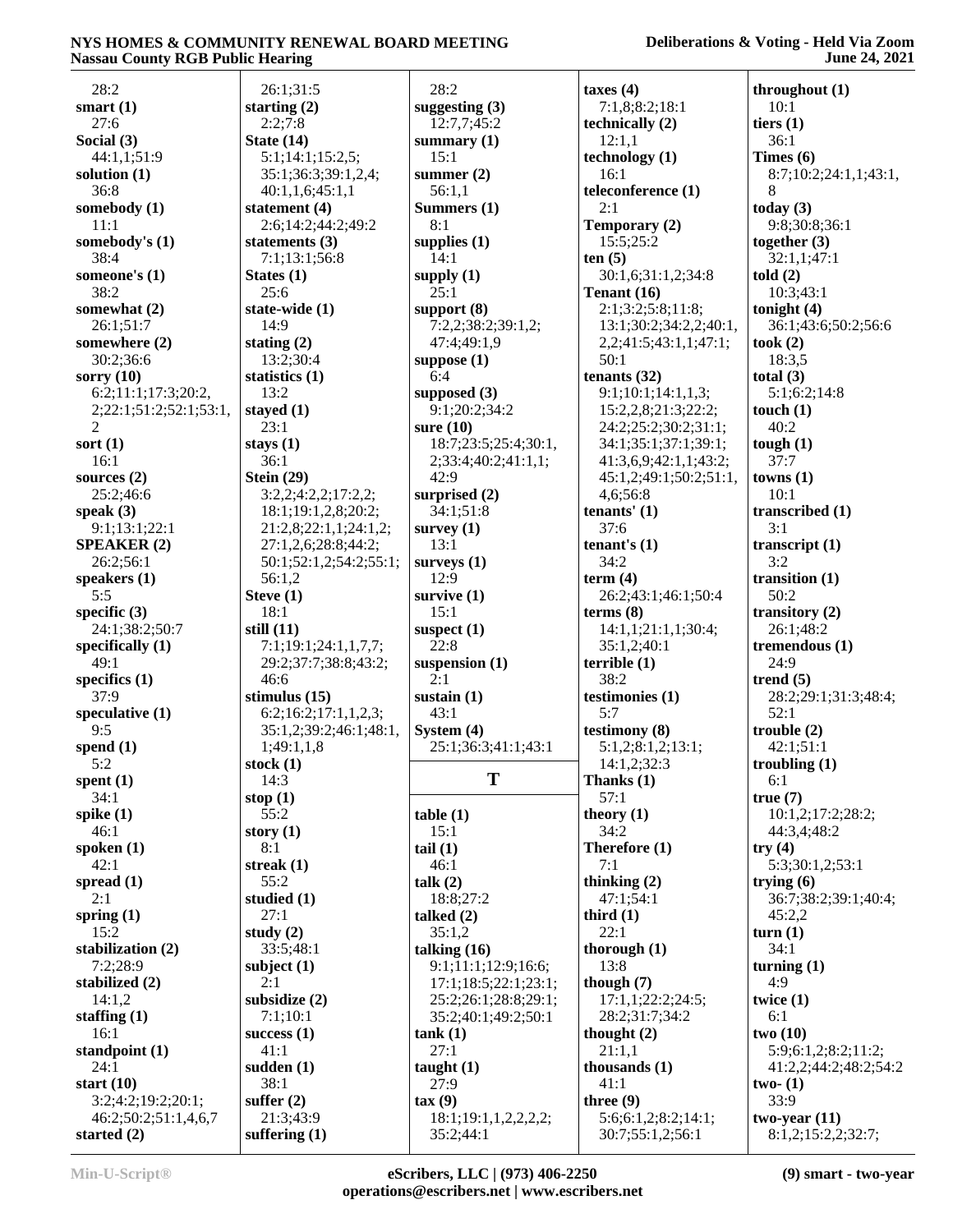28:2
**smart (1)**
27:6
**Social (3)**
44:1,1;51:9
**solution (1)**
36:8
**somebody (1)**
11:1
**somebody's (1)**
38:4
**someone's (1)**
38:2
**somewhat (2)**
26:1;51:7
**somewhere (2)**
30:2;36:6
**sorry (10)**
6:2;11:1;17:3;20:2,2;22:1;51:2;52:1;53:1,2
**sort (1)**
16:1
**sources (2)**
25:2;46:6
**speak (3)**
9:1;13:1;22:1
**SPEAKER (2)**
26:2;56:1
**speakers (1)**
5:5
**specific (3)**
24:1;38:2;50:7
**specifically (1)**
49:1
**specifics (1)**
37:9
**speculative (1)**
9:5
**spend (1)**
5:2
**spent (1)**
34:1
**spike (1)**
46:1
**spoken (1)**
42:1
**spread (1)**
2:1
**spring (1)**
15:2
**stabilization (2)**
7:2;28:9
**stabilized (2)**
14:1,2
**staffing (1)**
16:1
**standpoint (1)**
24:1
**start (10)**
3:2;4:2;19:2;20:1;46:2;50:2;51:1,4,6,7
**started (2)**
26:1;31:5
**starting (2)**
2:2;7:8
**State (14)**
5:1;14:1;15:2,5;35:1;36:3;39:1,2,4;40:1,1,6;45:1,1
**statement (4)**
2:6;14:2;44:2;49:2
**statements (3)**
7:1;13:1;56:8
**States (1)**
25:6
**state-wide (1)**
14:9
**stating (2)**
13:2;30:4
**statistics (1)**
13:2
**stayed (1)**
23:1
**stays (1)**
36:1
**Stein (29)**
3:2,2;4:2,2;17:2,2;18:1;19:1,2,8;20:2;21:2,8;22:1,1;24:1,2;27:1,2,6;28:8;44:2;50:1;52:1,2;54:2;55:1;56:1,2
**Steve (1)**
18:1
**still (11)**
7:1;19:1;24:1,1,7,7;29:2;37:7;38:8;43:2;46:6
**stimulus (15)**
6:2;16:2;17:1,1,2,3;35:1,2;39:2;46:1;48:1,1;49:1,1,8
**stock (1)**
14:3
**stop (1)**
55:2
**story (1)**
8:1
**streak (1)**
55:2
**studied (1)**
27:1
**study (2)**
33:5;48:1
**subject (1)**
2:1
**subsidize (2)**
7:1;10:1
**success (1)**
41:1
**sudden (1)**
38:1
**suffer (2)**
21:3;43:9
**suffering (1)**
28:2
**suggesting (3)**
12:7,7;45:2
**summary (1)**
15:1
**summer (2)**
56:1,1
**Summers (1)**
8:1
**supplies (1)**
14:1
**supply (1)**
25:1
**support (8)**
7:2,2;38:2;39:1,2;47:4;49:1,9
**suppose (1)**
6:4
**supposed (3)**
9:1;20:2;34:2
**sure (10)**
18:7;23:5;25:4;30:1,2;33:4;40:2;41:1,1;42:9
**surprised (2)**
34:1;51:8
**survey (1)**
13:1
**surveys (1)**
12:9
**survive (1)**
15:1
**suspect (1)**
22:8
**suspension (1)**
2:1
**sustain (1)**
43:1
**System (4)**
25:1;36:3;41:1;43:1

## T

**table (1)**
15:1
**tail (1)**
46:1
**talk (2)**
18:8;27:2
**talked (2)**
35:1,2
**talking (16)**
9:1;11:1;12:9;16:6;17:1;18:5;22:1;23:1;25:2;26:1;28:8;29:1;35:2;40:1;49:2;50:1
**tank (1)**
27:1
**taught (1)**
27:9
**tax (9)**
18:1;19:1,1,2,2,2,2;35:2;44:1
**taxes (4)**
7:1,8;8:2;18:1
**technically (2)**
12:1,1
**technology (1)**
16:1
**teleconference (1)**
2:1
**Temporary (2)**
15:5;25:2
**ten (5)**
30:1,6;31:1,2;34:8
**Tenant (16)**
2:1;3:2;5:8;11:8;13:1;30:2;34:2,2;40:1,2,2;41:5;43:1,1;47:1;50:1
**tenants (32)**
9:1;10:1;14:1,1,3;15:2,2,8;21:3;22:2;24:2;25:2;30:2;31:1;34:1;35:1;37:1;39:1;41:3,6,9;42:1,1;43:2;45:1,2;49:1;50:2;51:1,4,6;56:8
**tenants' (1)**
37:6
**tenant's (1)**
34:2
**term (4)**
26:2;43:1;46:1;50:4
**terms (8)**
14:1,1;21:1,1;30:4;35:1,2;40:1
**terrible (1)**
38:2
**testimonies (1)**
5:7
**testimony (8)**
5:1,2;8:1,2;13:1;14:1,2;32:3
**Thanks (1)**
57:1
**theory (1)**
34:2
**Therefore (1)**
7:1
**thinking (2)**
47:1;54:1
**third (1)**
22:1
**thorough (1)**
13:8
**though (7)**
17:1,1;22:2;24:5;28:2;31:7;34:2
**thought (2)**
21:1,1
**thousands (1)**
41:1
**three (9)**
5:6;6:1,2;8:2;14:1;30:7;55:1,2;56:1
**throughout (1)**
10:1
**tiers (1)**
36:1
**Times (6)**
8:7;10:2;24:1,1;43:1,8
**today (3)**
9:8;30:8;36:1
**together (3)**
32:1,1;47:1
**told (2)**
10:3;43:1
**tonight (4)**
36:1;43:6;50:2;56:6
**took (2)**
18:3,5
**total (3)**
5:1;6:2;14:8
**touch (1)**
40:2
**tough (1)**
37:7
**towns (1)**
10:1
**transcribed (1)**
3:1
**transcript (1)**
3:2
**transition (1)**
50:2
**transitory (2)**
26:1;48:2
**tremendous (1)**
24:9
**trend (5)**
28:2;29:1;31:3;48:4;52:1
**trouble (2)**
42:1;51:1
**troubling (1)**
6:1
**true (7)**
10:1,2;17:2;28:2;44:3,4;48:2
**try (4)**
5:3;30:1,2;53:1
**trying (6)**
36:7;38:2;39:1;40:4;45:2,2
**turn (1)**
34:1
**turning (1)**
4:9
**twice (1)**
6:1
**two (10)**
5:9;6:1,2;8:2;11:2;41:2,2;44:2;48:2;54:2
**two- (1)**
33:9
**two-year (11)**
8:1,2;15:2,2;32:7;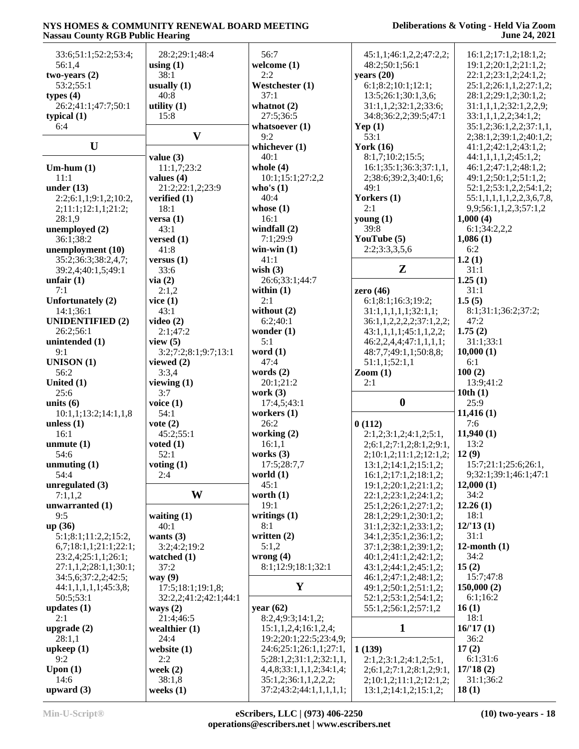33:6;51:1;52:2;53:4;
56:1,4
**two-years (2)**
53:2;55:1
**types (4)**
26:2;41:1;47:7;50:1
**typical (1)**
6:4

## U

**Um-hum (1)**
11:1
**under (13)**
2:2;6:1,1;9:1,2;10:2,
2;11:1;12:1,1;21:2;
28:1,9
**unemployed (2)**
36:1;38:2
**unemployment (10)**
35:2;36:3;38:2,4,7;
39:2,4;40:1,5;49:1
**unfair (1)**
7:1
**Unfortunately (2)**
14:1;36:1
**UNIDENTIFIED (2)**
26:2;56:1
**unintended (1)**
9:1
**UNISON (1)**
56:2
**United (1)**
25:6
**units (6)**
10:1,1;13:2;14:1,1,8
**unless (1)**
16:1
**unmute (1)**
54:6
**unmuting (1)**
54:4
**unregulated (3)**
7:1,1,2
**unwarranted (1)**
9:5
**up (36)**
5:1;8:1;11:2,2;15:2,
6,7;18:1,1;21:1;22:1;
23:2,4;25:1,1;26:1;
27:1,1,2;28:1,1;30:1;
34:5,6;37:2,2;42:5;
44:1,1,1,1,1;45:3,8;
50:5;53:1
**updates (1)**
2:1
**upgrade (2)**
28:1,1
**upkeep (1)**
9:2
**Upon (1)**
14:6
**upward (3)**
28:2;29:1;48:4
**using (1)**
38:1
**usually (1)**
40:8
**utility (1)**
15:8

## V

**value (3)**
11:1,7;23:2
**values (4)**
21:2;22:1,2;23:9
**verified (1)**
18:1
**versa (1)**
43:1
**versed (1)**
41:8
**versus (1)**
33:6
**via (2)**
2:1,2
**vice (1)**
43:1
**video (2)**
2:1;47:2
**view (5)**
3:2;7:2;8:1;9:7;13:1
**viewed (2)**
3:3,4
**viewing (1)**
3:7
**voice (1)**
54:1
**vote (2)**
45:2;55:1
**voted (1)**
52:1
**voting (1)**
2:4

## W

**waiting (1)**
40:1
**wants (3)**
3:2;4:2;19:2
**watched (1)**
37:2
**way (9)**
17:5;18:1;19:1,8;
32:2,2;41:2;42:1;44:1
**ways (2)**
21:4;46:5
**wealthier (1)**
24:4
**website (1)**
2:2
**week (2)**
38:1,8
**weeks (1)**
56:7
**welcome (1)**
2:2
**Westchester (1)**
37:1
**whatnot (2)**
27:5;36:5
**whatsoever (1)**
9:2
**whichever (1)**
40:1
**whole (4)**
10:1;15:1;27:2,2
**who's (1)**
40:4
**whose (1)**
16:1
**windfall (2)**
7:1;29:9
**win-win (1)**
41:1
**wish (3)**
26:6;33:1;44:7
**within (1)**
2:1
**without (2)**
6:2;40:1
**wonder (1)**
5:1
**word (1)**
47:4
**words (2)**
20:1;21:2
**work (3)**
17:4,5;43:1
**workers (1)**
26:2
**working (2)**
16:1,1
**works (3)**
17:5;28:7,7
**world (1)**
45:1
**worth (1)**
19:1
**writings (1)**
8:1
**written (2)**
5:1,2
**wrong (4)**
8:1;12:9;18:1;32:1

## Y

**year (62)**
8:2,4;9:3;14:1,2;
15:1,1,2,4;16:1,2,4;
19:2;20:1;22:5;23:4,9;
24:6;25:1;26:1,1;27:1,
5;28:1,2;31:1,2;32:1,1,
4,4,8;33:1,1,1,2;34:1,4;
35:1,2;36:1,1,2,2,2;
37:2;43:2;44:1,1,1,1,1;
45:1,1;46:1,2,2;47:2,2;
48:2;50:1,2;56:1
**years (20)**
6:1;8:2;10:1;12:1;
13:5;26:1;30:1,3,6;
31:1,1,2;32:1,2;33:6;
34:8;36:2,2;39:5;47:1
**Yep (1)**
53:1
**York (16)**
8:1,7;10:2;15:5;
16:1;35:1;36:3;37:1,1,
2;38:6;39:2,3;40:1,6;
49:1
**Yorkers (1)**
2:1
**young (1)**
39:8
**YouTube (5)**
2:2;3:3,3,5,6

## Z

**zero (46)**
6:1;8:1;16:3;19:2;
31:1,1,1,1,1;32:1,1;
36:1,1,2,2,2,2;37:1,2,2;
43:1,1,1,1;45:1,1,2,2;
46:2,2,4,4;47:1,1,1,1;
48:7,7;49:1,1;50:8,8;
51:1,1;52:1,1
**Zoom (1)**
2:1

## 0

**0 (112)**
2:1,2;3:1,2;4:1,2;5:1,
2;6:1,2;7:1,2;8:1,2;9:1,
2;10:1,2;11:1,2;12:1,2;
13:1,2;14:1,2;15:1,2;
16:1,2;17:1,2;18:1,2;
19:1,2;20:1,2;21:1,2;
22:1,2;23:1,2;24:1,2;
25:1,2;26:1,2;27:1,2;
28:1,2;29:1,2;30:1,2;
31:1,2;32:1,2;33:1,2;
34:1,2;35:1,2;36:1,2;
37:1,2;38:1,2;39:1,2;
40:1,2;41:1,2;42:1,2;
43:1,2;44:1,2;45:1,2;
46:1,2;47:1,2;48:1,2;
49:1,2;50:1,2;51:1,2;
52:1,2;53:1,2;54:1,2;
55:1,2;56:1,2;57:1,2

## 1

**1 (139)**
2:1,2;3:1,2;4:1,2;5:1,
2;6:1,2;7:1,2;8:1,2;9:1,
2;10:1,2;11:1,2;12:1,2;
13:1,2;14:1,2;15:1,2;
16:1,2;17:1,2;18:1,2;
19:1,2;20:1,2;21:1,2;
22:1,2;23:1,2;24:1,2;
25:1,2;26:1,1,2;27:1,2;
28:1,2;29:1,2;30:1,2;
31:1,1,1,2;32:1,2,2,9;
33:1,1,1,2,2;34:1,2;
35:1,2;36:1,2,2;37:1,1,
2;38:1,2;39:1,2;40:1,2;
41:1,2;42:1,2;43:1,2;
44:1,1,1,1,2;45:1,2;
46:1,2;47:1,2;48:1,2;
49:1,2;50:1,2;51:1,2;
52:1,2;53:1,2,2;54:1,2;
55:1,1,1,1,1,2,2,3,6,7,8,
9,9;56:1,1,2,3;57:1,2
**1,000 (4)**
6:1;34:2,2,2
**1,086 (1)**
6:2
**1.2 (1)**
31:1
**1.25 (1)**
31:1
**1.5 (5)**
8:1;31:1;36:2;37:2;
47:2
**1.75 (2)**
31:1;33:1
**10,000 (1)**
6:1
**100 (2)**
13:9;41:2
**10th (1)**
25:9
**11,416 (1)**
7:6
**11,940 (1)**
13:2
**12 (9)**
15:7;21:1;25:6;26:1,
9;32:1;39:1;46:1;47:1
**12,000 (1)**
34:2
**12.26 (1)**
18:1
**12/'13 (1)**
31:1
**12-month (1)**
34:2
**15 (2)**
15:7;47:8
**150,000 (2)**
6:1;16:2
**16 (1)**
18:1
**16/'17 (1)**
36:2
**17 (2)**
6:1;31:6
**17/'18 (2)**
31:1;36:2
**18 (1)**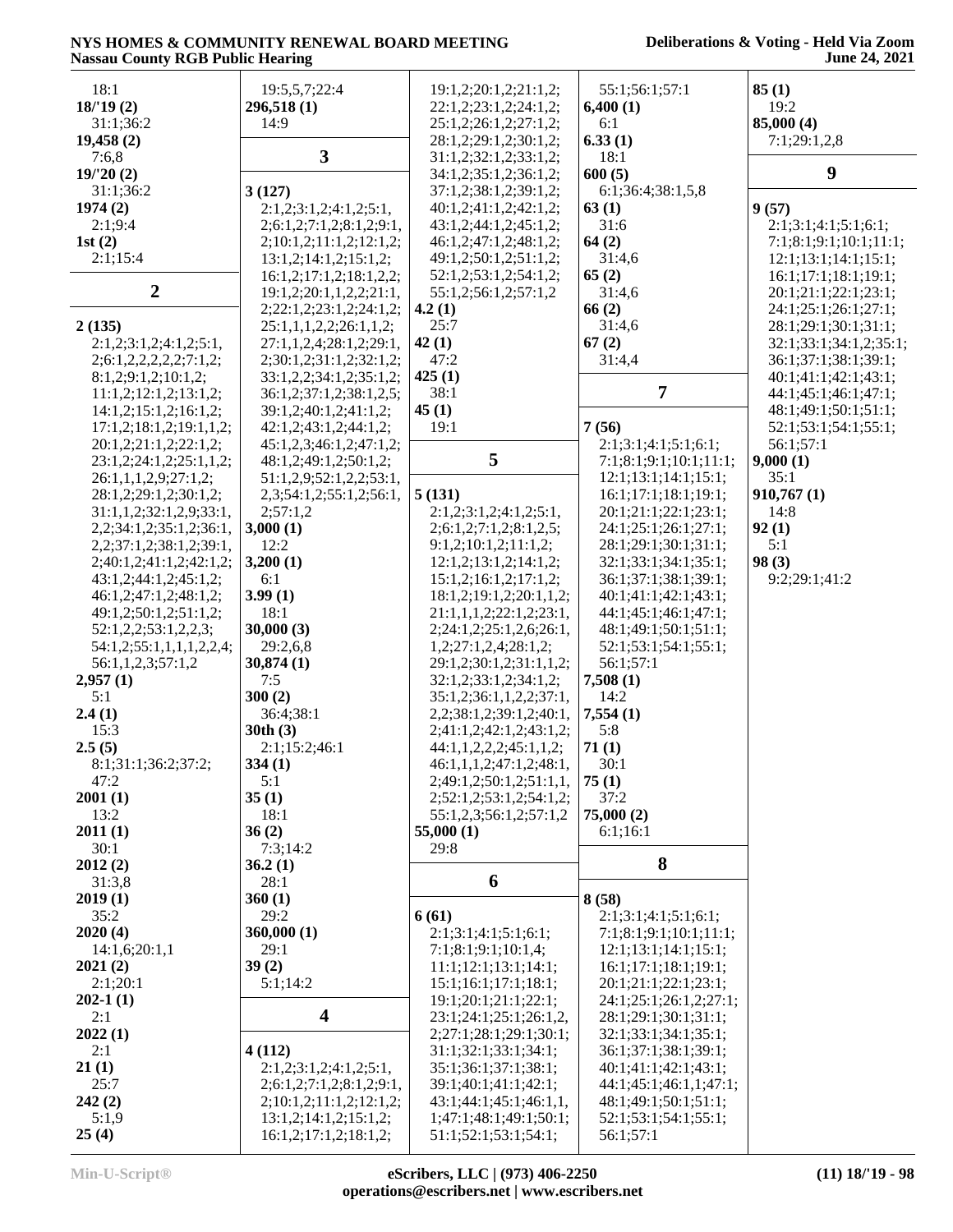18:1
**18/'19 (2)**
31:1;36:2
**19,458 (2)**
7:6,8
**19/'20 (2)**
31:1;36:2
**1974 (2)**
2:1;9:4
**1st (2)**
2:1;15:4

## 2

**2 (135)**
2:1,2;3:1,2;4:1,2;5:1,2;6:1,2,2,2,2,2;7:1,2;8:1,2;9:1,2;10:1,2;11:1,2;12:1,2;13:1,2;14:1,2;15:1,2;16:1,2;17:1,2;18:1,2;19:1,1,2;20:1,2;21:1,2;22:1,2;23:1,2;24:1,2;25:1,1,2;26:1,1,1,2,9;27:1,2;28:1,2;29:1,2;30:1,2;31:1,2;32:1,2,9;33:1,2,2;34:1,2;35:1,2;36:1,2,2;37:1,2;38:1,2;39:1,2;40:1,2;41:1,2;42:1,2;43:1,2;44:1,2;45:1,2;46:1,2;47:1,2;48:1,2;49:1,2;50:1,2;51:1,2;52:1,2,2;53:1,2,2,3;54:1,2;55:1,1,1,1,2,2,4;56:1,1,2,3;57:1,2
**2,957 (1)**
5:1
**2.4 (1)**
15:3
**2.5 (5)**
8:1;31:1;36:2;37:2;47:2
**2001 (1)**
13:2
**2011 (1)**
30:1
**2012 (2)**
31:3,8
**2019 (1)**
35:2
**2020 (4)**
14:1,6;20:1,1
**2021 (2)**
2:1;20:1
**202-1 (1)**
2:1
**2022 (1)**
2:1
**21 (1)**
25:7
**242 (2)**
5:1,9
**25 (4)**
19:5,5,7;22:4
**296,518 (1)**
14:9

## 3

**3 (127)**
2:1,2;3:1,2;4:1,2;5:1,2;6:1,2;7:1,2;8:1,2;9:1,2;10:1,2;11:1,2;12:1,2;13:1,2;14:1,2;15:1,2;16:1,2;17:1,2;18:1,2,2;19:1,2;20:1,1,2,2;21:1,2;22:1,2;23:1,2;24:1,2;25:1,1,1,2,2;26:1,1,2;27:1,1,2,4;28:1,2;29:1,2;30:1,2;31:1,2;32:1,2;33:1,2,2;34:1,2;35:1,2;36:1,2;37:1,2;38:1,2,5;39:1,2;40:1,2;41:1,2;42:1,2;43:1,2;44:1,2;45:1,2,3;46:1,2;47:1,2;48:1,2;49:1,2;50:1,2;51:1,2,9;52:1,2,2;53:1,2,3;54:1,2;55:1,2;56:1,2;57:1,2
**3,000 (1)**
12:2
**3,200 (1)**
6:1
**3.99 (1)**
18:1
**30,000 (3)**
29:2,6,8
**30,874 (1)**
7:5
**300 (2)**
36:4;38:1
**30th (3)**
2:1;15:2;46:1
**334 (1)**
5:1
**35 (1)**
18:1
**36 (2)**
7:3;14:2
**36.2 (1)**
28:1
**360 (1)**
29:2
**360,000 (1)**
29:1
**39 (2)**
5:1;14:2

## 4

**4 (112)**
2:1,2;3:1,2;4:1,2;5:1,2;6:1,2;7:1,2;8:1,2;9:1,2;10:1,2;11:1,2;12:1,2;13:1,2;14:1,2;15:1,2;16:1,2;17:1,2;18:1,2;19:1,2;20:1,2;21:1,2;22:1,2;23:1,2;24:1,2;25:1,2;26:1,2;27:1,2;28:1,2;29:1,2;30:1,2;31:1,2;32:1,2;33:1,2;34:1,2;35:1,2;36:1,2;37:1,2;38:1,2;39:1,2;40:1,2;41:1,2;42:1,2;43:1,2;44:1,2;45:1,2;46:1,2;47:1,2;48:1,2;49:1,2;50:1,2;51:1,2;52:1,2;53:1,2;54:1,2;55:1,2;56:1,2;57:1,2
**4.2 (1)**
25:7
**42 (1)**
47:2
**425 (1)**
38:1
**45 (1)**
19:1

## 5

**5 (131)**
2:1,2;3:1,2;4:1,2;5:1,2;6:1,2;7:1,2;8:1,2,5;9:1,2;10:1,2;11:1,2;12:1,2;13:1,2;14:1,2;15:1,2;16:1,2;17:1,2;18:1,2;19:1,2;20:1,1,2;21:1,1,1,2;22:1,2;23:1,2;24:1,2;25:1,2,6;26:1,1,2;27:1,2,4;28:1,2;29:1,2;30:1,2;31:1,1,2;32:1,2;33:1,2;34:1,2;35:1,2;36:1,1,2,2;37:1,2,2;38:1,2;39:1,2;40:1,2;41:1,2;42:1,2;43:1,2;44:1,1,2,2,2;45:1,1,2;46:1,1,1,2;47:1,2;48:1,2;49:1,2;50:1,2;51:1,1,2;52:1,2;53:1,2;54:1,2;55:1,2,3;56:1,2;57:1,2
**55,000 (1)**
29:8

## 6

**6 (61)**
2:1;3:1;4:1;5:1;6:1;7:1;8:1;9:1;10:1,4;11:1;12:1;13:1;14:1;15:1;16:1;17:1;18:1;19:1;20:1;21:1;22:1;23:1;24:1;25:1;26:1,2,2;27:1;28:1;29:1;30:1;31:1;32:1;33:1;34:1;35:1;36:1;37:1;38:1;39:1;40:1;41:1;42:1;43:1;44:1;45:1;46:1,1,1;47:1;48:1;49:1;50:1;51:1;52:1;53:1;54:1;55:1;56:1;57:1
**6,400 (1)**
6:1
**6.33 (1)**
18:1
**600 (5)**
6:1;36:4;38:1,5,8
**63 (1)**
31:6
**64 (2)**
31:4,6
**65 (2)**
31:4,6
**66 (2)**
31:4,6
**67 (2)**
31:4,4

## 7

**7 (56)**
2:1;3:1;4:1;5:1;6:1;7:1;8:1;9:1;10:1;11:1;12:1;13:1;14:1;15:1;16:1;17:1;18:1;19:1;20:1;21:1;22:1;23:1;24:1;25:1;26:1;27:1;28:1;29:1;30:1;31:1;32:1;33:1;34:1;35:1;36:1;37:1;38:1;39:1;40:1;41:1;42:1;43:1;44:1;45:1;46:1;47:1;48:1;49:1;50:1;51:1;52:1;53:1;54:1;55:1;56:1;57:1
**7,508 (1)**
14:2
**7,554 (1)**
5:8
**71 (1)**
30:1
**75 (1)**
37:2
**75,000 (2)**
6:1;16:1

## 8

**8 (58)**
2:1;3:1;4:1;5:1;6:1;7:1;8:1;9:1;10:1;11:1;12:1;13:1;14:1;15:1;16:1;17:1;18:1;19:1;20:1;21:1;22:1;23:1;24:1;25:1;26:1,2;27:1;28:1;29:1;30:1;31:1;32:1;33:1;34:1;35:1;36:1;37:1;38:1;39:1;40:1;41:1;42:1;43:1;44:1;45:1;46:1,1;47:1;48:1;49:1;50:1;51:1;52:1;53:1;54:1;55:1;56:1;57:1
**85 (1)**
19:2
**85,000 (4)**
7:1;29:1,2,8

## 9

**9 (57)**
2:1;3:1;4:1;5:1;6:1;7:1;8:1;9:1;10:1;11:1;12:1;13:1;14:1;15:1;16:1;17:1;18:1;19:1;20:1;21:1;22:1;23:1;24:1;25:1;26:1;27:1;28:1;29:1;30:1;31:1;32:1;33:1;34:1,2;35:1;36:1;37:1;38:1;39:1;40:1;41:1;42:1;43:1;44:1;45:1;46:1;47:1;48:1;49:1;50:1;51:1;52:1;53:1;54:1;55:1;56:1;57:1
**9,000 (1)**
35:1
**910,767 (1)**
14:8
**92 (1)**
5:1
**98 (3)**
9:2;29:1;41:2